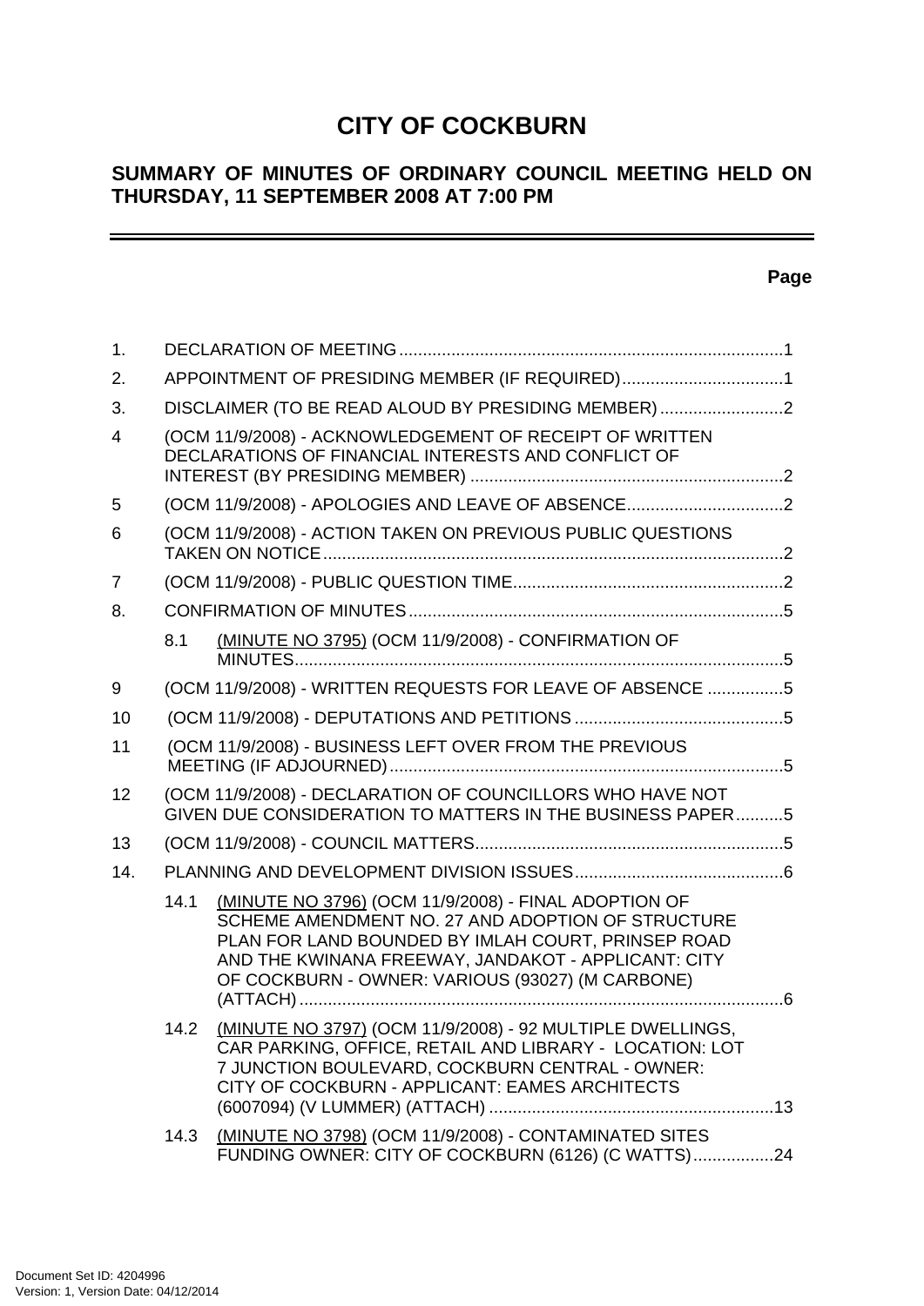# CITY OF COCKBURN

## SUMMARY OF MINUTES OF ORDINARY COUNCIL MEETING HELD ON THURSDAY, 11 SEPTEMBER 2008 AT 7:00 PM

**Page**

| | | |
|---|---|---|
| 1. | DECLARATION OF MEETING | 1 |
| 2. | APPOINTMENT OF PRESIDING MEMBER (IF REQUIRED) | 1 |
| 3. | DISCLAIMER (TO BE READ ALOUD BY PRESIDING MEMBER) | 2 |
| 4 | (OCM 11/9/2008) - ACKNOWLEDGEMENT OF RECEIPT OF WRITTEN DECLARATIONS OF FINANCIAL INTERESTS AND CONFLICT OF INTEREST (BY PRESIDING MEMBER) | 2 |
| 5 | (OCM 11/9/2008) - APOLOGIES AND LEAVE OF ABSENCE | 2 |
| 6 | (OCM 11/9/2008) - ACTION TAKEN ON PREVIOUS PUBLIC QUESTIONS TAKEN ON NOTICE | 2 |
| 7 | (OCM 11/9/2008) - PUBLIC QUESTION TIME | 2 |
| 8. | CONFIRMATION OF MINUTES | 5 |
| 8.1 | (MINUTE NO 3795) (OCM 11/9/2008) - CONFIRMATION OF MINUTES | 5 |
| 9 | (OCM 11/9/2008) - WRITTEN REQUESTS FOR LEAVE OF ABSENCE | 5 |
| 10 | (OCM 11/9/2008) - DEPUTATIONS AND PETITIONS | 5 |
| 11 | (OCM 11/9/2008) - BUSINESS LEFT OVER FROM THE PREVIOUS MEETING (IF ADJOURNED) | 5 |
| 12 | (OCM 11/9/2008) - DECLARATION OF COUNCILLORS WHO HAVE NOT GIVEN DUE CONSIDERATION TO MATTERS IN THE BUSINESS PAPER | 5 |
| 13 | (OCM 11/9/2008) - COUNCIL MATTERS | 5 |
| 14. | PLANNING AND DEVELOPMENT DIVISION ISSUES | 6 |
| 14.1 | (MINUTE NO 3796) (OCM 11/9/2008) - FINAL ADOPTION OF SCHEME AMENDMENT NO. 27 AND ADOPTION OF STRUCTURE PLAN FOR LAND BOUNDED BY IMLAH COURT, PRINSEP ROAD AND THE KWINANA FREEWAY, JANDAKOT - APPLICANT: CITY OF COCKBURN - OWNER: VARIOUS (93027) (M CARBONE) (ATTACH) | 6 |
| 14.2 | (MINUTE NO 3797) (OCM 11/9/2008) - 92 MULTIPLE DWELLINGS, CAR PARKING, OFFICE, RETAIL AND LIBRARY - LOCATION: LOT 7 JUNCTION BOULEVARD, COCKBURN CENTRAL - OWNER: CITY OF COCKBURN - APPLICANT: EAMES ARCHITECTS (6007094) (V LUMMER) (ATTACH) | 13 |
| 14.3 | (MINUTE NO 3798) (OCM 11/9/2008) - CONTAMINATED SITES FUNDING OWNER: CITY OF COCKBURN (6126) (C WATTS) | 24 |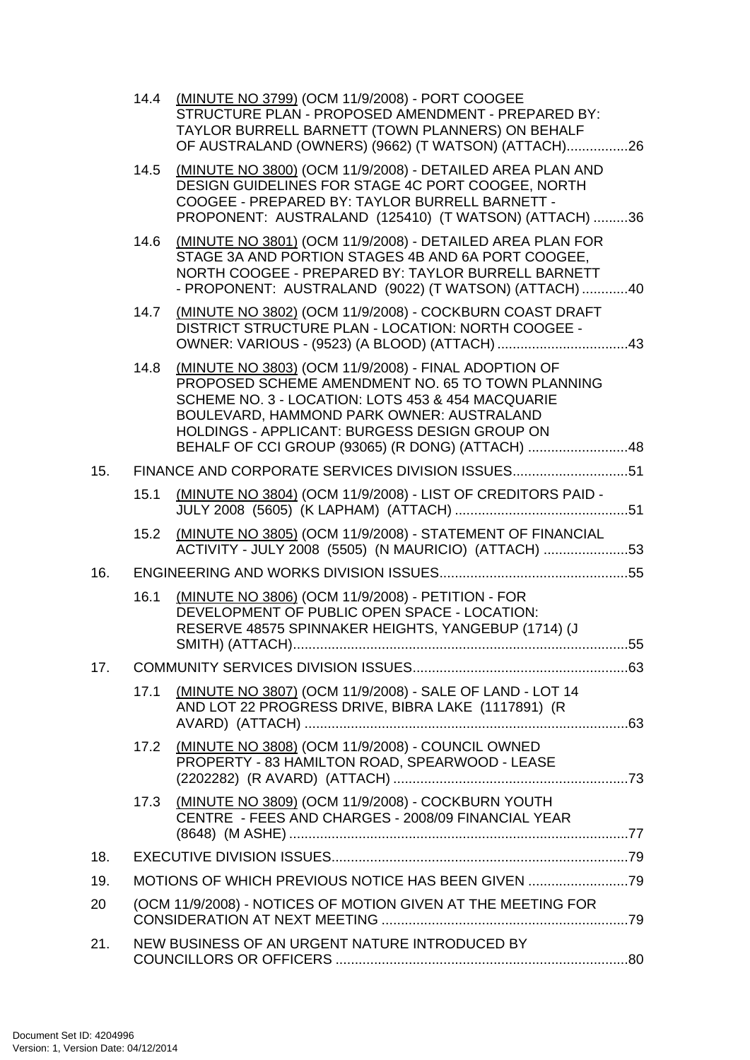14.4 (MINUTE NO 3799) (OCM 11/9/2008) - PORT COOGEE STRUCTURE PLAN - PROPOSED AMENDMENT - PREPARED BY: TAYLOR BURRELL BARNETT (TOWN PLANNERS) ON BEHALF OF AUSTRALAND (OWNERS) (9662) (T WATSON) (ATTACH)................26

14.5 (MINUTE NO 3800) (OCM 11/9/2008) - DETAILED AREA PLAN AND DESIGN GUIDELINES FOR STAGE 4C PORT COOGEE, NORTH COOGEE - PREPARED BY: TAYLOR BURRELL BARNETT - PROPONENT: AUSTRALAND (125410) (T WATSON) (ATTACH) .........36

14.6 (MINUTE NO 3801) (OCM 11/9/2008) - DETAILED AREA PLAN FOR STAGE 3A AND PORTION STAGES 4B AND 6A PORT COOGEE, NORTH COOGEE - PREPARED BY: TAYLOR BURRELL BARNETT - PROPONENT: AUSTRALAND (9022) (T WATSON) (ATTACH) ............40

14.7 (MINUTE NO 3802) (OCM 11/9/2008) - COCKBURN COAST DRAFT DISTRICT STRUCTURE PLAN - LOCATION: NORTH COOGEE - OWNER: VARIOUS - (9523) (A BLOOD) (ATTACH) ..................................43

14.8 (MINUTE NO 3803) (OCM 11/9/2008) - FINAL ADOPTION OF PROPOSED SCHEME AMENDMENT NO. 65 TO TOWN PLANNING SCHEME NO. 3 - LOCATION: LOTS 453 & 454 MACQUARIE BOULEVARD, HAMMOND PARK OWNER: AUSTRALAND HOLDINGS - APPLICANT: BURGESS DESIGN GROUP ON BEHALF OF CCI GROUP (93065) (R DONG) (ATTACH) ..........................48

15. FINANCE AND CORPORATE SERVICES DIVISION ISSUES..............................51

15.1 (MINUTE NO 3804) (OCM 11/9/2008) - LIST OF CREDITORS PAID - JULY 2008 (5605) (K LAPHAM) (ATTACH) .............................................51

15.2 (MINUTE NO 3805) (OCM 11/9/2008) - STATEMENT OF FINANCIAL ACTIVITY - JULY 2008 (5505) (N MAURICIO) (ATTACH) ......................53

16. ENGINEERING AND WORKS DIVISION ISSUES.................................................55

16.1 (MINUTE NO 3806) (OCM 11/9/2008) - PETITION - FOR DEVELOPMENT OF PUBLIC OPEN SPACE - LOCATION: RESERVE 48575 SPINNAKER HEIGHTS, YANGEBUP (1714) (J SMITH) (ATTACH).......................................................................................55

17. COMMUNITY SERVICES DIVISION ISSUES........................................................63

17.1 (MINUTE NO 3807) (OCM 11/9/2008) - SALE OF LAND - LOT 14 AND LOT 22 PROGRESS DRIVE, BIBRA LAKE (1117891) (R AVARD) (ATTACH) ....................................................................................63

17.2 (MINUTE NO 3808) (OCM 11/9/2008) - COUNCIL OWNED PROPERTY - 83 HAMILTON ROAD, SPEARWOOD - LEASE (2202282) (R AVARD) (ATTACH) .............................................................73

17.3 (MINUTE NO 3809) (OCM 11/9/2008) - COCKBURN YOUTH CENTRE - FEES AND CHARGES - 2008/09 FINANCIAL YEAR (8648) (M ASHE) .........................................................................................77

18. EXECUTIVE DIVISION ISSUES.............................................................................79

19. MOTIONS OF WHICH PREVIOUS NOTICE HAS BEEN GIVEN ..........................79

20 (OCM 11/9/2008) - NOTICES OF MOTION GIVEN AT THE MEETING FOR CONSIDERATION AT NEXT MEETING ................................................................79

21. NEW BUSINESS OF AN URGENT NATURE INTRODUCED BY COUNCILLORS OR OFFICERS ............................................................................80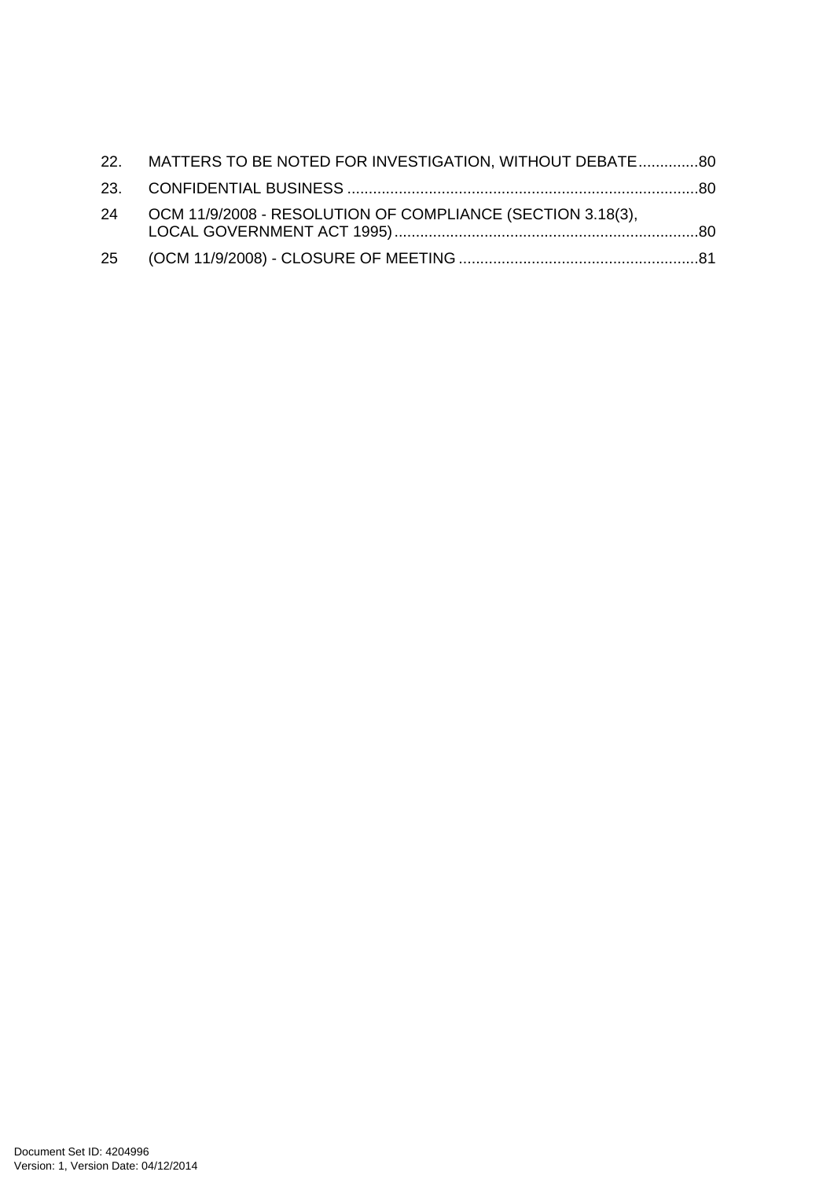22. MATTERS TO BE NOTED FOR INVESTIGATION, WITHOUT DEBATE..............80

23. CONFIDENTIAL BUSINESS ..................................................................................80

24 OCM 11/9/2008 - RESOLUTION OF COMPLIANCE (SECTION 3.18(3), LOCAL GOVERNMENT ACT 1995).......................................................................80

25 (OCM 11/9/2008) - CLOSURE OF MEETING ........................................................81

Document Set ID: 4204996
Version: 1, Version Date: 04/12/2014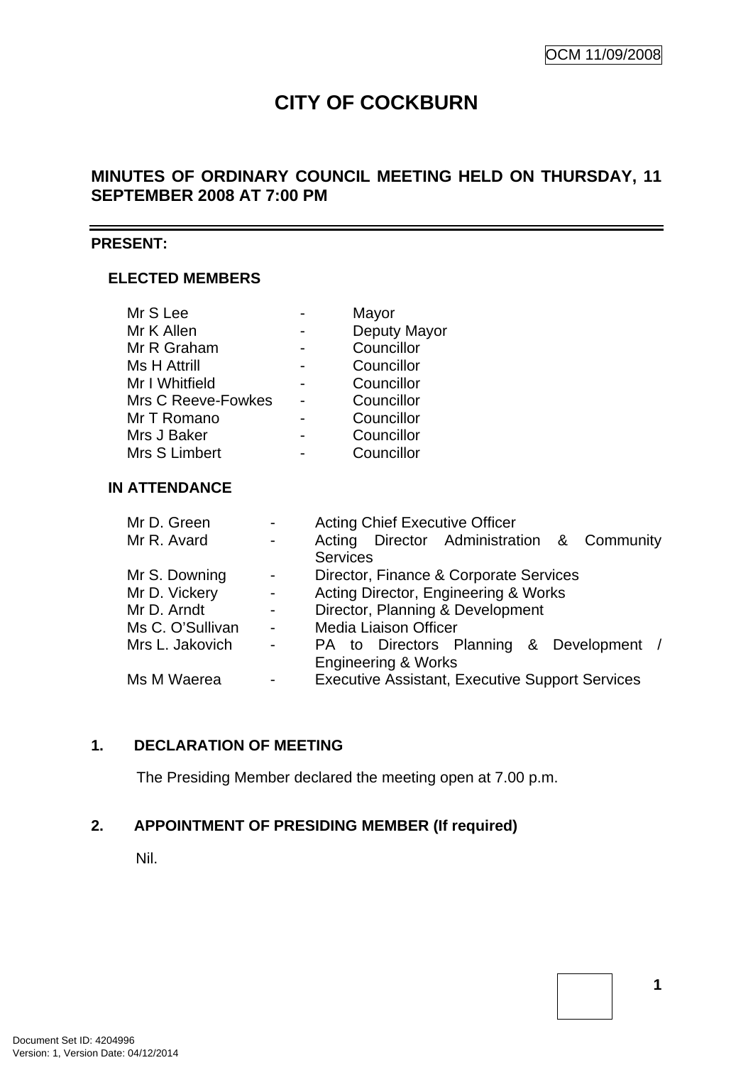OCM 11/09/2008

# CITY OF COCKBURN

## MINUTES OF ORDINARY COUNCIL MEETING HELD ON THURSDAY, 11 SEPTEMBER 2008 AT 7:00 PM

**PRESENT:**

### ELECTED MEMBERS

| | | |
|---|---|---|
| Mr S Lee | - | Mayor |
| Mr K Allen | - | Deputy Mayor |
| Mr R Graham | - | Councillor |
| Ms H Attrill | - | Councillor |
| Mr I Whitfield | - | Councillor |
| Mrs C Reeve-Fowkes | - | Councillor |
| Mr T Romano | - | Councillor |
| Mrs J Baker | - | Councillor |
| Mrs S Limbert | - | Councillor |

### IN ATTENDANCE

| | | |
|---|---|---|
| Mr D. Green | - | Acting Chief Executive Officer |
| Mr R. Avard | - | Acting Director Administration & Community Services |
| Mr S. Downing | - | Director, Finance & Corporate Services |
| Mr D. Vickery | - | Acting Director, Engineering & Works |
| Mr D. Arndt | - | Director, Planning & Development |
| Ms C. O'Sullivan | - | Media Liaison Officer |
| Mrs L. Jakovich | - | PA to Directors Planning & Development / Engineering & Works |
| Ms M Waerea | - | Executive Assistant, Executive Support Services |

### 1. DECLARATION OF MEETING

The Presiding Member declared the meeting open at 7.00 p.m.

### 2. APPOINTMENT OF PRESIDING MEMBER (If required)

Nil.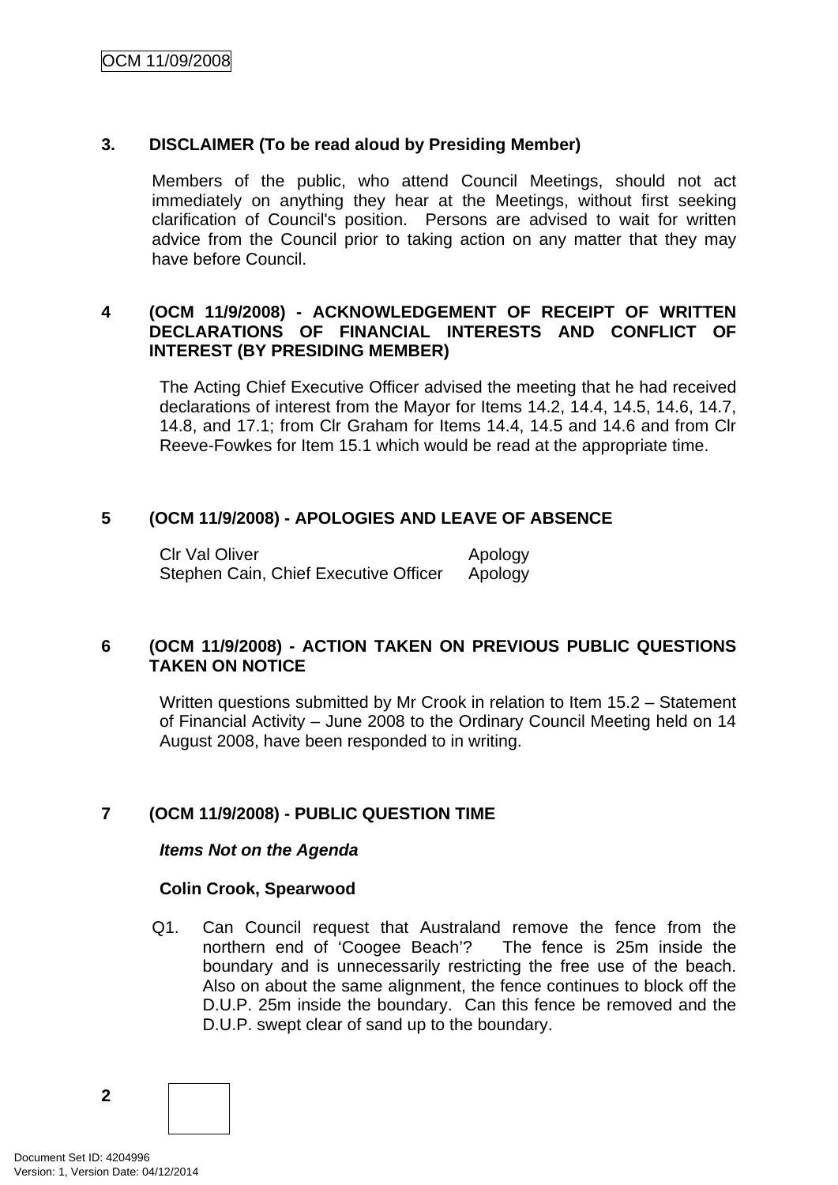## 3. DISCLAIMER (To be read aloud by Presiding Member)

Members of the public, who attend Council Meetings, should not act immediately on anything they hear at the Meetings, without first seeking clarification of Council's position. Persons are advised to wait for written advice from the Council prior to taking action on any matter that they may have before Council.

## 4 (OCM 11/9/2008) - ACKNOWLEDGEMENT OF RECEIPT OF WRITTEN DECLARATIONS OF FINANCIAL INTERESTS AND CONFLICT OF INTEREST (BY PRESIDING MEMBER)

The Acting Chief Executive Officer advised the meeting that he had received declarations of interest from the Mayor for Items 14.2, 14.4, 14.5, 14.6, 14.7, 14.8, and 17.1; from Clr Graham for Items 14.4, 14.5 and 14.6 and from Clr Reeve-Fowkes for Item 15.1 which would be read at the appropriate time.

## 5 (OCM 11/9/2008) - APOLOGIES AND LEAVE OF ABSENCE

| | |
|---|---|
| Clr Val Oliver | Apology |
| Stephen Cain, Chief Executive Officer | Apology |

## 6 (OCM 11/9/2008) - ACTION TAKEN ON PREVIOUS PUBLIC QUESTIONS TAKEN ON NOTICE

Written questions submitted by Mr Crook in relation to Item 15.2 – Statement of Financial Activity – June 2008 to the Ordinary Council Meeting held on 14 August 2008, have been responded to in writing.

## 7 (OCM 11/9/2008) - PUBLIC QUESTION TIME

***Items Not on the Agenda***

**Colin Crook, Spearwood**

Q1. Can Council request that Australand remove the fence from the northern end of 'Coogee Beach'? The fence is 25m inside the boundary and is unnecessarily restricting the free use of the beach. Also on about the same alignment, the fence continues to block off the D.U.P. 25m inside the boundary. Can this fence be removed and the D.U.P. swept clear of sand up to the boundary.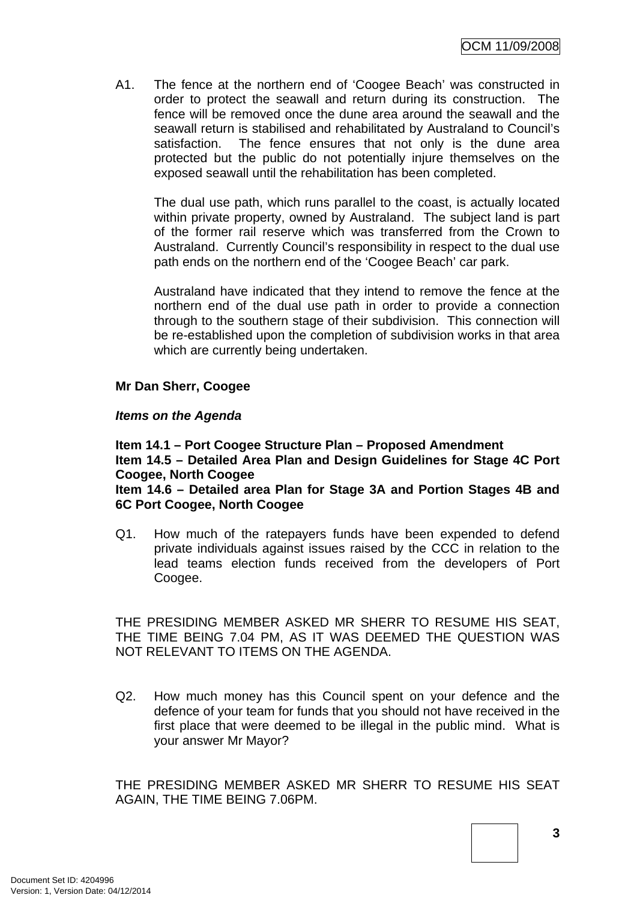A1. The fence at the northern end of 'Coogee Beach' was constructed in order to protect the seawall and return during its construction. The fence will be removed once the dune area around the seawall and the seawall return is stabilised and rehabilitated by Australand to Council's satisfaction. The fence ensures that not only is the dune area protected but the public do not potentially injure themselves on the exposed seawall until the rehabilitation has been completed.

The dual use path, which runs parallel to the coast, is actually located within private property, owned by Australand. The subject land is part of the former rail reserve which was transferred from the Crown to Australand. Currently Council's responsibility in respect to the dual use path ends on the northern end of the 'Coogee Beach' car park.

Australand have indicated that they intend to remove the fence at the northern end of the dual use path in order to provide a connection through to the southern stage of their subdivision. This connection will be re-established upon the completion of subdivision works in that area which are currently being undertaken.

**Mr Dan Sherr, Coogee**

***Items on the Agenda***

**Item 14.1 – Port Coogee Structure Plan – Proposed Amendment**
**Item 14.5 – Detailed Area Plan and Design Guidelines for Stage 4C Port Coogee, North Coogee**
**Item 14.6 – Detailed area Plan for Stage 3A and Portion Stages 4B and 6C Port Coogee, North Coogee**

Q1. How much of the ratepayers funds have been expended to defend private individuals against issues raised by the CCC in relation to the lead teams election funds received from the developers of Port Coogee.

THE PRESIDING MEMBER ASKED MR SHERR TO RESUME HIS SEAT, THE TIME BEING 7.04 PM, AS IT WAS DEEMED THE QUESTION WAS NOT RELEVANT TO ITEMS ON THE AGENDA.

Q2. How much money has this Council spent on your defence and the defence of your team for funds that you should not have received in the first place that were deemed to be illegal in the public mind. What is your answer Mr Mayor?

THE PRESIDING MEMBER ASKED MR SHERR TO RESUME HIS SEAT AGAIN, THE TIME BEING 7.06PM.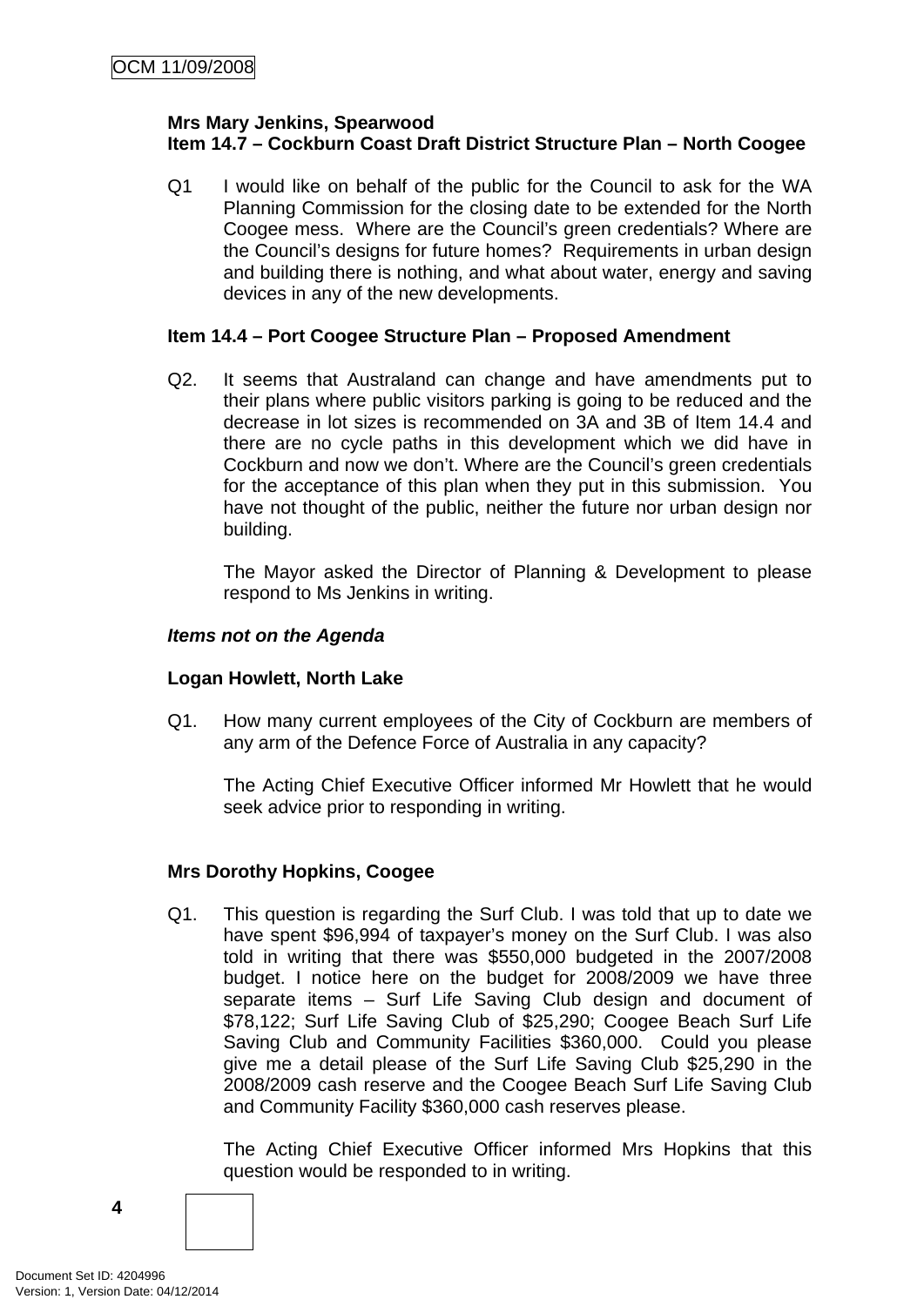**Mrs Mary Jenkins, Spearwood**
**Item 14.7 – Cockburn Coast Draft District Structure Plan – North Coogee**

Q1 I would like on behalf of the public for the Council to ask for the WA Planning Commission for the closing date to be extended for the North Coogee mess. Where are the Council's green credentials? Where are the Council's designs for future homes? Requirements in urban design and building there is nothing, and what about water, energy and saving devices in any of the new developments.

**Item 14.4 – Port Coogee Structure Plan – Proposed Amendment**

Q2. It seems that Australand can change and have amendments put to their plans where public visitors parking is going to be reduced and the decrease in lot sizes is recommended on 3A and 3B of Item 14.4 and there are no cycle paths in this development which we did have in Cockburn and now we don't. Where are the Council's green credentials for the acceptance of this plan when they put in this submission. You have not thought of the public, neither the future nor urban design nor building.

The Mayor asked the Director of Planning & Development to please respond to Ms Jenkins in writing.

***Items not on the Agenda***

**Logan Howlett, North Lake**

Q1. How many current employees of the City of Cockburn are members of any arm of the Defence Force of Australia in any capacity?

The Acting Chief Executive Officer informed Mr Howlett that he would seek advice prior to responding in writing.

**Mrs Dorothy Hopkins, Coogee**

Q1. This question is regarding the Surf Club. I was told that up to date we have spent $96,994 of taxpayer's money on the Surf Club. I was also told in writing that there was $550,000 budgeted in the 2007/2008 budget. I notice here on the budget for 2008/2009 we have three separate items – Surf Life Saving Club design and document of $78,122; Surf Life Saving Club of $25,290; Coogee Beach Surf Life Saving Club and Community Facilities $360,000. Could you please give me a detail please of the Surf Life Saving Club $25,290 in the 2008/2009 cash reserve and the Coogee Beach Surf Life Saving Club and Community Facility $360,000 cash reserves please.

The Acting Chief Executive Officer informed Mrs Hopkins that this question would be responded to in writing.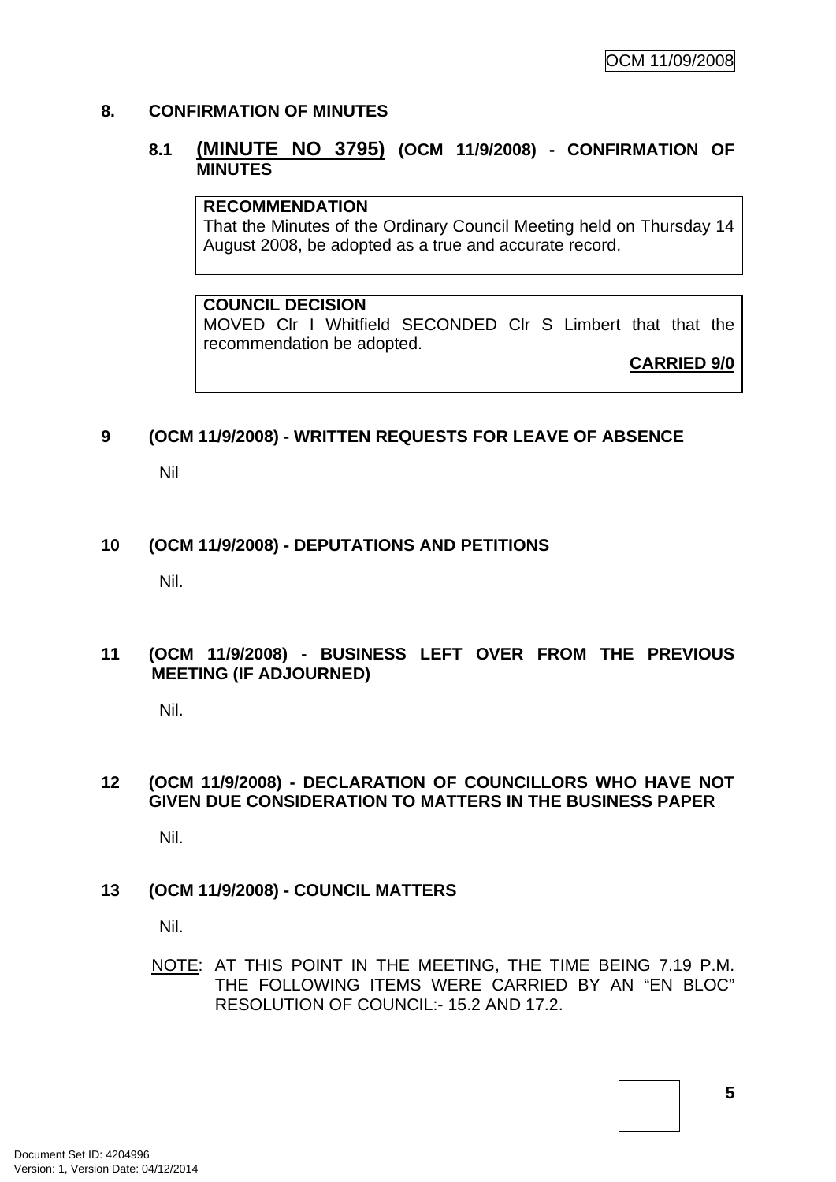## 8. CONFIRMATION OF MINUTES

### 8.1 (MINUTE NO 3795) (OCM 11/9/2008) - CONFIRMATION OF MINUTES

**RECOMMENDATION**
That the Minutes of the Ordinary Council Meeting held on Thursday 14 August 2008, be adopted as a true and accurate record.

**COUNCIL DECISION**
MOVED Clr I Whitfield SECONDED Clr S Limbert that that the recommendation be adopted.

**CARRIED 9/0**

## 9 (OCM 11/9/2008) - WRITTEN REQUESTS FOR LEAVE OF ABSENCE

Nil

## 10 (OCM 11/9/2008) - DEPUTATIONS AND PETITIONS

Nil.

## 11 (OCM 11/9/2008) - BUSINESS LEFT OVER FROM THE PREVIOUS MEETING (IF ADJOURNED)

Nil.

## 12 (OCM 11/9/2008) - DECLARATION OF COUNCILLORS WHO HAVE NOT GIVEN DUE CONSIDERATION TO MATTERS IN THE BUSINESS PAPER

Nil.

## 13 (OCM 11/9/2008) - COUNCIL MATTERS

Nil.

NOTE: AT THIS POINT IN THE MEETING, THE TIME BEING 7.19 P.M. THE FOLLOWING ITEMS WERE CARRIED BY AN "EN BLOC" RESOLUTION OF COUNCIL:- 15.2 AND 17.2.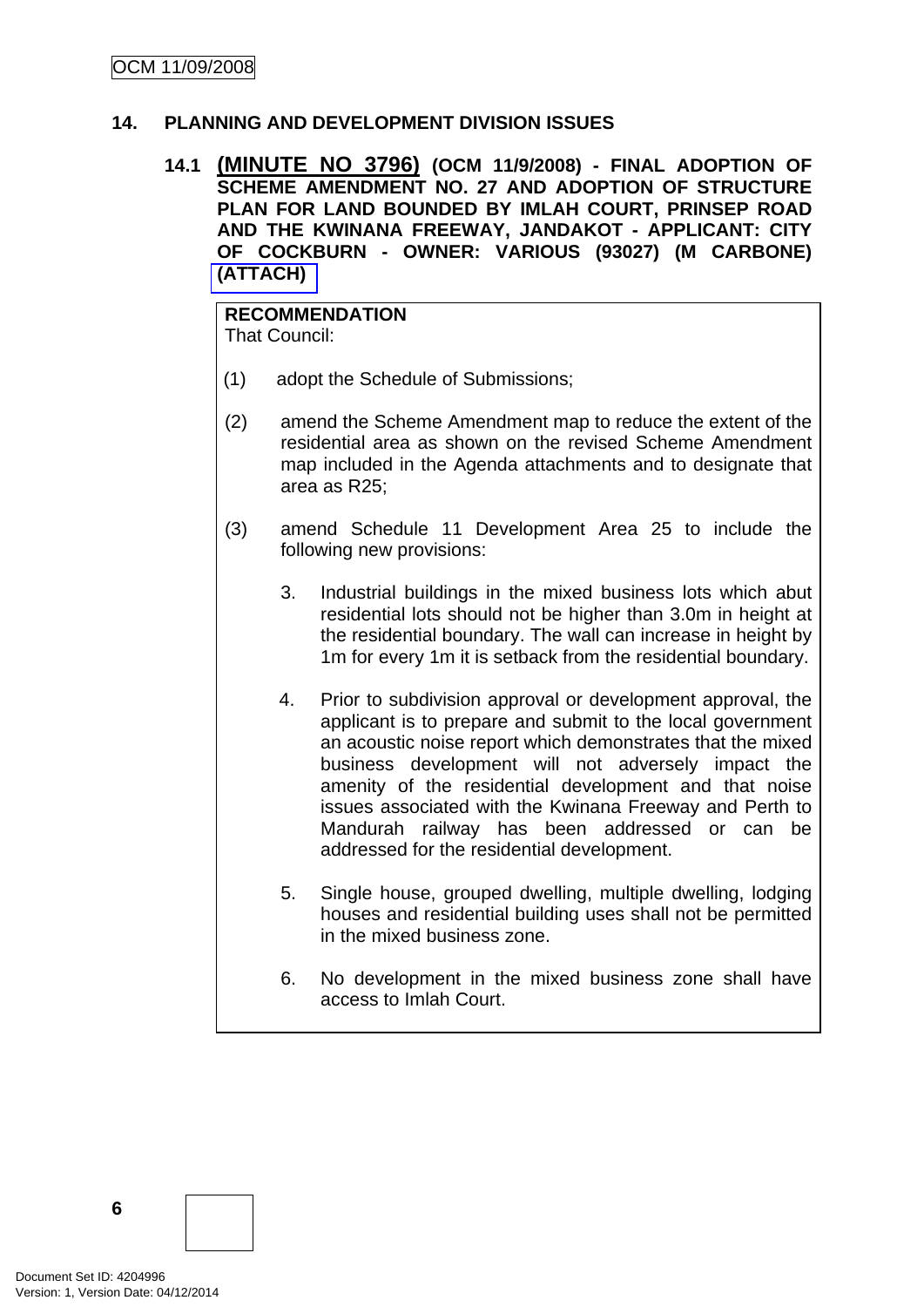## 14. PLANNING AND DEVELOPMENT DIVISION ISSUES

### 14.1 (MINUTE NO 3796) (OCM 11/9/2008) - FINAL ADOPTION OF SCHEME AMENDMENT NO. 27 AND ADOPTION OF STRUCTURE PLAN FOR LAND BOUNDED BY IMLAH COURT, PRINSEP ROAD AND THE KWINANA FREEWAY, JANDAKOT - APPLICANT: CITY OF COCKBURN - OWNER: VARIOUS (93027) (M CARBONE) (ATTACH)

**RECOMMENDATION**
That Council:

(1) adopt the Schedule of Submissions;

(2) amend the Scheme Amendment map to reduce the extent of the residential area as shown on the revised Scheme Amendment map included in the Agenda attachments and to designate that area as R25;

(3) amend Schedule 11 Development Area 25 to include the following new provisions:

3. Industrial buildings in the mixed business lots which abut residential lots should not be higher than 3.0m in height at the residential boundary. The wall can increase in height by 1m for every 1m it is setback from the residential boundary.

4. Prior to subdivision approval or development approval, the applicant is to prepare and submit to the local government an acoustic noise report which demonstrates that the mixed business development will not adversely impact the amenity of the residential development and that noise issues associated with the Kwinana Freeway and Perth to Mandurah railway has been addressed or can be addressed for the residential development.

5. Single house, grouped dwelling, multiple dwelling, lodging houses and residential building uses shall not be permitted in the mixed business zone.

6. No development in the mixed business zone shall have access to Imlah Court.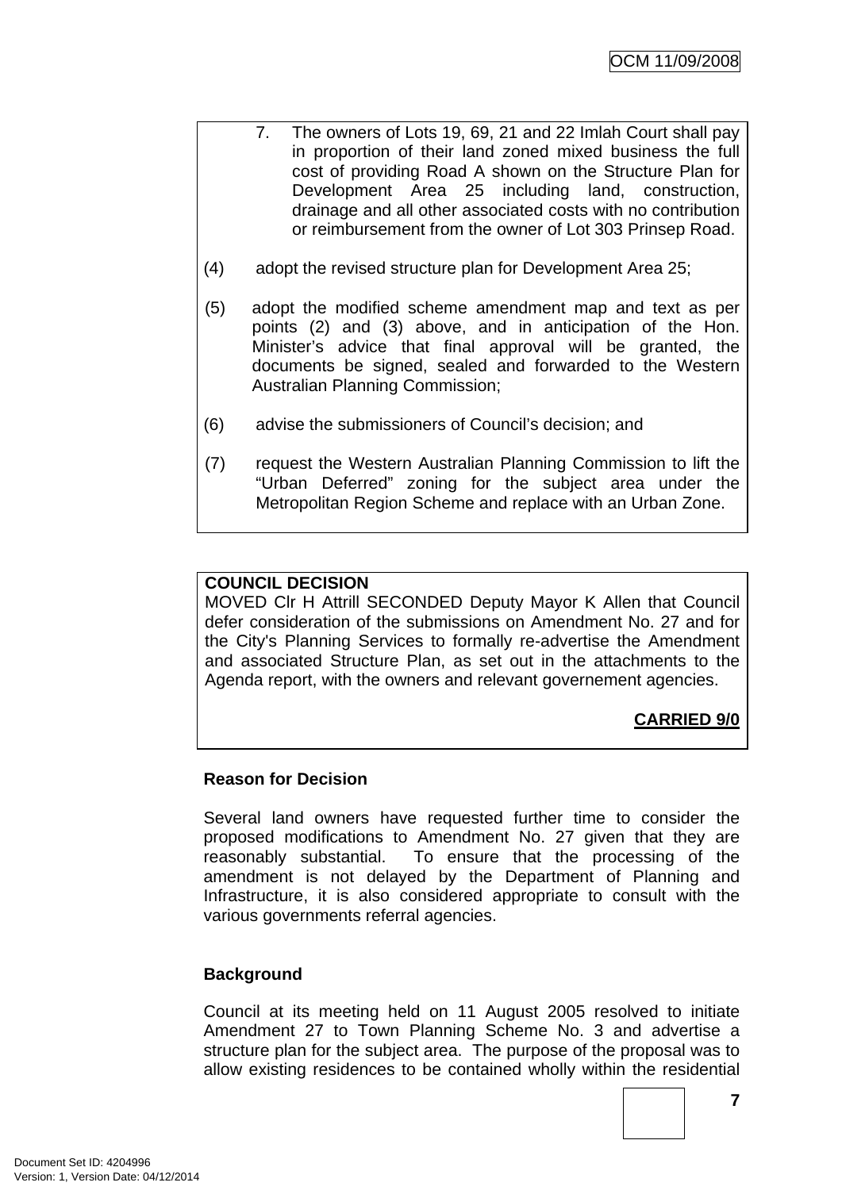7. The owners of Lots 19, 69, 21 and 22 Imlah Court shall pay in proportion of their land zoned mixed business the full cost of providing Road A shown on the Structure Plan for Development Area 25 including land, construction, drainage and all other associated costs with no contribution or reimbursement from the owner of Lot 303 Prinsep Road.

(4) adopt the revised structure plan for Development Area 25;

(5) adopt the modified scheme amendment map and text as per points (2) and (3) above, and in anticipation of the Hon. Minister's advice that final approval will be granted, the documents be signed, sealed and forwarded to the Western Australian Planning Commission;

(6) advise the submissioners of Council's decision; and

(7) request the Western Australian Planning Commission to lift the "Urban Deferred" zoning for the subject area under the Metropolitan Region Scheme and replace with an Urban Zone.

**COUNCIL DECISION**

MOVED Clr H Attrill SECONDED Deputy Mayor K Allen that Council defer consideration of the submissions on Amendment No. 27 and for the City's Planning Services to formally re-advertise the Amendment and associated Structure Plan, as set out in the attachments to the Agenda report, with the owners and relevant governement agencies.

**CARRIED 9/0**

**Reason for Decision**

Several land owners have requested further time to consider the proposed modifications to Amendment No. 27 given that they are reasonably substantial. To ensure that the processing of the amendment is not delayed by the Department of Planning and Infrastructure, it is also considered appropriate to consult with the various governments referral agencies.

**Background**

Council at its meeting held on 11 August 2005 resolved to initiate Amendment 27 to Town Planning Scheme No. 3 and advertise a structure plan for the subject area. The purpose of the proposal was to allow existing residences to be contained wholly within the residential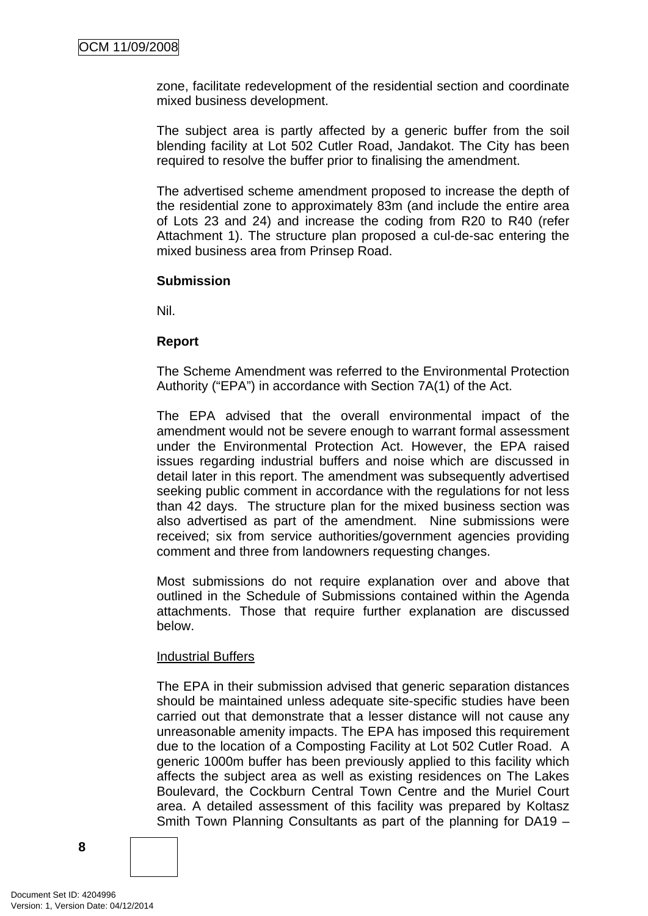zone, facilitate redevelopment of the residential section and coordinate mixed business development.

The subject area is partly affected by a generic buffer from the soil blending facility at Lot 502 Cutler Road, Jandakot. The City has been required to resolve the buffer prior to finalising the amendment.

The advertised scheme amendment proposed to increase the depth of the residential zone to approximately 83m (and include the entire area of Lots 23 and 24) and increase the coding from R20 to R40 (refer Attachment 1). The structure plan proposed a cul-de-sac entering the mixed business area from Prinsep Road.

**Submission**

Nil.

**Report**

The Scheme Amendment was referred to the Environmental Protection Authority ("EPA") in accordance with Section 7A(1) of the Act.

The EPA advised that the overall environmental impact of the amendment would not be severe enough to warrant formal assessment under the Environmental Protection Act. However, the EPA raised issues regarding industrial buffers and noise which are discussed in detail later in this report. The amendment was subsequently advertised seeking public comment in accordance with the regulations for not less than 42 days. The structure plan for the mixed business section was also advertised as part of the amendment. Nine submissions were received; six from service authorities/government agencies providing comment and three from landowners requesting changes.

Most submissions do not require explanation over and above that outlined in the Schedule of Submissions contained within the Agenda attachments. Those that require further explanation are discussed below.

Industrial Buffers

The EPA in their submission advised that generic separation distances should be maintained unless adequate site-specific studies have been carried out that demonstrate that a lesser distance will not cause any unreasonable amenity impacts. The EPA has imposed this requirement due to the location of a Composting Facility at Lot 502 Cutler Road. A generic 1000m buffer has been previously applied to this facility which affects the subject area as well as existing residences on The Lakes Boulevard, the Cockburn Central Town Centre and the Muriel Court area. A detailed assessment of this facility was prepared by Koltasz Smith Town Planning Consultants as part of the planning for DA19 –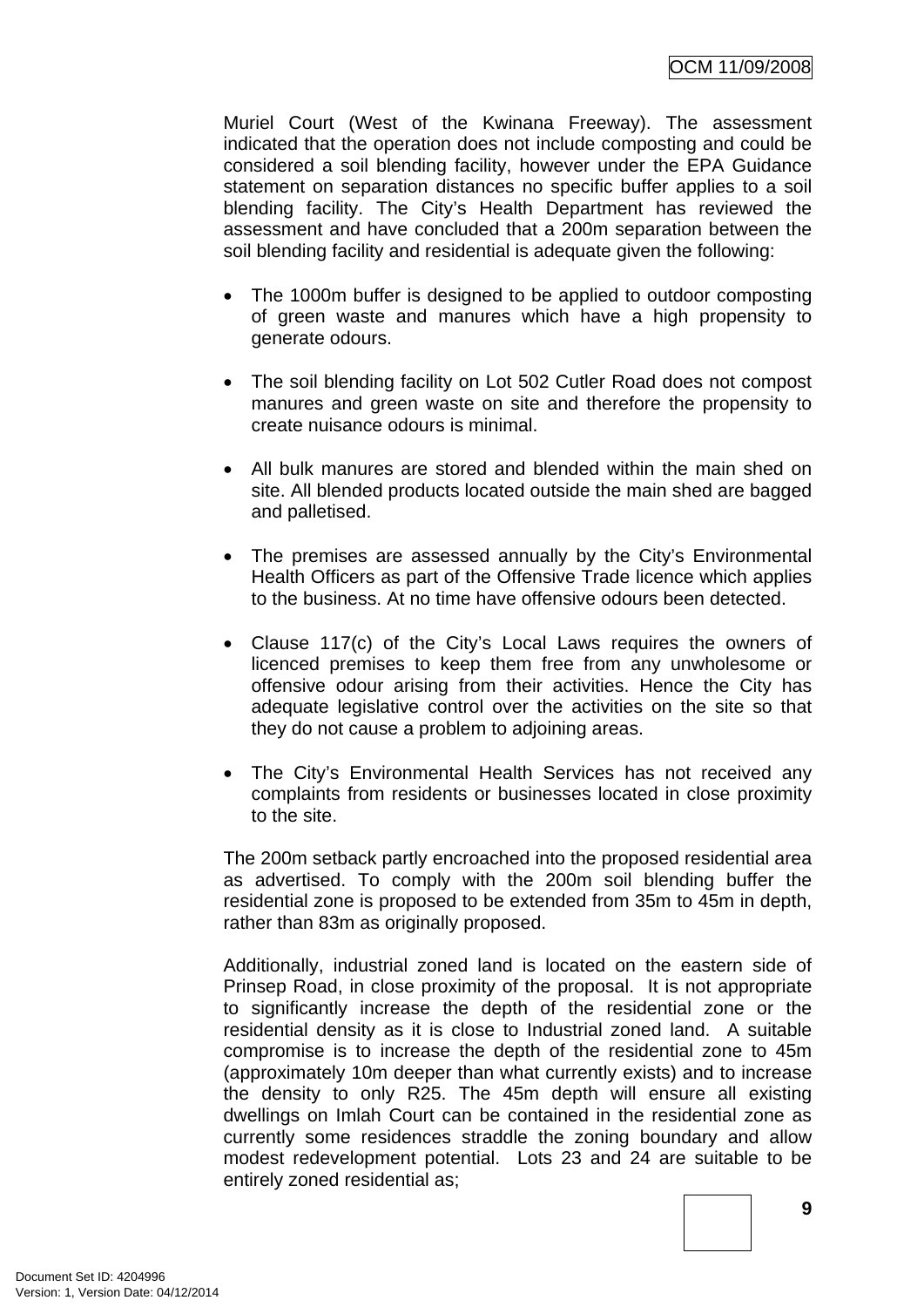Muriel Court (West of the Kwinana Freeway). The assessment indicated that the operation does not include composting and could be considered a soil blending facility, however under the EPA Guidance statement on separation distances no specific buffer applies to a soil blending facility. The City's Health Department has reviewed the assessment and have concluded that a 200m separation between the soil blending facility and residential is adequate given the following:

- The 1000m buffer is designed to be applied to outdoor composting of green waste and manures which have a high propensity to generate odours.
- The soil blending facility on Lot 502 Cutler Road does not compost manures and green waste on site and therefore the propensity to create nuisance odours is minimal.
- All bulk manures are stored and blended within the main shed on site. All blended products located outside the main shed are bagged and palletised.
- The premises are assessed annually by the City's Environmental Health Officers as part of the Offensive Trade licence which applies to the business. At no time have offensive odours been detected.
- Clause 117(c) of the City's Local Laws requires the owners of licenced premises to keep them free from any unwholesome or offensive odour arising from their activities. Hence the City has adequate legislative control over the activities on the site so that they do not cause a problem to adjoining areas.
- The City's Environmental Health Services has not received any complaints from residents or businesses located in close proximity to the site.

The 200m setback partly encroached into the proposed residential area as advertised. To comply with the 200m soil blending buffer the residential zone is proposed to be extended from 35m to 45m in depth, rather than 83m as originally proposed.

Additionally, industrial zoned land is located on the eastern side of Prinsep Road, in close proximity of the proposal. It is not appropriate to significantly increase the depth of the residential zone or the residential density as it is close to Industrial zoned land. A suitable compromise is to increase the depth of the residential zone to 45m (approximately 10m deeper than what currently exists) and to increase the density to only R25. The 45m depth will ensure all existing dwellings on Imlah Court can be contained in the residential zone as currently some residences straddle the zoning boundary and allow modest redevelopment potential. Lots 23 and 24 are suitable to be entirely zoned residential as;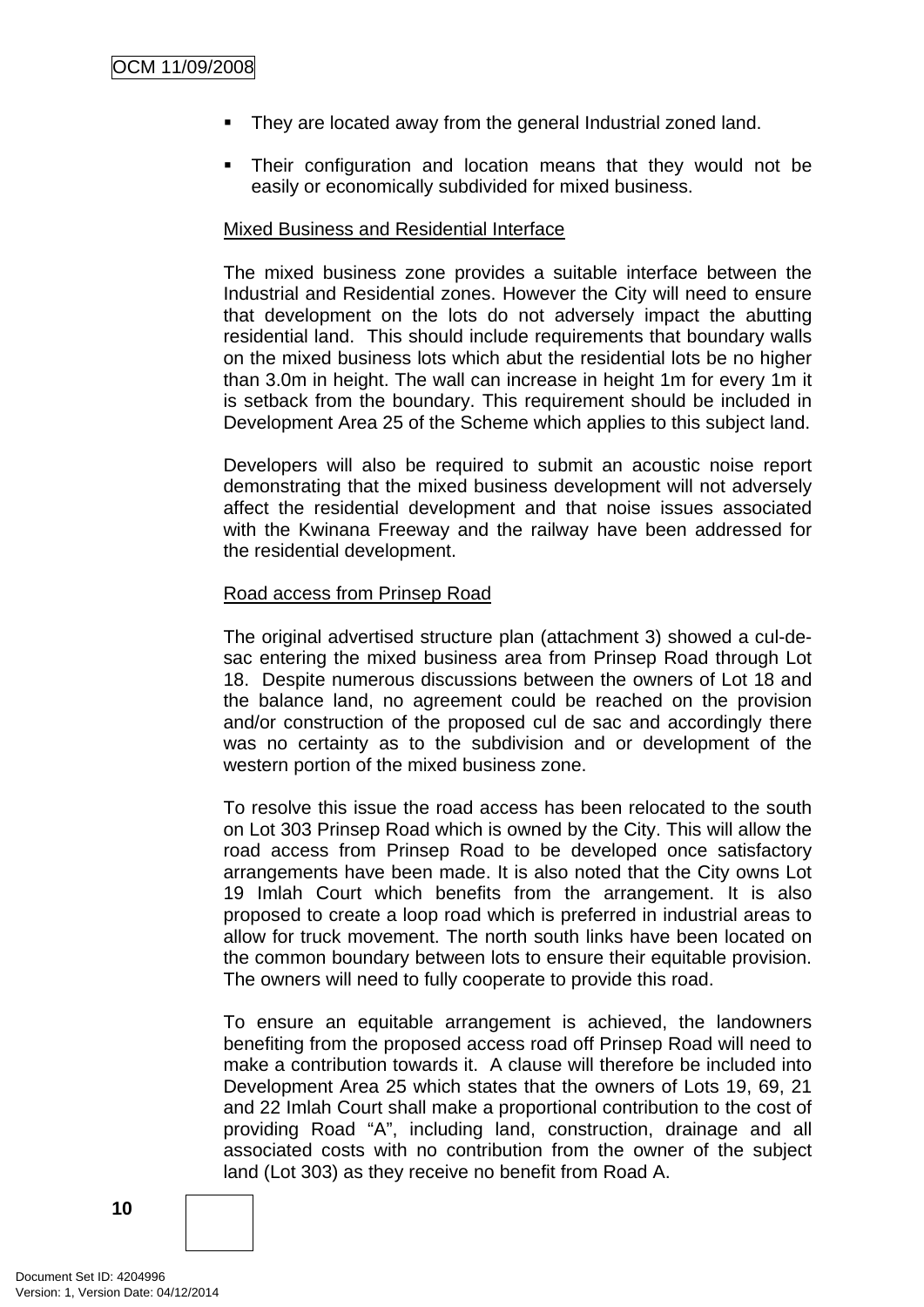- They are located away from the general Industrial zoned land.
- Their configuration and location means that they would not be easily or economically subdivided for mixed business.

Mixed Business and Residential Interface

The mixed business zone provides a suitable interface between the Industrial and Residential zones. However the City will need to ensure that development on the lots do not adversely impact the abutting residential land. This should include requirements that boundary walls on the mixed business lots which abut the residential lots be no higher than 3.0m in height. The wall can increase in height 1m for every 1m it is setback from the boundary. This requirement should be included in Development Area 25 of the Scheme which applies to this subject land.

Developers will also be required to submit an acoustic noise report demonstrating that the mixed business development will not adversely affect the residential development and that noise issues associated with the Kwinana Freeway and the railway have been addressed for the residential development.

Road access from Prinsep Road

The original advertised structure plan (attachment 3) showed a cul-de-sac entering the mixed business area from Prinsep Road through Lot 18. Despite numerous discussions between the owners of Lot 18 and the balance land, no agreement could be reached on the provision and/or construction of the proposed cul de sac and accordingly there was no certainty as to the subdivision and or development of the western portion of the mixed business zone.

To resolve this issue the road access has been relocated to the south on Lot 303 Prinsep Road which is owned by the City. This will allow the road access from Prinsep Road to be developed once satisfactory arrangements have been made. It is also noted that the City owns Lot 19 Imlah Court which benefits from the arrangement. It is also proposed to create a loop road which is preferred in industrial areas to allow for truck movement. The north south links have been located on the common boundary between lots to ensure their equitable provision. The owners will need to fully cooperate to provide this road.

To ensure an equitable arrangement is achieved, the landowners benefiting from the proposed access road off Prinsep Road will need to make a contribution towards it. A clause will therefore be included into Development Area 25 which states that the owners of Lots 19, 69, 21 and 22 Imlah Court shall make a proportional contribution to the cost of providing Road "A", including land, construction, drainage and all associated costs with no contribution from the owner of the subject land (Lot 303) as they receive no benefit from Road A.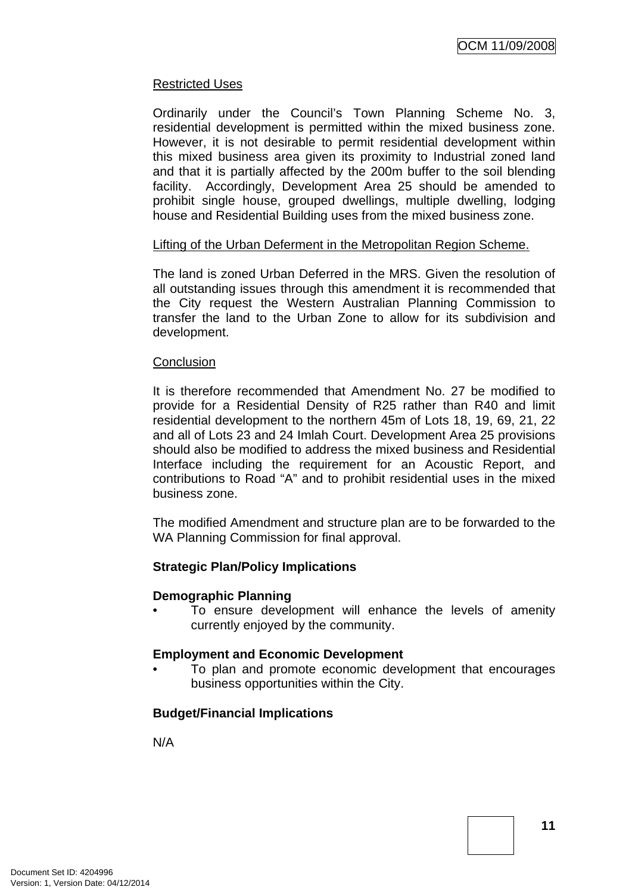Restricted Uses

Ordinarily under the Council's Town Planning Scheme No. 3, residential development is permitted within the mixed business zone. However, it is not desirable to permit residential development within this mixed business area given its proximity to Industrial zoned land and that it is partially affected by the 200m buffer to the soil blending facility. Accordingly, Development Area 25 should be amended to prohibit single house, grouped dwellings, multiple dwelling, lodging house and Residential Building uses from the mixed business zone.

Lifting of the Urban Deferment in the Metropolitan Region Scheme.

The land is zoned Urban Deferred in the MRS. Given the resolution of all outstanding issues through this amendment it is recommended that the City request the Western Australian Planning Commission to transfer the land to the Urban Zone to allow for its subdivision and development.

Conclusion

It is therefore recommended that Amendment No. 27 be modified to provide for a Residential Density of R25 rather than R40 and limit residential development to the northern 45m of Lots 18, 19, 69, 21, 22 and all of Lots 23 and 24 Imlah Court. Development Area 25 provisions should also be modified to address the mixed business and Residential Interface including the requirement for an Acoustic Report, and contributions to Road "A" and to prohibit residential uses in the mixed business zone.

The modified Amendment and structure plan are to be forwarded to the WA Planning Commission for final approval.

**Strategic Plan/Policy Implications**

**Demographic Planning**

- To ensure development will enhance the levels of amenity currently enjoyed by the community.

**Employment and Economic Development**

- To plan and promote economic development that encourages business opportunities within the City.

**Budget/Financial Implications**

N/A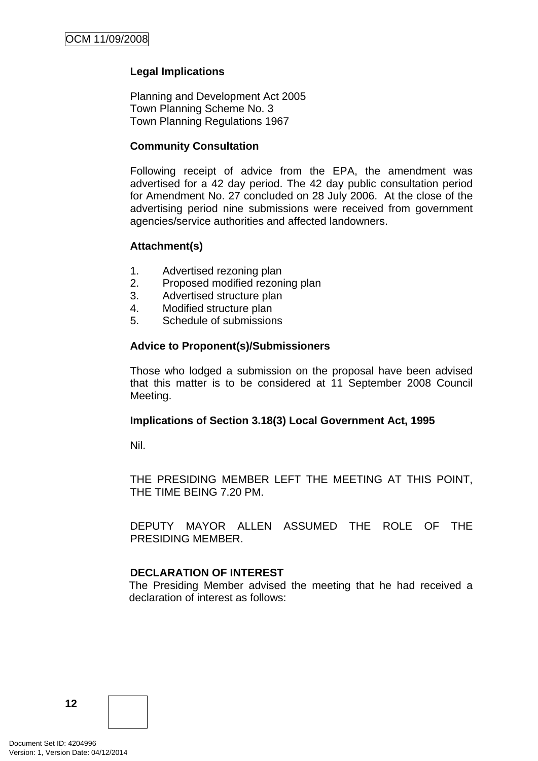**Legal Implications**

Planning and Development Act 2005
Town Planning Scheme No. 3
Town Planning Regulations 1967

**Community Consultation**

Following receipt of advice from the EPA, the amendment was advertised for a 42 day period. The 42 day public consultation period for Amendment No. 27 concluded on 28 July 2006. At the close of the advertising period nine submissions were received from government agencies/service authorities and affected landowners.

**Attachment(s)**

1. Advertised rezoning plan
2. Proposed modified rezoning plan
3. Advertised structure plan
4. Modified structure plan
5. Schedule of submissions

**Advice to Proponent(s)/Submissioners**

Those who lodged a submission on the proposal have been advised that this matter is to be considered at 11 September 2008 Council Meeting.

**Implications of Section 3.18(3) Local Government Act, 1995**

Nil.

THE PRESIDING MEMBER LEFT THE MEETING AT THIS POINT, THE TIME BEING 7.20 PM.

DEPUTY MAYOR ALLEN ASSUMED THE ROLE OF THE PRESIDING MEMBER.

**DECLARATION OF INTEREST**

The Presiding Member advised the meeting that he had received a declaration of interest as follows: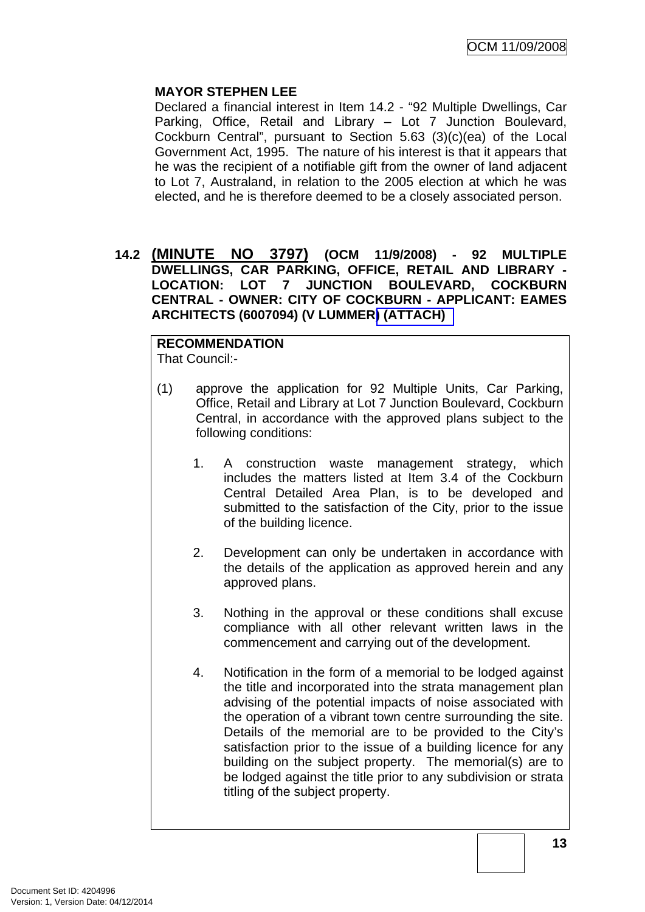**MAYOR STEPHEN LEE**

Declared a financial interest in Item 14.2 - "92 Multiple Dwellings, Car Parking, Office, Retail and Library – Lot 7 Junction Boulevard, Cockburn Central", pursuant to Section 5.63 (3)(c)(ea) of the Local Government Act, 1995. The nature of his interest is that it appears that he was the recipient of a notifiable gift from the owner of land adjacent to Lot 7, Australand, in relation to the 2005 election at which he was elected, and he is therefore deemed to be a closely associated person.

### 14.2 (MINUTE NO 3797) (OCM 11/9/2008) - 92 MULTIPLE DWELLINGS, CAR PARKING, OFFICE, RETAIL AND LIBRARY - LOCATION: LOT 7 JUNCTION BOULEVARD, COCKBURN CENTRAL - OWNER: CITY OF COCKBURN - APPLICANT: EAMES ARCHITECTS (6007094) (V LUMMER) (ATTACH)

**RECOMMENDATION**

That Council:-

(1) approve the application for 92 Multiple Units, Car Parking, Office, Retail and Library at Lot 7 Junction Boulevard, Cockburn Central, in accordance with the approved plans subject to the following conditions:

1. A construction waste management strategy, which includes the matters listed at Item 3.4 of the Cockburn Central Detailed Area Plan, is to be developed and submitted to the satisfaction of the City, prior to the issue of the building licence.

2. Development can only be undertaken in accordance with the details of the application as approved herein and any approved plans.

3. Nothing in the approval or these conditions shall excuse compliance with all other relevant written laws in the commencement and carrying out of the development.

4. Notification in the form of a memorial to be lodged against the title and incorporated into the strata management plan advising of the potential impacts of noise associated with the operation of a vibrant town centre surrounding the site. Details of the memorial are to be provided to the City's satisfaction prior to the issue of a building licence for any building on the subject property. The memorial(s) are to be lodged against the title prior to any subdivision or strata titling of the subject property.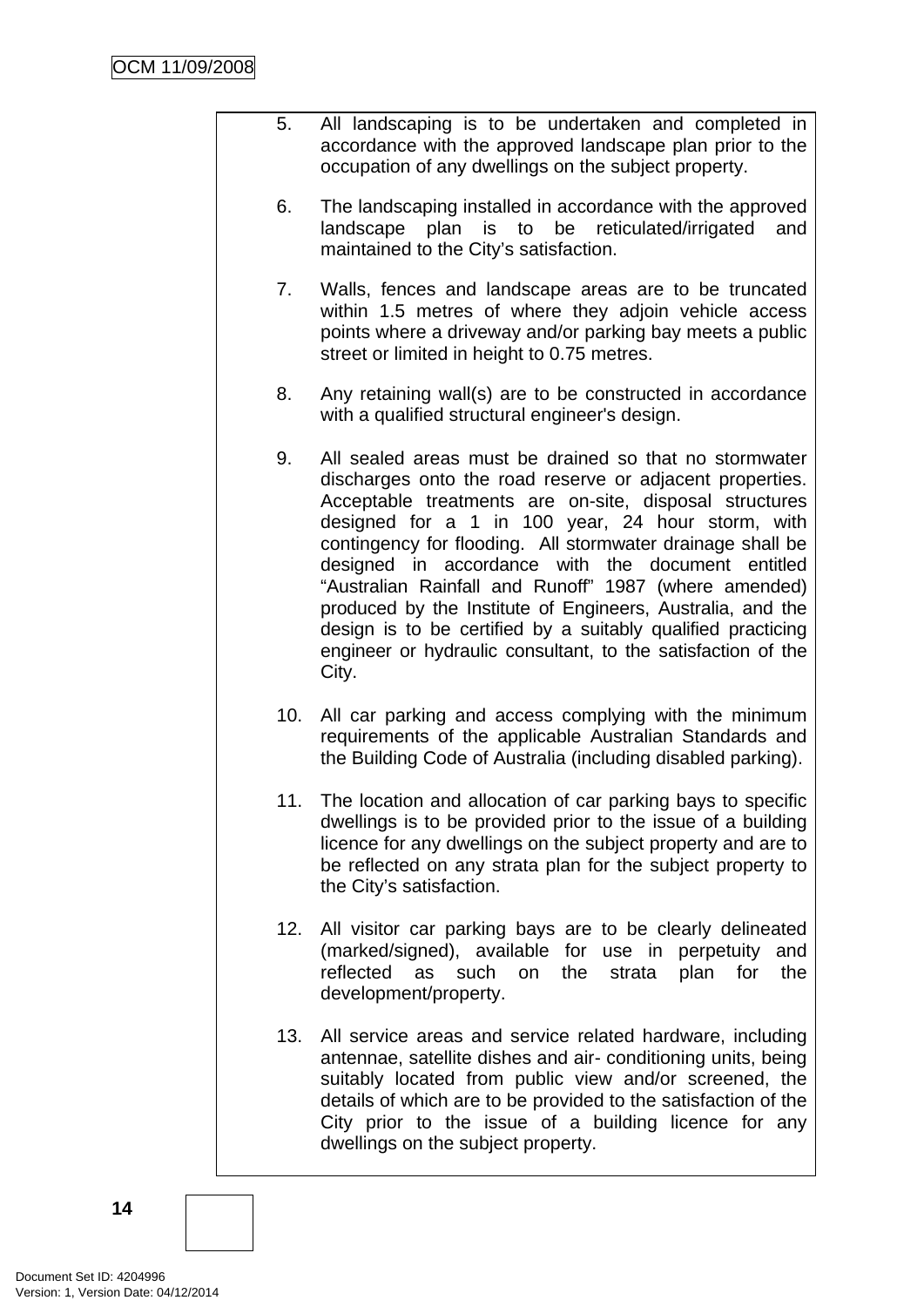5. All landscaping is to be undertaken and completed in accordance with the approved landscape plan prior to the occupation of any dwellings on the subject property.

6. The landscaping installed in accordance with the approved landscape plan is to be reticulated/irrigated and maintained to the City's satisfaction.

7. Walls, fences and landscape areas are to be truncated within 1.5 metres of where they adjoin vehicle access points where a driveway and/or parking bay meets a public street or limited in height to 0.75 metres.

8. Any retaining wall(s) are to be constructed in accordance with a qualified structural engineer's design.

9. All sealed areas must be drained so that no stormwater discharges onto the road reserve or adjacent properties. Acceptable treatments are on-site, disposal structures designed for a 1 in 100 year, 24 hour storm, with contingency for flooding. All stormwater drainage shall be designed in accordance with the document entitled "Australian Rainfall and Runoff" 1987 (where amended) produced by the Institute of Engineers, Australia, and the design is to be certified by a suitably qualified practicing engineer or hydraulic consultant, to the satisfaction of the City.

10. All car parking and access complying with the minimum requirements of the applicable Australian Standards and the Building Code of Australia (including disabled parking).

11. The location and allocation of car parking bays to specific dwellings is to be provided prior to the issue of a building licence for any dwellings on the subject property and are to be reflected on any strata plan for the subject property to the City's satisfaction.

12. All visitor car parking bays are to be clearly delineated (marked/signed), available for use in perpetuity and reflected as such on the strata plan for the development/property.

13. All service areas and service related hardware, including antennae, satellite dishes and air- conditioning units, being suitably located from public view and/or screened, the details of which are to be provided to the satisfaction of the City prior to the issue of a building licence for any dwellings on the subject property.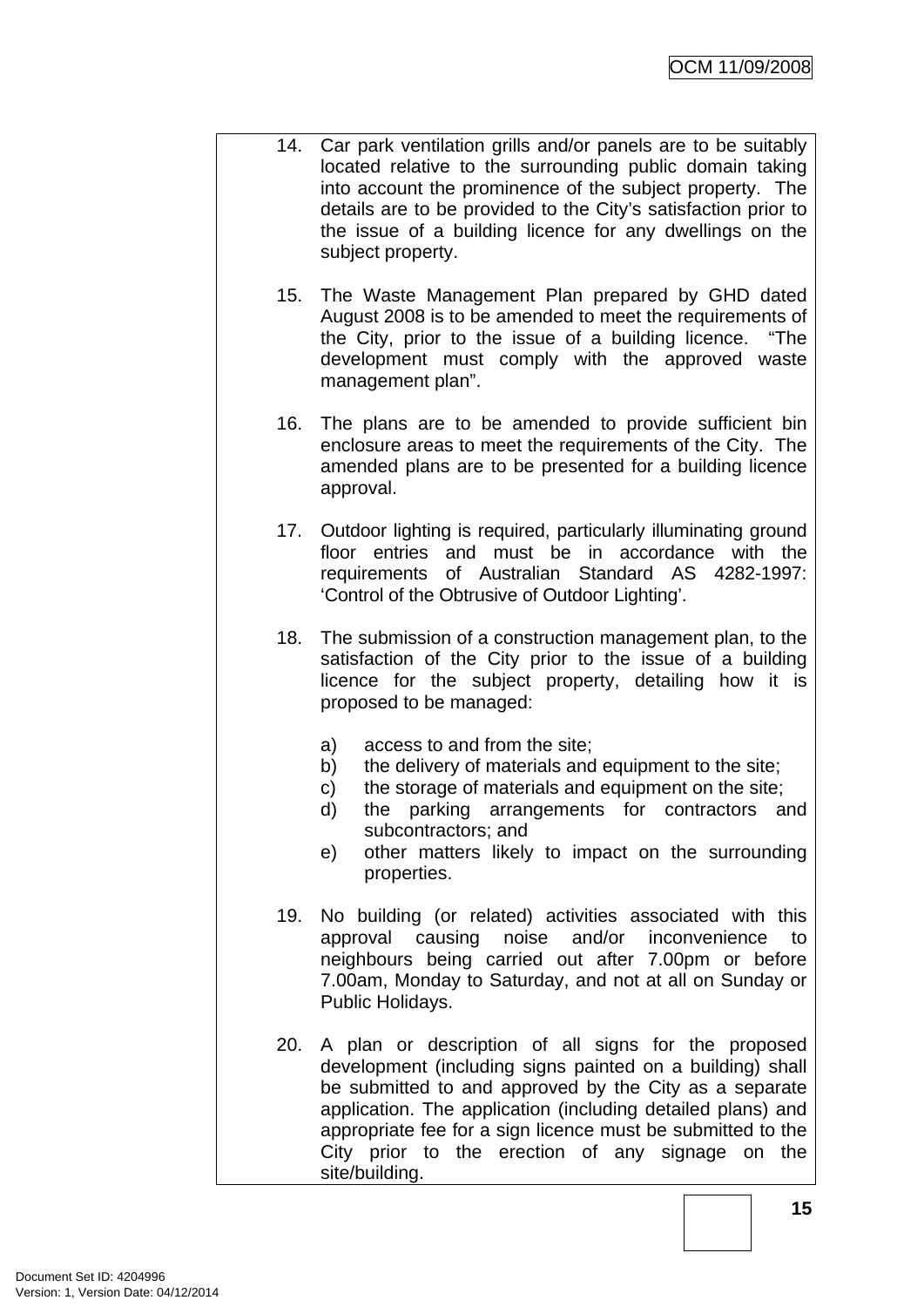14. Car park ventilation grills and/or panels are to be suitably located relative to the surrounding public domain taking into account the prominence of the subject property. The details are to be provided to the City's satisfaction prior to the issue of a building licence for any dwellings on the subject property.

15. The Waste Management Plan prepared by GHD dated August 2008 is to be amended to meet the requirements of the City, prior to the issue of a building licence. "The development must comply with the approved waste management plan".

16. The plans are to be amended to provide sufficient bin enclosure areas to meet the requirements of the City. The amended plans are to be presented for a building licence approval.

17. Outdoor lighting is required, particularly illuminating ground floor entries and must be in accordance with the requirements of Australian Standard AS 4282-1997: 'Control of the Obtrusive of Outdoor Lighting'.

18. The submission of a construction management plan, to the satisfaction of the City prior to the issue of a building licence for the subject property, detailing how it is proposed to be managed:

    a) access to and from the site;
    b) the delivery of materials and equipment to the site;
    c) the storage of materials and equipment on the site;
    d) the parking arrangements for contractors and subcontractors; and
    e) other matters likely to impact on the surrounding properties.

19. No building (or related) activities associated with this approval causing noise and/or inconvenience to neighbours being carried out after 7.00pm or before 7.00am, Monday to Saturday, and not at all on Sunday or Public Holidays.

20. A plan or description of all signs for the proposed development (including signs painted on a building) shall be submitted to and approved by the City as a separate application. The application (including detailed plans) and appropriate fee for a sign licence must be submitted to the City prior to the erection of any signage on the site/building.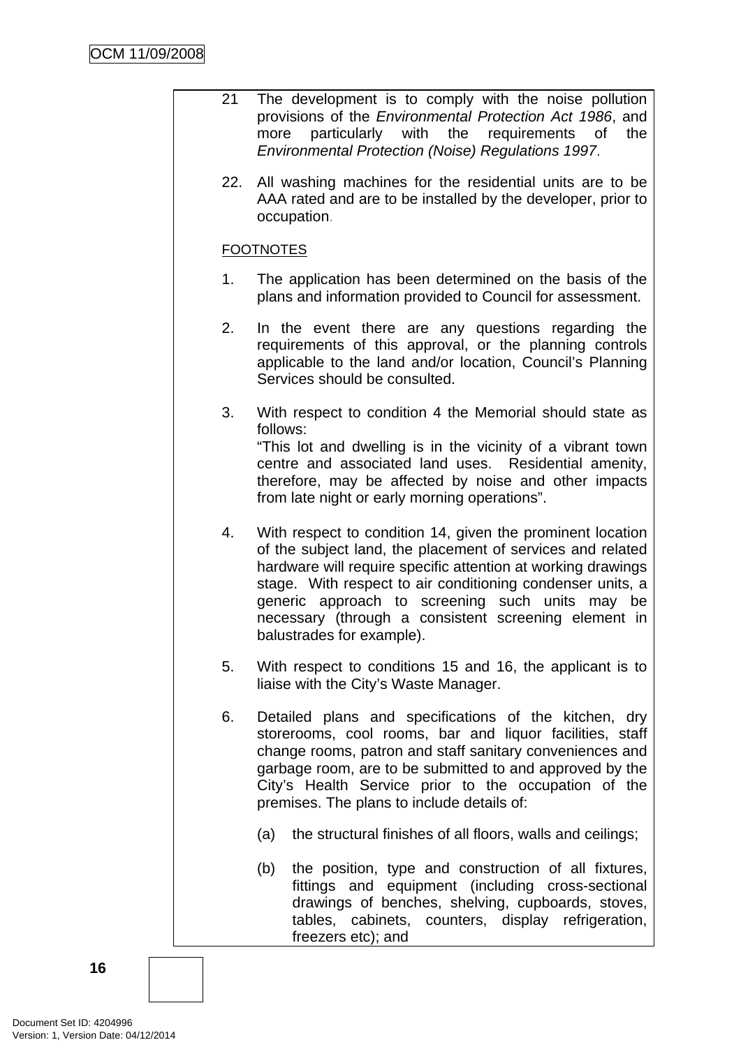21 The development is to comply with the noise pollution provisions of the *Environmental Protection Act 1986*, and more particularly with the requirements of the *Environmental Protection (Noise) Regulations 1997*.

22. All washing machines for the residential units are to be AAA rated and are to be installed by the developer, prior to occupation.

FOOTNOTES

1. The application has been determined on the basis of the plans and information provided to Council for assessment.

2. In the event there are any questions regarding the requirements of this approval, or the planning controls applicable to the land and/or location, Council's Planning Services should be consulted.

3. With respect to condition 4 the Memorial should state as follows:
   "This lot and dwelling is in the vicinity of a vibrant town centre and associated land uses. Residential amenity, therefore, may be affected by noise and other impacts from late night or early morning operations".

4. With respect to condition 14, given the prominent location of the subject land, the placement of services and related hardware will require specific attention at working drawings stage. With respect to air conditioning condenser units, a generic approach to screening such units may be necessary (through a consistent screening element in balustrades for example).

5. With respect to conditions 15 and 16, the applicant is to liaise with the City's Waste Manager.

6. Detailed plans and specifications of the kitchen, dry storerooms, cool rooms, bar and liquor facilities, staff change rooms, patron and staff sanitary conveniences and garbage room, are to be submitted to and approved by the City's Health Service prior to the occupation of the premises. The plans to include details of:

   (a) the structural finishes of all floors, walls and ceilings;

   (b) the position, type and construction of all fixtures, fittings and equipment (including cross-sectional drawings of benches, shelving, cupboards, stoves, tables, cabinets, counters, display refrigeration, freezers etc); and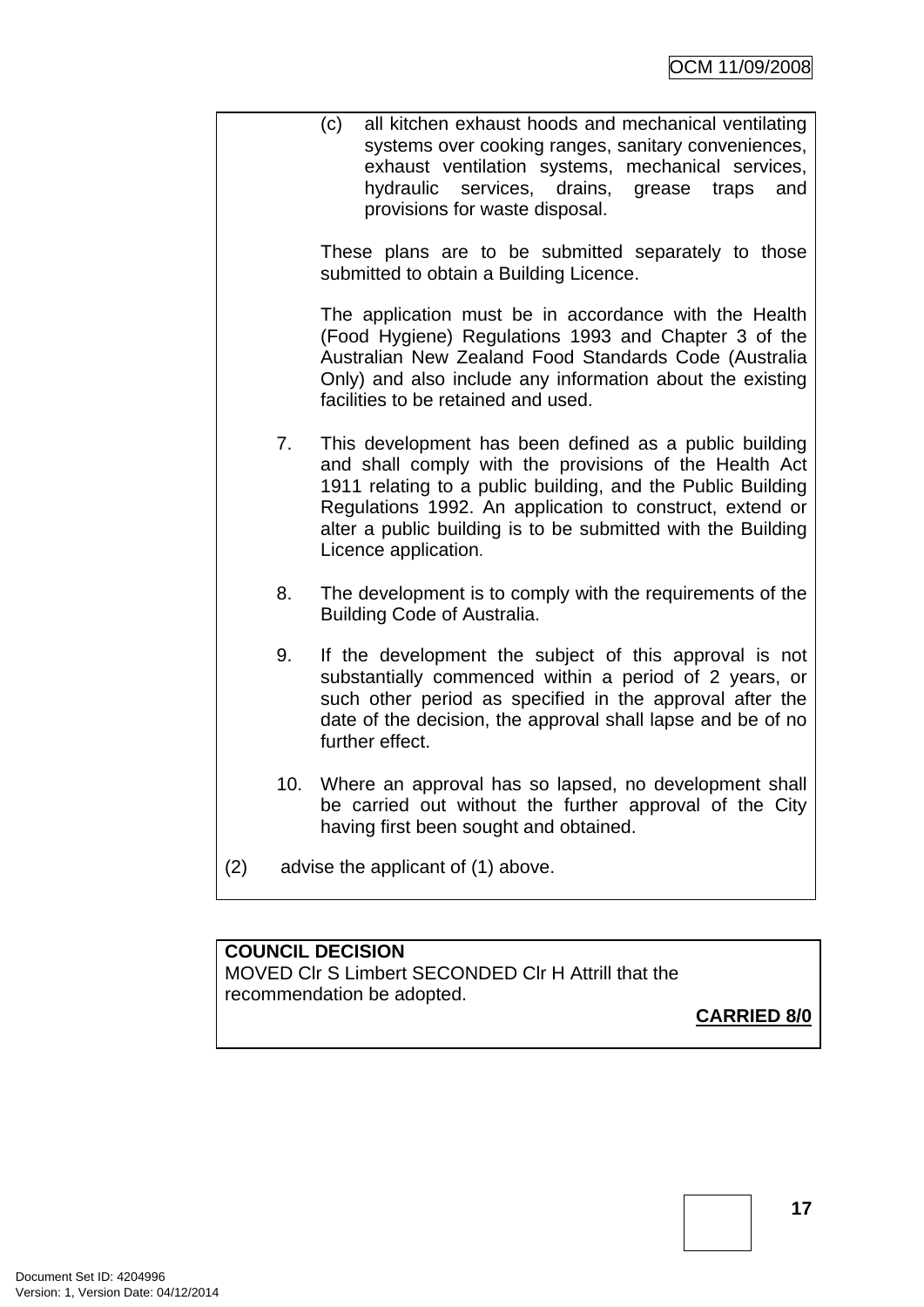(c) all kitchen exhaust hoods and mechanical ventilating systems over cooking ranges, sanitary conveniences, exhaust ventilation systems, mechanical services, hydraulic services, drains, grease traps and provisions for waste disposal.

These plans are to be submitted separately to those submitted to obtain a Building Licence.

The application must be in accordance with the Health (Food Hygiene) Regulations 1993 and Chapter 3 of the Australian New Zealand Food Standards Code (Australia Only) and also include any information about the existing facilities to be retained and used.

7. This development has been defined as a public building and shall comply with the provisions of the Health Act 1911 relating to a public building, and the Public Building Regulations 1992. An application to construct, extend or alter a public building is to be submitted with the Building Licence application.

8. The development is to comply with the requirements of the Building Code of Australia.

9. If the development the subject of this approval is not substantially commenced within a period of 2 years, or such other period as specified in the approval after the date of the decision, the approval shall lapse and be of no further effect.

10. Where an approval has so lapsed, no development shall be carried out without the further approval of the City having first been sought and obtained.

(2) advise the applicant of (1) above.

**COUNCIL DECISION**
MOVED Clr S Limbert SECONDED Clr H Attrill that the recommendation be adopted.

**CARRIED 8/0**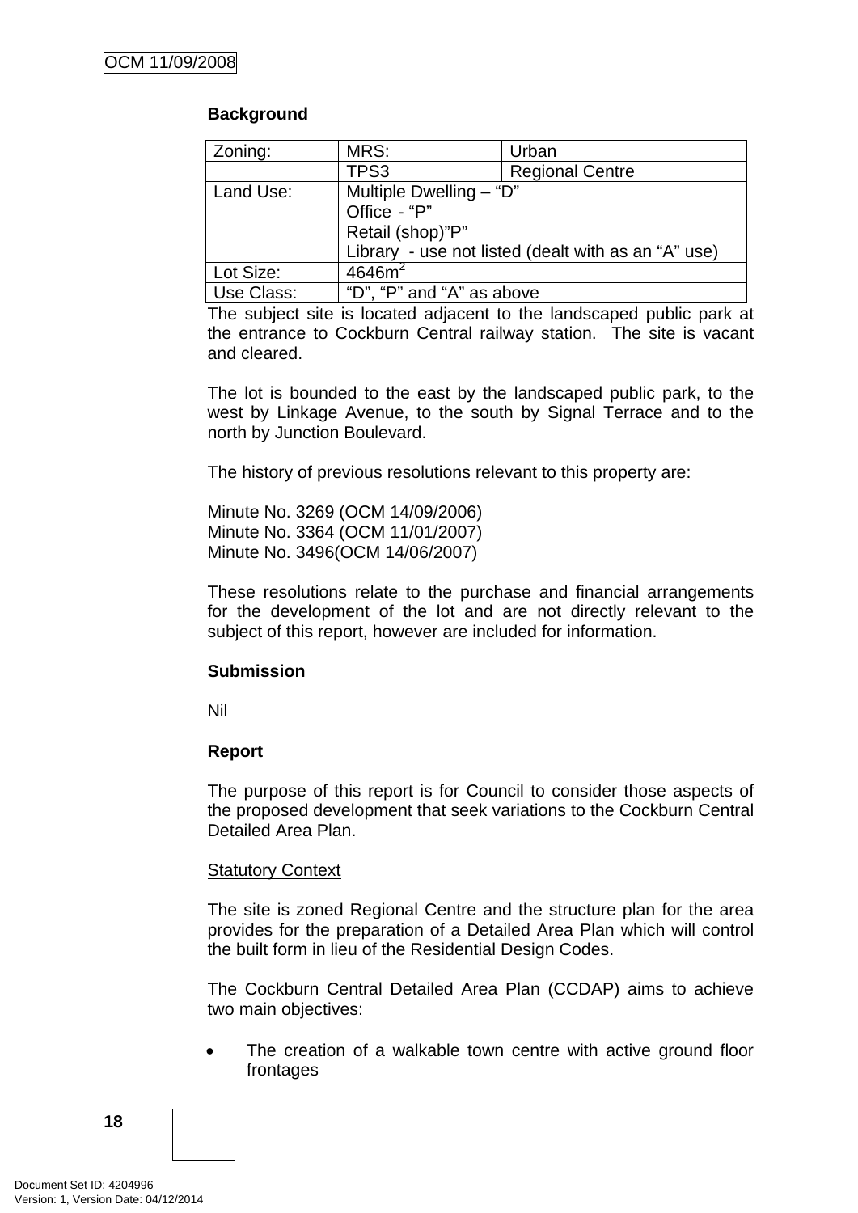### Background

| Zoning: | MRS: | Urban |
|---|---|---|
| | TPS3 | Regional Centre |
| Land Use: | Multiple Dwelling – "D"<br>Office - "P"<br>Retail (shop)"P"<br>Library - use not listed (dealt with as an "A" use) | |
| Lot Size: | 4646m$^2$ | |
| Use Class: | "D", "P" and "A" as above | |

The subject site is located adjacent to the landscaped public park at the entrance to Cockburn Central railway station. The site is vacant and cleared.

The lot is bounded to the east by the landscaped public park, to the west by Linkage Avenue, to the south by Signal Terrace and to the north by Junction Boulevard.

The history of previous resolutions relevant to this property are:

Minute No. 3269 (OCM 14/09/2006)
Minute No. 3364 (OCM 11/01/2007)
Minute No. 3496(OCM 14/06/2007)

These resolutions relate to the purchase and financial arrangements for the development of the lot and are not directly relevant to the subject of this report, however are included for information.

### Submission

Nil

### Report

The purpose of this report is for Council to consider those aspects of the proposed development that seek variations to the Cockburn Central Detailed Area Plan.

Statutory Context

The site is zoned Regional Centre and the structure plan for the area provides for the preparation of a Detailed Area Plan which will control the built form in lieu of the Residential Design Codes.

The Cockburn Central Detailed Area Plan (CCDAP) aims to achieve two main objectives:

- The creation of a walkable town centre with active ground floor frontages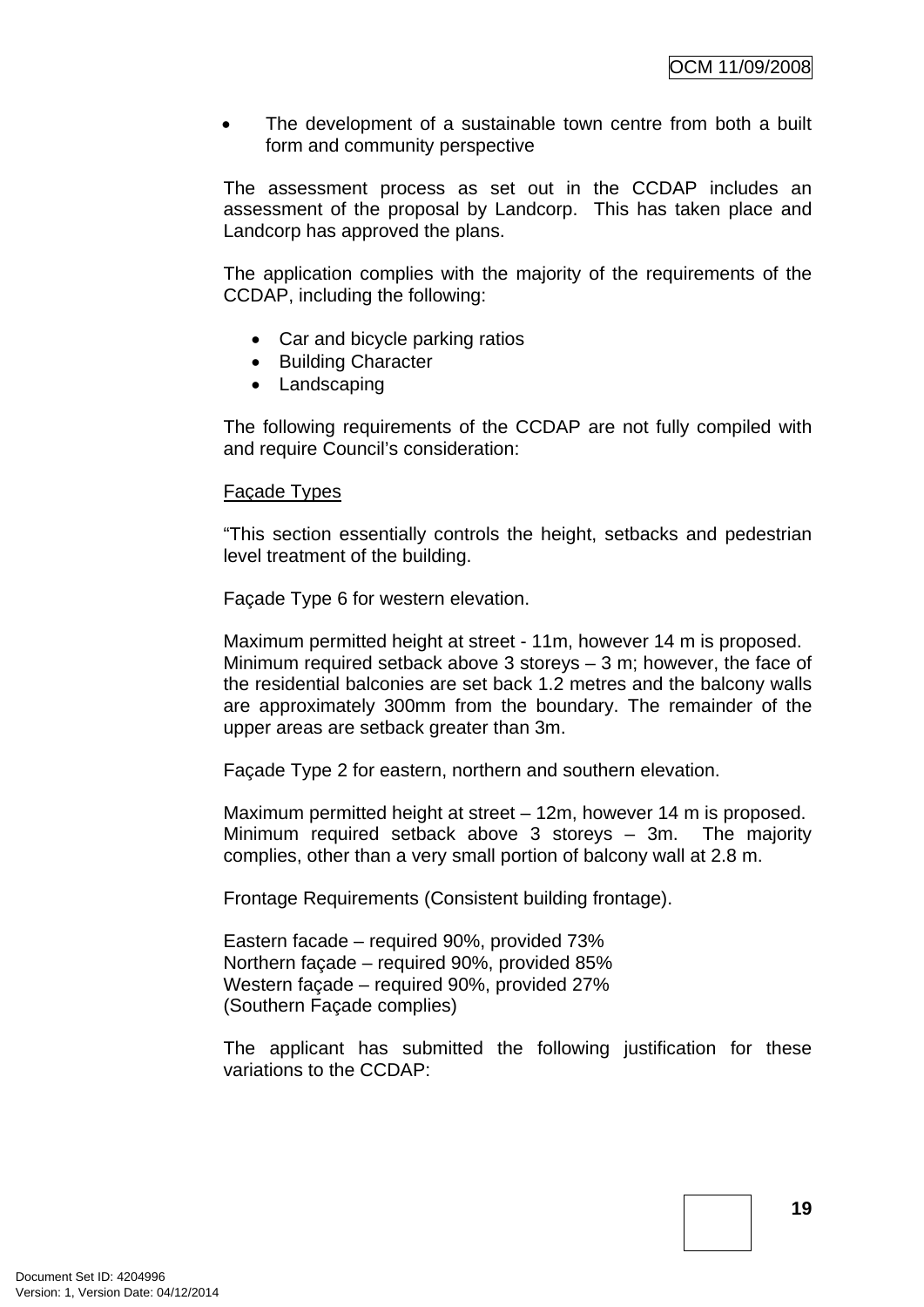- The development of a sustainable town centre from both a built form and community perspective

The assessment process as set out in the CCDAP includes an assessment of the proposal by Landcorp. This has taken place and Landcorp has approved the plans.

The application complies with the majority of the requirements of the CCDAP, including the following:

- Car and bicycle parking ratios
- Building Character
- Landscaping

The following requirements of the CCDAP are not fully compiled with and require Council's consideration:

<u>Façade Types</u>

"This section essentially controls the height, setbacks and pedestrian level treatment of the building.

Façade Type 6 for western elevation.

Maximum permitted height at street - 11m, however 14 m is proposed.
Minimum required setback above 3 storeys – 3 m; however, the face of the residential balconies are set back 1.2 metres and the balcony walls are approximately 300mm from the boundary. The remainder of the upper areas are setback greater than 3m.

Façade Type 2 for eastern, northern and southern elevation.

Maximum permitted height at street – 12m, however 14 m is proposed.
Minimum required setback above 3 storeys – 3m. The majority complies, other than a very small portion of balcony wall at 2.8 m.

Frontage Requirements (Consistent building frontage).

Eastern facade – required 90%, provided 73%
Northern façade – required 90%, provided 85%
Western façade – required 90%, provided 27%
(Southern Façade complies)

The applicant has submitted the following justification for these variations to the CCDAP: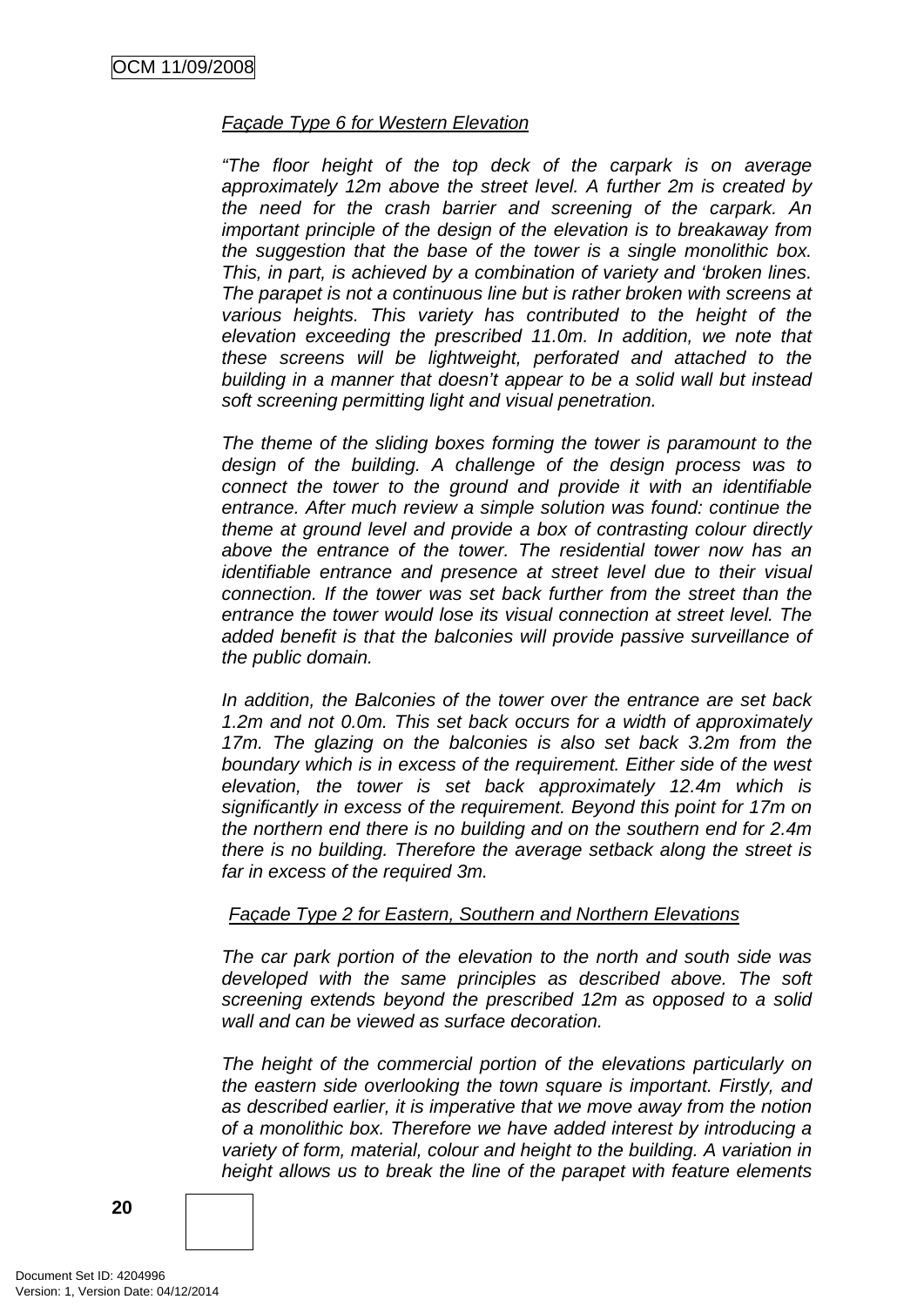*Façade Type 6 for Western Elevation*

*"The floor height of the top deck of the carpark is on average approximately 12m above the street level. A further 2m is created by the need for the crash barrier and screening of the carpark. An important principle of the design of the elevation is to breakaway from the suggestion that the base of the tower is a single monolithic box. This, in part, is achieved by a combination of variety and 'broken lines. The parapet is not a continuous line but is rather broken with screens at various heights. This variety has contributed to the height of the elevation exceeding the prescribed 11.0m. In addition, we note that these screens will be lightweight, perforated and attached to the building in a manner that doesn't appear to be a solid wall but instead soft screening permitting light and visual penetration.*

*The theme of the sliding boxes forming the tower is paramount to the design of the building. A challenge of the design process was to connect the tower to the ground and provide it with an identifiable entrance. After much review a simple solution was found: continue the theme at ground level and provide a box of contrasting colour directly above the entrance of the tower. The residential tower now has an identifiable entrance and presence at street level due to their visual connection. If the tower was set back further from the street than the entrance the tower would lose its visual connection at street level. The added benefit is that the balconies will provide passive surveillance of the public domain.*

*In addition, the Balconies of the tower over the entrance are set back 1.2m and not 0.0m. This set back occurs for a width of approximately 17m. The glazing on the balconies is also set back 3.2m from the boundary which is in excess of the requirement. Either side of the west elevation, the tower is set back approximately 12.4m which is significantly in excess of the requirement. Beyond this point for 17m on the northern end there is no building and on the southern end for 2.4m there is no building. Therefore the average setback along the street is far in excess of the required 3m.*

*Façade Type 2 for Eastern, Southern and Northern Elevations*

*The car park portion of the elevation to the north and south side was developed with the same principles as described above. The soft screening extends beyond the prescribed 12m as opposed to a solid wall and can be viewed as surface decoration.*

*The height of the commercial portion of the elevations particularly on the eastern side overlooking the town square is important. Firstly, and as described earlier, it is imperative that we move away from the notion of a monolithic box. Therefore we have added interest by introducing a variety of form, material, colour and height to the building. A variation in height allows us to break the line of the parapet with feature elements*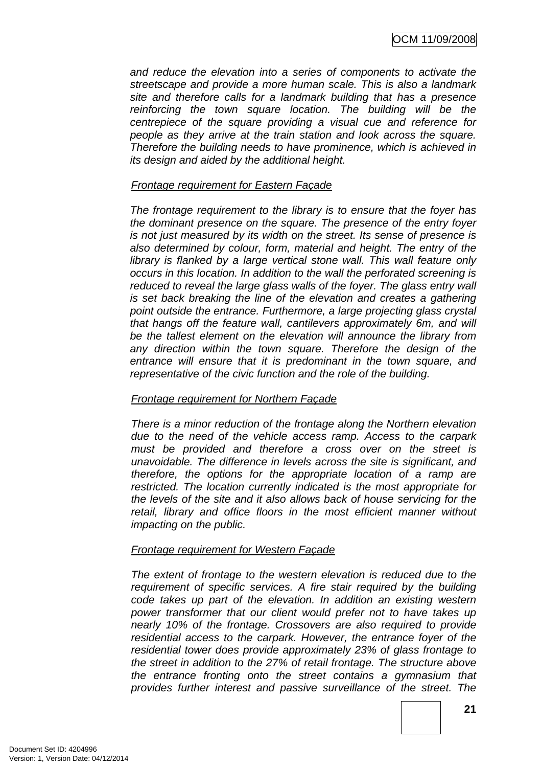*and reduce the elevation into a series of components to activate the streetscape and provide a more human scale. This is also a landmark site and therefore calls for a landmark building that has a presence reinforcing the town square location. The building will be the centrepiece of the square providing a visual cue and reference for people as they arrive at the train station and look across the square. Therefore the building needs to have prominence, which is achieved in its design and aided by the additional height.*

*Frontage requirement for Eastern Façade*

*The frontage requirement to the library is to ensure that the foyer has the dominant presence on the square. The presence of the entry foyer is not just measured by its width on the street. Its sense of presence is also determined by colour, form, material and height. The entry of the library is flanked by a large vertical stone wall. This wall feature only occurs in this location. In addition to the wall the perforated screening is reduced to reveal the large glass walls of the foyer. The glass entry wall is set back breaking the line of the elevation and creates a gathering point outside the entrance. Furthermore, a large projecting glass crystal that hangs off the feature wall, cantilevers approximately 6m, and will be the tallest element on the elevation will announce the library from any direction within the town square. Therefore the design of the entrance will ensure that it is predominant in the town square, and representative of the civic function and the role of the building.*

*Frontage requirement for Northern Façade*

*There is a minor reduction of the frontage along the Northern elevation due to the need of the vehicle access ramp. Access to the carpark must be provided and therefore a cross over on the street is unavoidable. The difference in levels across the site is significant, and therefore, the options for the appropriate location of a ramp are restricted. The location currently indicated is the most appropriate for the levels of the site and it also allows back of house servicing for the retail, library and office floors in the most efficient manner without impacting on the public.*

*Frontage requirement for Western Façade*

*The extent of frontage to the western elevation is reduced due to the requirement of specific services. A fire stair required by the building code takes up part of the elevation. In addition an existing western power transformer that our client would prefer not to have takes up nearly 10% of the frontage. Crossovers are also required to provide residential access to the carpark. However, the entrance foyer of the residential tower does provide approximately 23% of glass frontage to the street in addition to the 27% of retail frontage. The structure above the entrance fronting onto the street contains a gymnasium that provides further interest and passive surveillance of the street. The*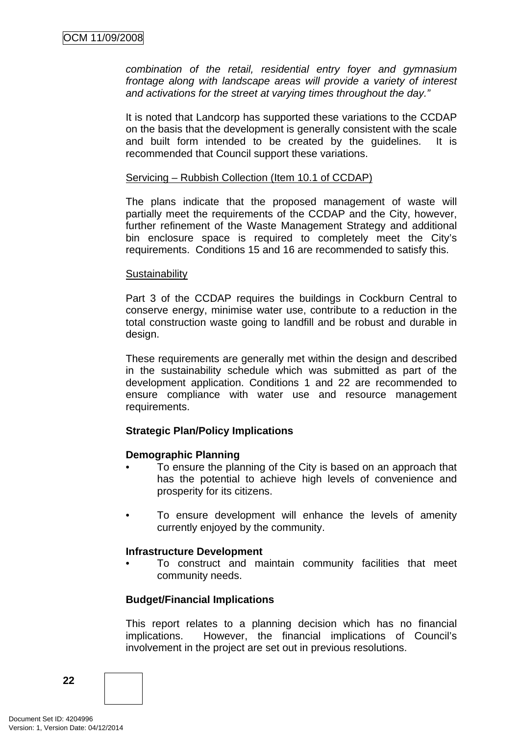*combination of the retail, residential entry foyer and gymnasium frontage along with landscape areas will provide a variety of interest and activations for the street at varying times throughout the day."*

It is noted that Landcorp has supported these variations to the CCDAP on the basis that the development is generally consistent with the scale and built form intended to be created by the guidelines. It is recommended that Council support these variations.

<u>Servicing – Rubbish Collection (Item 10.1 of CCDAP)</u>

The plans indicate that the proposed management of waste will partially meet the requirements of the CCDAP and the City, however, further refinement of the Waste Management Strategy and additional bin enclosure space is required to completely meet the City's requirements. Conditions 15 and 16 are recommended to satisfy this.

<u>Sustainability</u>

Part 3 of the CCDAP requires the buildings in Cockburn Central to conserve energy, minimise water use, contribute to a reduction in the total construction waste going to landfill and be robust and durable in design.

These requirements are generally met within the design and described in the sustainability schedule which was submitted as part of the development application. Conditions 1 and 22 are recommended to ensure compliance with water use and resource management requirements.

**Strategic Plan/Policy Implications**

**Demographic Planning**

- To ensure the planning of the City is based on an approach that has the potential to achieve high levels of convenience and prosperity for its citizens.

- To ensure development will enhance the levels of amenity currently enjoyed by the community.

**Infrastructure Development**

- To construct and maintain community facilities that meet community needs.

**Budget/Financial Implications**

This report relates to a planning decision which has no financial implications. However, the financial implications of Council's involvement in the project are set out in previous resolutions.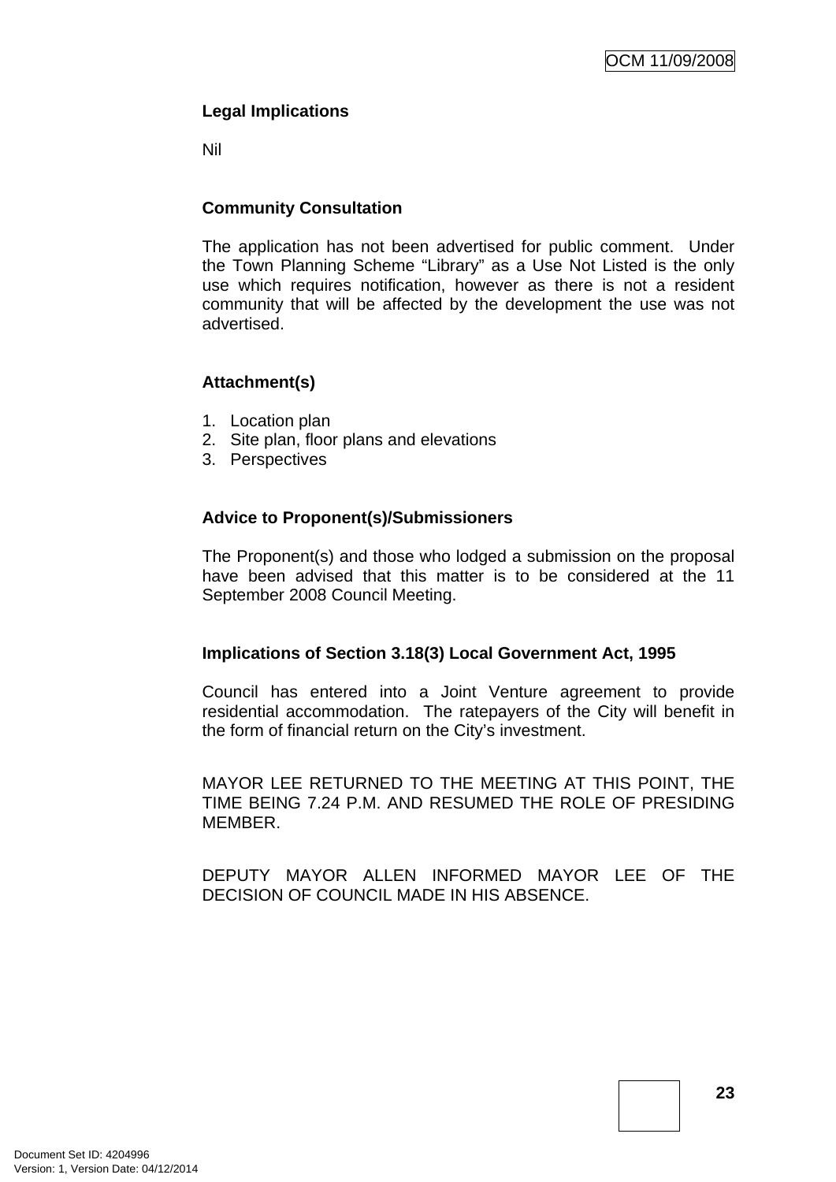**Legal Implications**

Nil

**Community Consultation**

The application has not been advertised for public comment. Under the Town Planning Scheme "Library" as a Use Not Listed is the only use which requires notification, however as there is not a resident community that will be affected by the development the use was not advertised.

**Attachment(s)**

1. Location plan
2. Site plan, floor plans and elevations
3. Perspectives

**Advice to Proponent(s)/Submissioners**

The Proponent(s) and those who lodged a submission on the proposal have been advised that this matter is to be considered at the 11 September 2008 Council Meeting.

**Implications of Section 3.18(3) Local Government Act, 1995**

Council has entered into a Joint Venture agreement to provide residential accommodation. The ratepayers of the City will benefit in the form of financial return on the City's investment.

MAYOR LEE RETURNED TO THE MEETING AT THIS POINT, THE TIME BEING 7.24 P.M. AND RESUMED THE ROLE OF PRESIDING MEMBER.

DEPUTY MAYOR ALLEN INFORMED MAYOR LEE OF THE DECISION OF COUNCIL MADE IN HIS ABSENCE.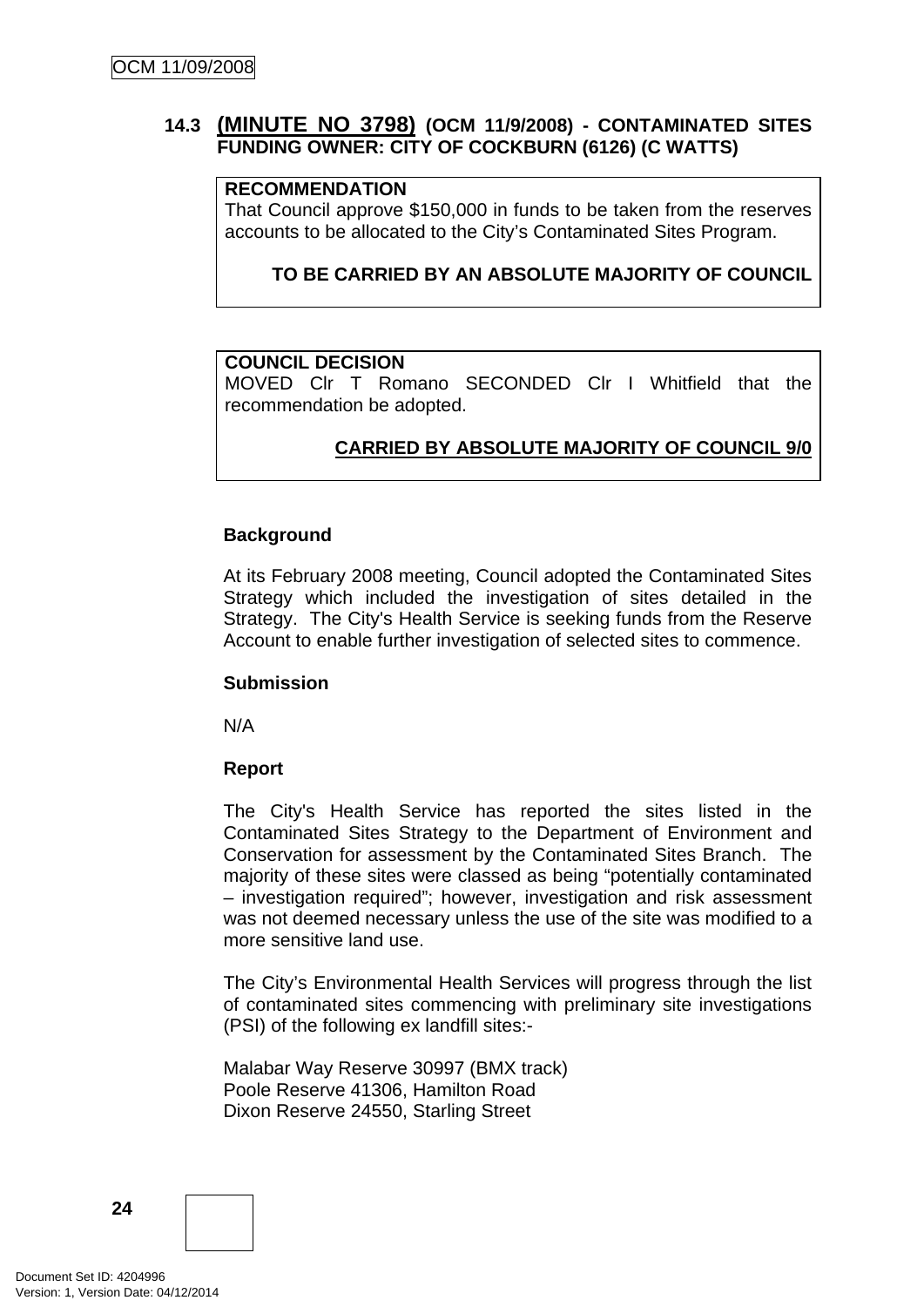### 14.3 (MINUTE NO 3798) (OCM 11/9/2008) - CONTAMINATED SITES FUNDING OWNER: CITY OF COCKBURN (6126) (C WATTS)

**RECOMMENDATION**
That Council approve $150,000 in funds to be taken from the reserves accounts to be allocated to the City's Contaminated Sites Program.

**TO BE CARRIED BY AN ABSOLUTE MAJORITY OF COUNCIL**

**COUNCIL DECISION**
MOVED Clr T Romano SECONDED Clr I Whitfield that the recommendation be adopted.

**CARRIED BY ABSOLUTE MAJORITY OF COUNCIL 9/0**

**Background**

At its February 2008 meeting, Council adopted the Contaminated Sites Strategy which included the investigation of sites detailed in the Strategy. The City's Health Service is seeking funds from the Reserve Account to enable further investigation of selected sites to commence.

**Submission**

N/A

**Report**

The City's Health Service has reported the sites listed in the Contaminated Sites Strategy to the Department of Environment and Conservation for assessment by the Contaminated Sites Branch. The majority of these sites were classed as being "potentially contaminated – investigation required"; however, investigation and risk assessment was not deemed necessary unless the use of the site was modified to a more sensitive land use.

The City's Environmental Health Services will progress through the list of contaminated sites commencing with preliminary site investigations (PSI) of the following ex landfill sites:-

Malabar Way Reserve 30997 (BMX track)
Poole Reserve 41306, Hamilton Road
Dixon Reserve 24550, Starling Street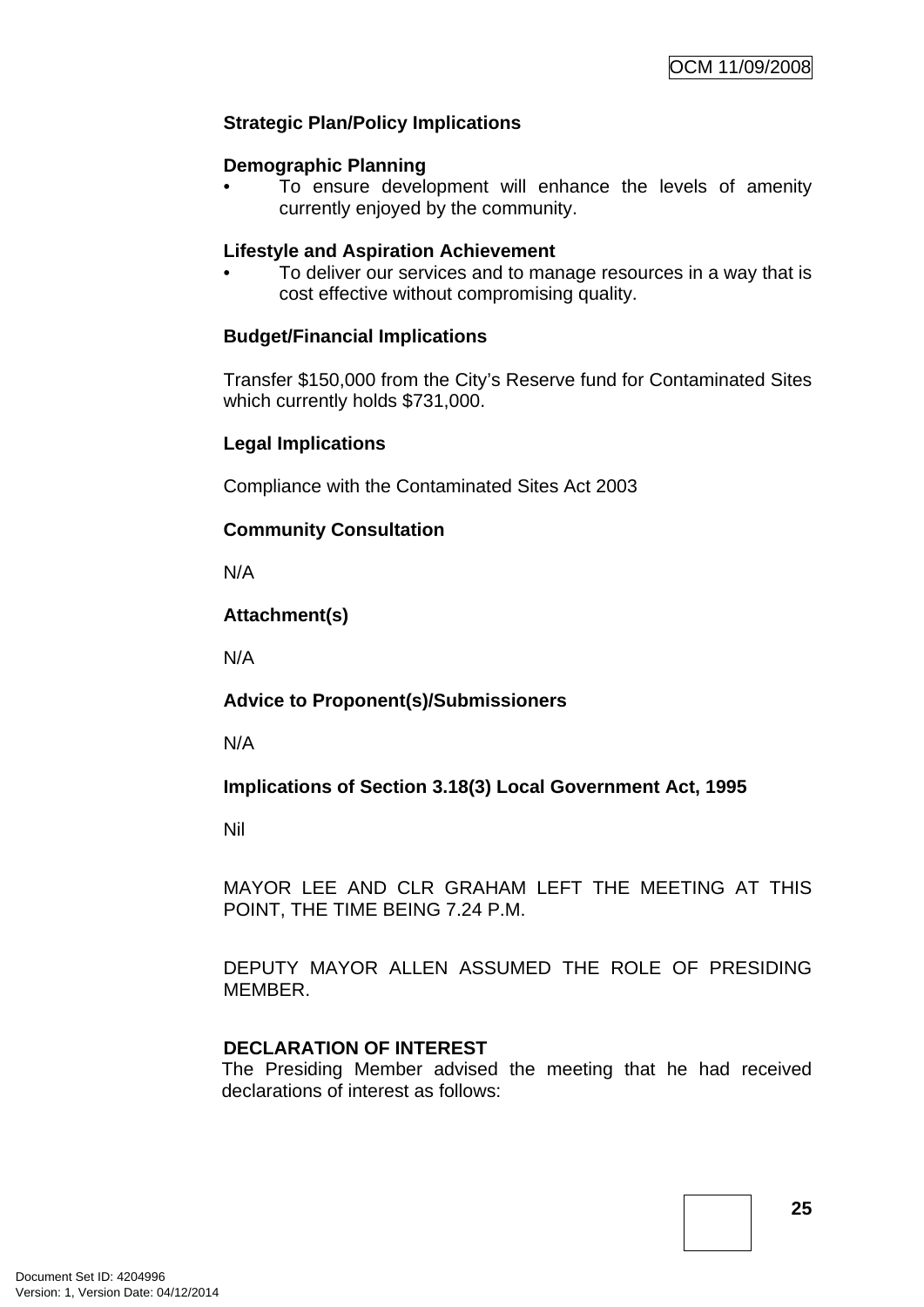**Strategic Plan/Policy Implications**

**Demographic Planning**

- To ensure development will enhance the levels of amenity currently enjoyed by the community.

**Lifestyle and Aspiration Achievement**

- To deliver our services and to manage resources in a way that is cost effective without compromising quality.

**Budget/Financial Implications**

Transfer $150,000 from the City's Reserve fund for Contaminated Sites which currently holds $731,000.

**Legal Implications**

Compliance with the Contaminated Sites Act 2003

**Community Consultation**

N/A

**Attachment(s)**

N/A

**Advice to Proponent(s)/Submissioners**

N/A

**Implications of Section 3.18(3) Local Government Act, 1995**

Nil

MAYOR LEE AND CLR GRAHAM LEFT THE MEETING AT THIS POINT, THE TIME BEING 7.24 P.M.

DEPUTY MAYOR ALLEN ASSUMED THE ROLE OF PRESIDING MEMBER.

**DECLARATION OF INTEREST**

The Presiding Member advised the meeting that he had received declarations of interest as follows: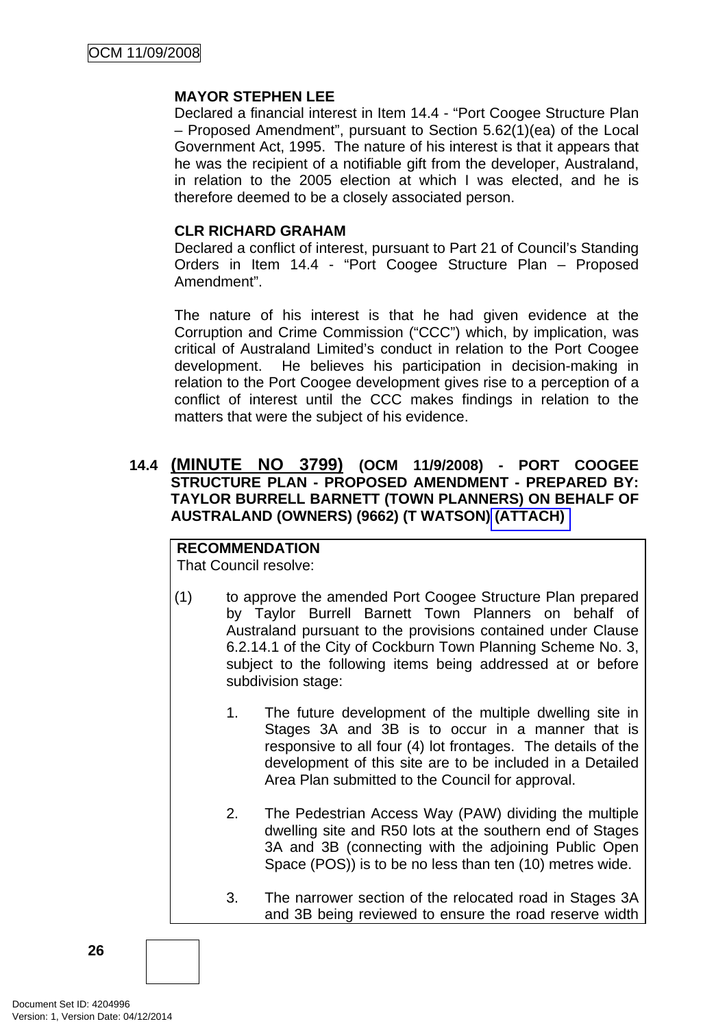**MAYOR STEPHEN LEE**
Declared a financial interest in Item 14.4 - "Port Coogee Structure Plan – Proposed Amendment", pursuant to Section 5.62(1)(ea) of the Local Government Act, 1995. The nature of his interest is that it appears that he was the recipient of a notifiable gift from the developer, Australand, in relation to the 2005 election at which I was elected, and he is therefore deemed to be a closely associated person.

**CLR RICHARD GRAHAM**
Declared a conflict of interest, pursuant to Part 21 of Council's Standing Orders in Item 14.4 - "Port Coogee Structure Plan – Proposed Amendment".

The nature of his interest is that he had given evidence at the Corruption and Crime Commission ("CCC") which, by implication, was critical of Australand Limited's conduct in relation to the Port Coogee development. He believes his participation in decision-making in relation to the Port Coogee development gives rise to a perception of a conflict of interest until the CCC makes findings in relation to the matters that were the subject of his evidence.

### 14.4 (MINUTE NO 3799) (OCM 11/9/2008) - PORT COOGEE STRUCTURE PLAN - PROPOSED AMENDMENT - PREPARED BY: TAYLOR BURRELL BARNETT (TOWN PLANNERS) ON BEHALF OF AUSTRALAND (OWNERS) (9662) (T WATSON) (ATTACH)

**RECOMMENDATION**
That Council resolve:

(1) to approve the amended Port Coogee Structure Plan prepared by Taylor Burrell Barnett Town Planners on behalf of Australand pursuant to the provisions contained under Clause 6.2.14.1 of the City of Cockburn Town Planning Scheme No. 3, subject to the following items being addressed at or before subdivision stage:

1. The future development of the multiple dwelling site in Stages 3A and 3B is to occur in a manner that is responsive to all four (4) lot frontages. The details of the development of this site are to be included in a Detailed Area Plan submitted to the Council for approval.

2. The Pedestrian Access Way (PAW) dividing the multiple dwelling site and R50 lots at the southern end of Stages 3A and 3B (connecting with the adjoining Public Open Space (POS)) is to be no less than ten (10) metres wide.

3. The narrower section of the relocated road in Stages 3A and 3B being reviewed to ensure the road reserve width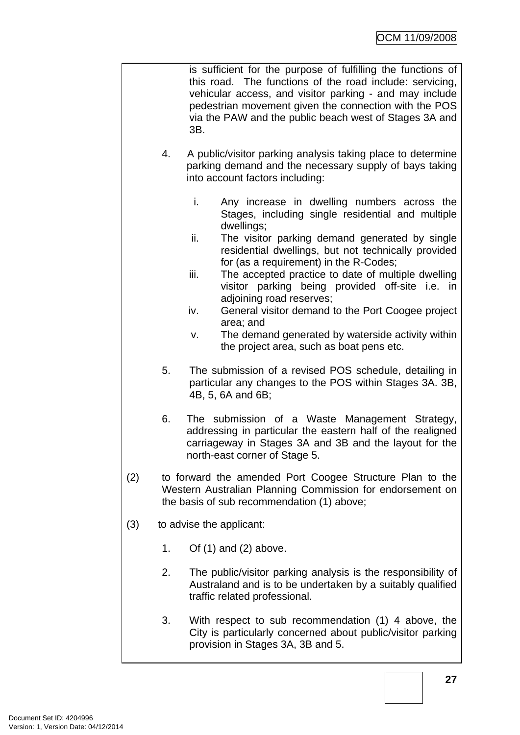is sufficient for the purpose of fulfilling the functions of this road. The functions of the road include: servicing, vehicular access, and visitor parking - and may include pedestrian movement given the connection with the POS via the PAW and the public beach west of Stages 3A and 3B.

4. A public/visitor parking analysis taking place to determine parking demand and the necessary supply of bays taking into account factors including:

   i. Any increase in dwelling numbers across the Stages, including single residential and multiple dwellings;
   ii. The visitor parking demand generated by single residential dwellings, but not technically provided for (as a requirement) in the R-Codes;
   iii. The accepted practice to date of multiple dwelling visitor parking being provided off-site i.e. in adjoining road reserves;
   iv. General visitor demand to the Port Coogee project area; and
   v. The demand generated by waterside activity within the project area, such as boat pens etc.

5. The submission of a revised POS schedule, detailing in particular any changes to the POS within Stages 3A. 3B, 4B, 5, 6A and 6B;

6. The submission of a Waste Management Strategy, addressing in particular the eastern half of the realigned carriageway in Stages 3A and 3B and the layout for the north-east corner of Stage 5.

(2) to forward the amended Port Coogee Structure Plan to the Western Australian Planning Commission for endorsement on the basis of sub recommendation (1) above;

(3) to advise the applicant:

1. Of (1) and (2) above.

2. The public/visitor parking analysis is the responsibility of Australand and is to be undertaken by a suitably qualified traffic related professional.

3. With respect to sub recommendation (1) 4 above, the City is particularly concerned about public/visitor parking provision in Stages 3A, 3B and 5.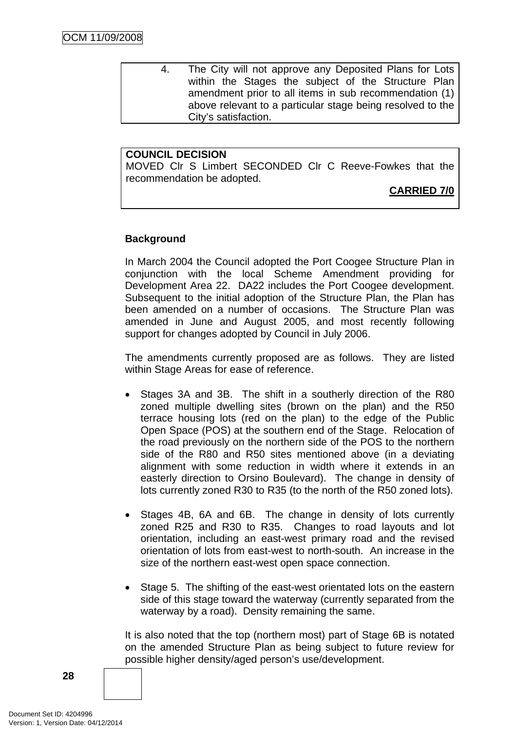4. The City will not approve any Deposited Plans for Lots within the Stages the subject of the Structure Plan amendment prior to all items in sub recommendation (1) above relevant to a particular stage being resolved to the City's satisfaction.

**COUNCIL DECISION**
MOVED Clr S Limbert SECONDED Clr C Reeve-Fowkes that the recommendation be adopted.

**CARRIED 7/0**

**Background**

In March 2004 the Council adopted the Port Coogee Structure Plan in conjunction with the local Scheme Amendment providing for Development Area 22. DA22 includes the Port Coogee development. Subsequent to the initial adoption of the Structure Plan, the Plan has been amended on a number of occasions. The Structure Plan was amended in June and August 2005, and most recently following support for changes adopted by Council in July 2006.

The amendments currently proposed are as follows. They are listed within Stage Areas for ease of reference.

- Stages 3A and 3B. The shift in a southerly direction of the R80 zoned multiple dwelling sites (brown on the plan) and the R50 terrace housing lots (red on the plan) to the edge of the Public Open Space (POS) at the southern end of the Stage. Relocation of the road previously on the northern side of the POS to the northern side of the R80 and R50 sites mentioned above (in a deviating alignment with some reduction in width where it extends in an easterly direction to Orsino Boulevard). The change in density of lots currently zoned R30 to R35 (to the north of the R50 zoned lots).

- Stages 4B, 6A and 6B. The change in density of lots currently zoned R25 and R30 to R35. Changes to road layouts and lot orientation, including an east-west primary road and the revised orientation of lots from east-west to north-south. An increase in the size of the northern east-west open space connection.

- Stage 5. The shifting of the east-west orientated lots on the eastern side of this stage toward the waterway (currently separated from the waterway by a road). Density remaining the same.

It is also noted that the top (northern most) part of Stage 6B is notated on the amended Structure Plan as being subject to future review for possible higher density/aged person's use/development.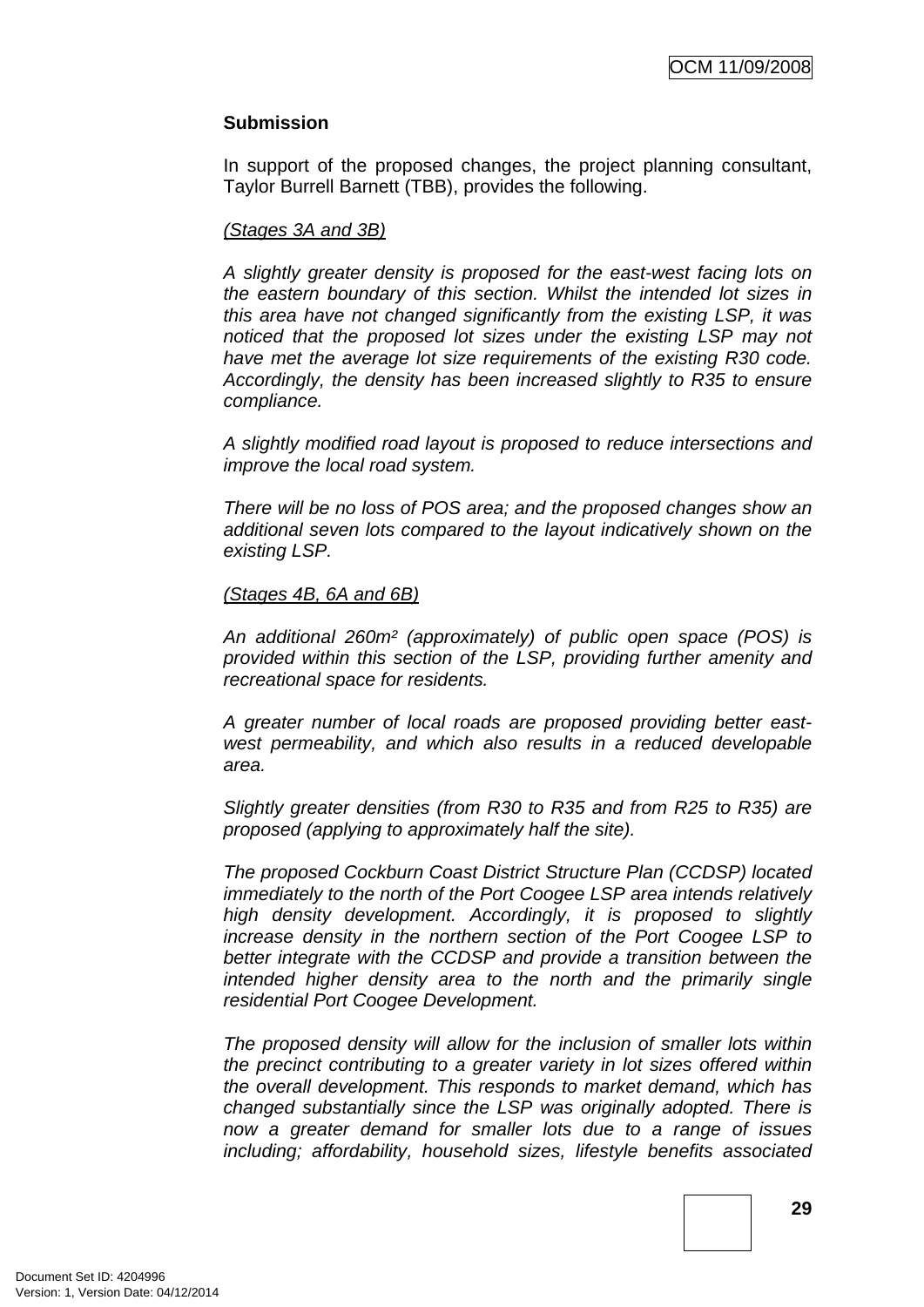**Submission**

In support of the proposed changes, the project planning consultant, Taylor Burrell Barnett (TBB), provides the following.

*(Stages 3A and 3B)*

*A slightly greater density is proposed for the east-west facing lots on the eastern boundary of this section. Whilst the intended lot sizes in this area have not changed significantly from the existing LSP, it was noticed that the proposed lot sizes under the existing LSP may not have met the average lot size requirements of the existing R30 code. Accordingly, the density has been increased slightly to R35 to ensure compliance.*

*A slightly modified road layout is proposed to reduce intersections and improve the local road system.*

*There will be no loss of POS area; and the proposed changes show an additional seven lots compared to the layout indicatively shown on the existing LSP.*

*(Stages 4B, 6A and 6B)*

*An additional 260m² (approximately) of public open space (POS) is provided within this section of the LSP, providing further amenity and recreational space for residents.*

*A greater number of local roads are proposed providing better east-west permeability, and which also results in a reduced developable area.*

*Slightly greater densities (from R30 to R35 and from R25 to R35) are proposed (applying to approximately half the site).*

*The proposed Cockburn Coast District Structure Plan (CCDSP) located immediately to the north of the Port Coogee LSP area intends relatively high density development. Accordingly, it is proposed to slightly increase density in the northern section of the Port Coogee LSP to better integrate with the CCDSP and provide a transition between the intended higher density area to the north and the primarily single residential Port Coogee Development.*

*The proposed density will allow for the inclusion of smaller lots within the precinct contributing to a greater variety in lot sizes offered within the overall development. This responds to market demand, which has changed substantially since the LSP was originally adopted. There is now a greater demand for smaller lots due to a range of issues including; affordability, household sizes, lifestyle benefits associated*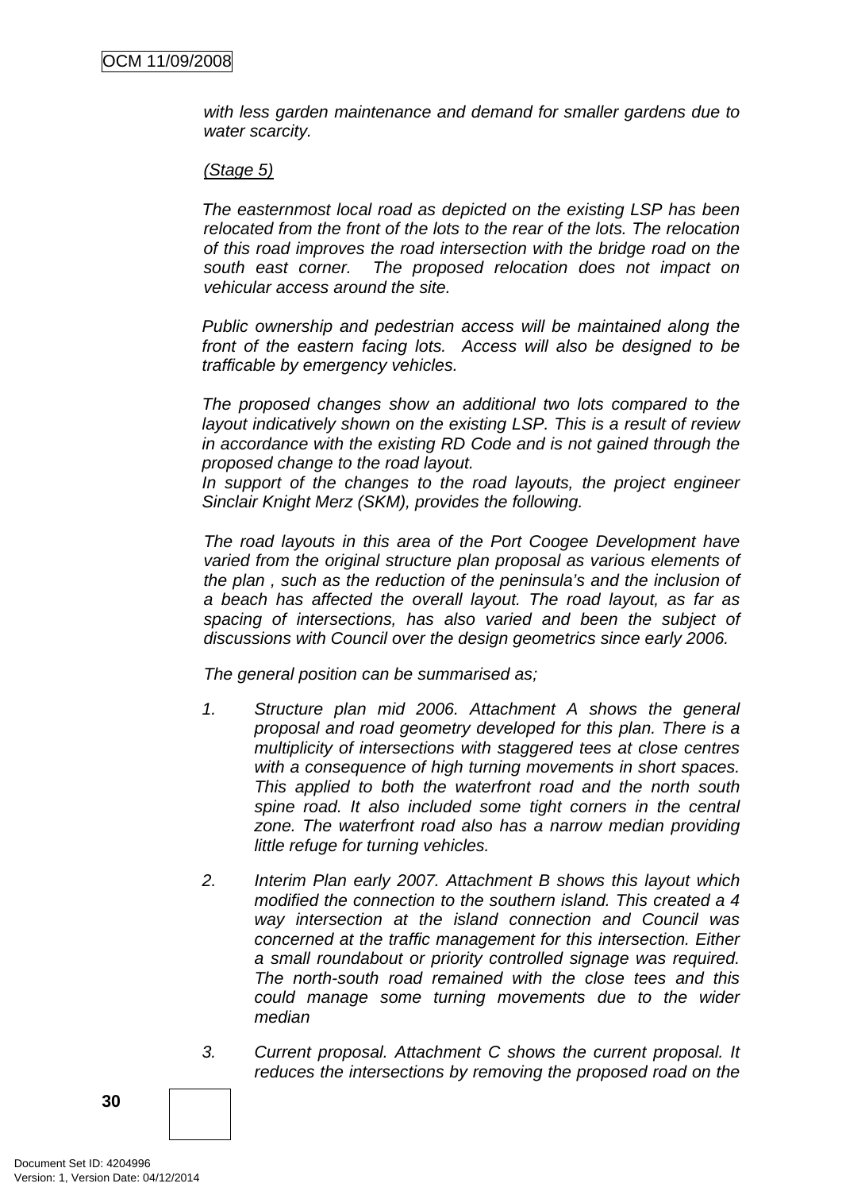*with less garden maintenance and demand for smaller gardens due to water scarcity.*

*(Stage 5)*

*The easternmost local road as depicted on the existing LSP has been relocated from the front of the lots to the rear of the lots. The relocation of this road improves the road intersection with the bridge road on the south east corner. The proposed relocation does not impact on vehicular access around the site.*

*Public ownership and pedestrian access will be maintained along the front of the eastern facing lots. Access will also be designed to be trafficable by emergency vehicles.*

*The proposed changes show an additional two lots compared to the layout indicatively shown on the existing LSP. This is a result of review in accordance with the existing RD Code and is not gained through the proposed change to the road layout.*

*In support of the changes to the road layouts, the project engineer Sinclair Knight Merz (SKM), provides the following.*

*The road layouts in this area of the Port Coogee Development have varied from the original structure plan proposal as various elements of the plan , such as the reduction of the peninsula's and the inclusion of a beach has affected the overall layout. The road layout, as far as spacing of intersections, has also varied and been the subject of discussions with Council over the design geometrics since early 2006.*

*The general position can be summarised as;*

1. *Structure plan mid 2006. Attachment A shows the general proposal and road geometry developed for this plan. There is a multiplicity of intersections with staggered tees at close centres with a consequence of high turning movements in short spaces. This applied to both the waterfront road and the north south spine road. It also included some tight corners in the central zone. The waterfront road also has a narrow median providing little refuge for turning vehicles.*

2. *Interim Plan early 2007. Attachment B shows this layout which modified the connection to the southern island. This created a 4 way intersection at the island connection and Council was concerned at the traffic management for this intersection. Either a small roundabout or priority controlled signage was required. The north-south road remained with the close tees and this could manage some turning movements due to the wider median*

3. *Current proposal. Attachment C shows the current proposal. It reduces the intersections by removing the proposed road on the*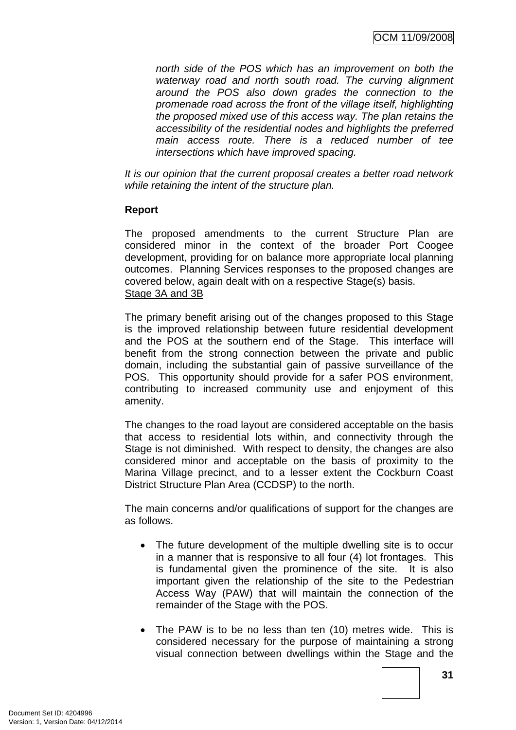*north side of the POS which has an improvement on both the waterway road and north south road. The curving alignment around the POS also down grades the connection to the promenade road across the front of the village itself, highlighting the proposed mixed use of this access way. The plan retains the accessibility of the residential nodes and highlights the preferred main access route. There is a reduced number of tee intersections which have improved spacing.*

*It is our opinion that the current proposal creates a better road network while retaining the intent of the structure plan.*

**Report**

The proposed amendments to the current Structure Plan are considered minor in the context of the broader Port Coogee development, providing for on balance more appropriate local planning outcomes. Planning Services responses to the proposed changes are covered below, again dealt with on a respective Stage(s) basis.

Stage 3A and 3B

The primary benefit arising out of the changes proposed to this Stage is the improved relationship between future residential development and the POS at the southern end of the Stage. This interface will benefit from the strong connection between the private and public domain, including the substantial gain of passive surveillance of the POS. This opportunity should provide for a safer POS environment, contributing to increased community use and enjoyment of this amenity.

The changes to the road layout are considered acceptable on the basis that access to residential lots within, and connectivity through the Stage is not diminished. With respect to density, the changes are also considered minor and acceptable on the basis of proximity to the Marina Village precinct, and to a lesser extent the Cockburn Coast District Structure Plan Area (CCDSP) to the north.

The main concerns and/or qualifications of support for the changes are as follows.

- The future development of the multiple dwelling site is to occur in a manner that is responsive to all four (4) lot frontages. This is fundamental given the prominence of the site. It is also important given the relationship of the site to the Pedestrian Access Way (PAW) that will maintain the connection of the remainder of the Stage with the POS.

- The PAW is to be no less than ten (10) metres wide. This is considered necessary for the purpose of maintaining a strong visual connection between dwellings within the Stage and the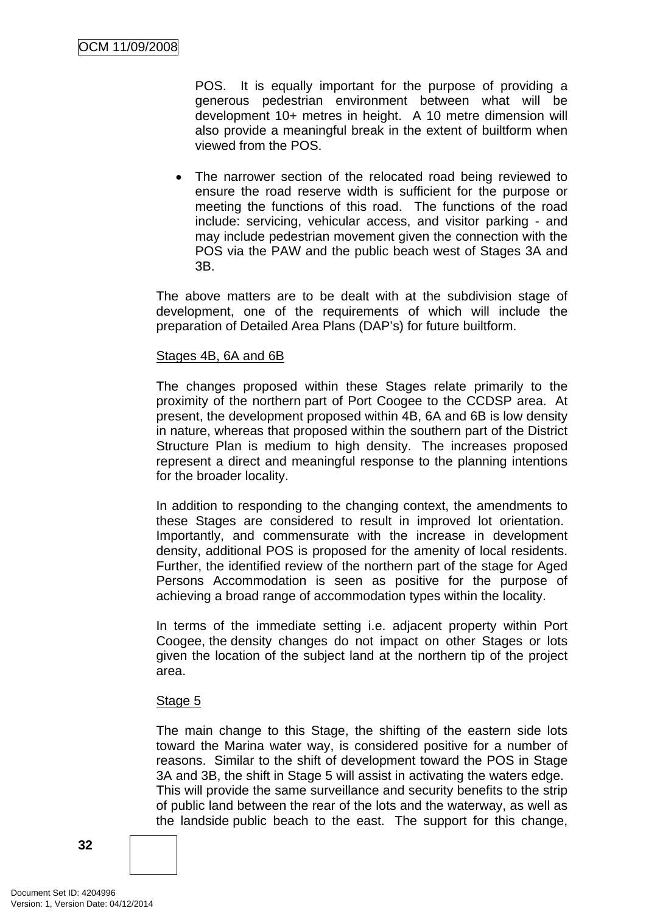POS. It is equally important for the purpose of providing a generous pedestrian environment between what will be development 10+ metres in height. A 10 metre dimension will also provide a meaningful break in the extent of builtform when viewed from the POS.

- The narrower section of the relocated road being reviewed to ensure the road reserve width is sufficient for the purpose or meeting the functions of this road. The functions of the road include: servicing, vehicular access, and visitor parking - and may include pedestrian movement given the connection with the POS via the PAW and the public beach west of Stages 3A and 3B.

The above matters are to be dealt with at the subdivision stage of development, one of the requirements of which will include the preparation of Detailed Area Plans (DAP's) for future builtform.

Stages 4B, 6A and 6B

The changes proposed within these Stages relate primarily to the proximity of the northern part of Port Coogee to the CCDSP area. At present, the development proposed within 4B, 6A and 6B is low density in nature, whereas that proposed within the southern part of the District Structure Plan is medium to high density. The increases proposed represent a direct and meaningful response to the planning intentions for the broader locality.

In addition to responding to the changing context, the amendments to these Stages are considered to result in improved lot orientation. Importantly, and commensurate with the increase in development density, additional POS is proposed for the amenity of local residents. Further, the identified review of the northern part of the stage for Aged Persons Accommodation is seen as positive for the purpose of achieving a broad range of accommodation types within the locality.

In terms of the immediate setting i.e. adjacent property within Port Coogee, the density changes do not impact on other Stages or lots given the location of the subject land at the northern tip of the project area.

Stage 5

The main change to this Stage, the shifting of the eastern side lots toward the Marina water way, is considered positive for a number of reasons. Similar to the shift of development toward the POS in Stage 3A and 3B, the shift in Stage 5 will assist in activating the waters edge. This will provide the same surveillance and security benefits to the strip of public land between the rear of the lots and the waterway, as well as the landside public beach to the east. The support for this change,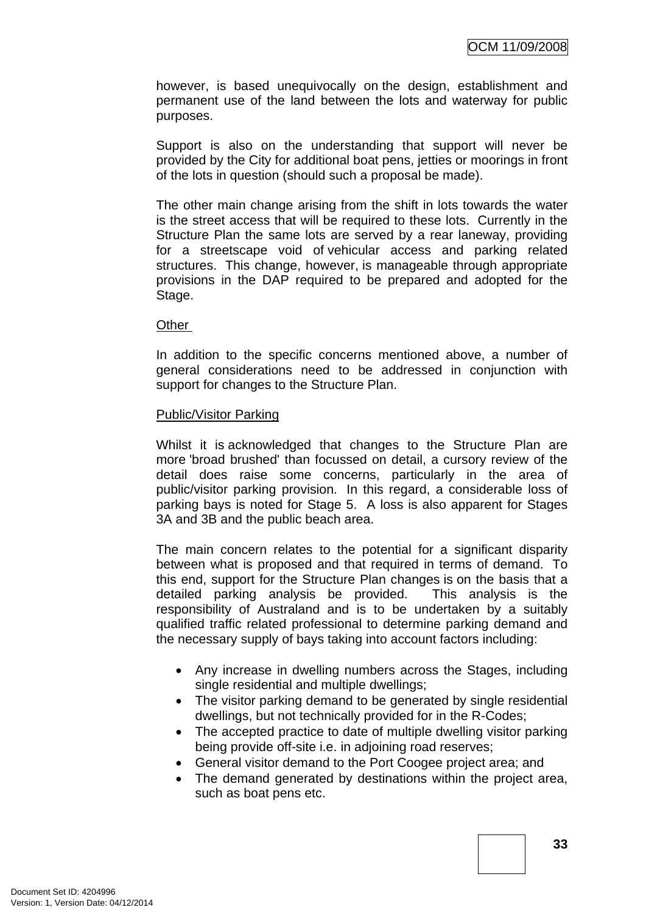however, is based unequivocally on the design, establishment and permanent use of the land between the lots and waterway for public purposes.

Support is also on the understanding that support will never be provided by the City for additional boat pens, jetties or moorings in front of the lots in question (should such a proposal be made).

The other main change arising from the shift in lots towards the water is the street access that will be required to these lots. Currently in the Structure Plan the same lots are served by a rear laneway, providing for a streetscape void of vehicular access and parking related structures. This change, however, is manageable through appropriate provisions in the DAP required to be prepared and adopted for the Stage.

Other

In addition to the specific concerns mentioned above, a number of general considerations need to be addressed in conjunction with support for changes to the Structure Plan.

Public/Visitor Parking

Whilst it is acknowledged that changes to the Structure Plan are more 'broad brushed' than focussed on detail, a cursory review of the detail does raise some concerns, particularly in the area of public/visitor parking provision. In this regard, a considerable loss of parking bays is noted for Stage 5. A loss is also apparent for Stages 3A and 3B and the public beach area.

The main concern relates to the potential for a significant disparity between what is proposed and that required in terms of demand. To this end, support for the Structure Plan changes is on the basis that a detailed parking analysis be provided. This analysis is the responsibility of Australand and is to be undertaken by a suitably qualified traffic related professional to determine parking demand and the necessary supply of bays taking into account factors including:

- Any increase in dwelling numbers across the Stages, including single residential and multiple dwellings;
- The visitor parking demand to be generated by single residential dwellings, but not technically provided for in the R-Codes;
- The accepted practice to date of multiple dwelling visitor parking being provide off-site i.e. in adjoining road reserves;
- General visitor demand to the Port Coogee project area; and
- The demand generated by destinations within the project area, such as boat pens etc.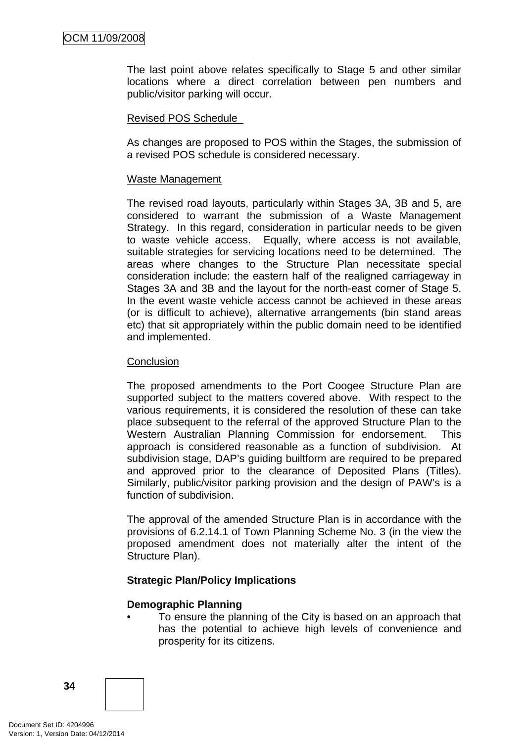The last point above relates specifically to Stage 5 and other similar locations where a direct correlation between pen numbers and public/visitor parking will occur.

Revised POS Schedule

As changes are proposed to POS within the Stages, the submission of a revised POS schedule is considered necessary.

Waste Management

The revised road layouts, particularly within Stages 3A, 3B and 5, are considered to warrant the submission of a Waste Management Strategy. In this regard, consideration in particular needs to be given to waste vehicle access. Equally, where access is not available, suitable strategies for servicing locations need to be determined. The areas where changes to the Structure Plan necessitate special consideration include: the eastern half of the realigned carriageway in Stages 3A and 3B and the layout for the north-east corner of Stage 5. In the event waste vehicle access cannot be achieved in these areas (or is difficult to achieve), alternative arrangements (bin stand areas etc) that sit appropriately within the public domain need to be identified and implemented.

Conclusion

The proposed amendments to the Port Coogee Structure Plan are supported subject to the matters covered above. With respect to the various requirements, it is considered the resolution of these can take place subsequent to the referral of the approved Structure Plan to the Western Australian Planning Commission for endorsement. This approach is considered reasonable as a function of subdivision. At subdivision stage, DAP's guiding builtform are required to be prepared and approved prior to the clearance of Deposited Plans (Titles). Similarly, public/visitor parking provision and the design of PAW's is a function of subdivision.

The approval of the amended Structure Plan is in accordance with the provisions of 6.2.14.1 of Town Planning Scheme No. 3 (in the view the proposed amendment does not materially alter the intent of the Structure Plan).

**Strategic Plan/Policy Implications**

**Demographic Planning**

- To ensure the planning of the City is based on an approach that has the potential to achieve high levels of convenience and prosperity for its citizens.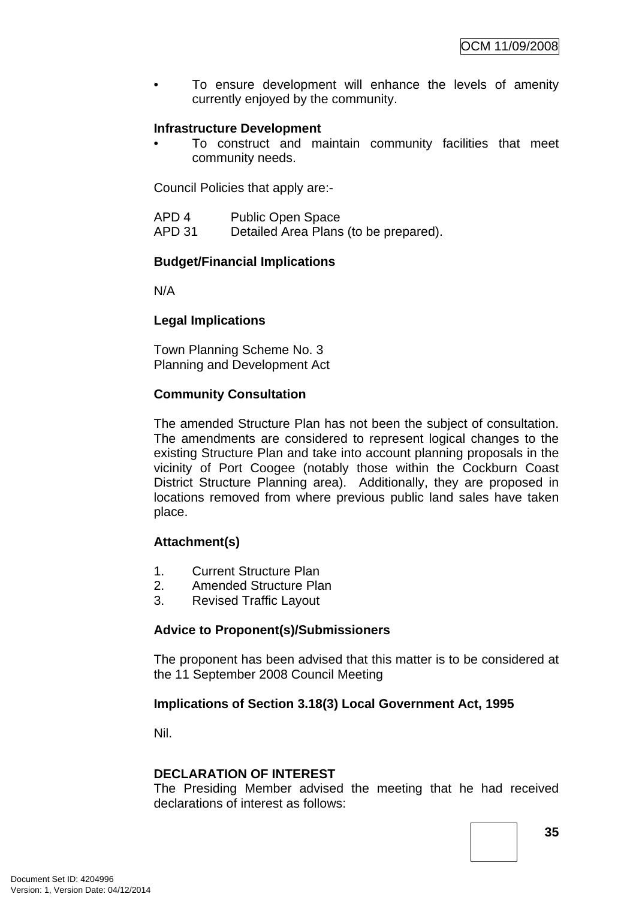- To ensure development will enhance the levels of amenity currently enjoyed by the community.

**Infrastructure Development**

- To construct and maintain community facilities that meet community needs.

Council Policies that apply are:-

APD 4 Public Open Space
APD 31 Detailed Area Plans (to be prepared).

**Budget/Financial Implications**

N/A

**Legal Implications**

Town Planning Scheme No. 3
Planning and Development Act

**Community Consultation**

The amended Structure Plan has not been the subject of consultation. The amendments are considered to represent logical changes to the existing Structure Plan and take into account planning proposals in the vicinity of Port Coogee (notably those within the Cockburn Coast District Structure Planning area). Additionally, they are proposed in locations removed from where previous public land sales have taken place.

**Attachment(s)**

1. Current Structure Plan
2. Amended Structure Plan
3. Revised Traffic Layout

**Advice to Proponent(s)/Submissioners**

The proponent has been advised that this matter is to be considered at the 11 September 2008 Council Meeting

**Implications of Section 3.18(3) Local Government Act, 1995**

Nil.

**DECLARATION OF INTEREST**

The Presiding Member advised the meeting that he had received declarations of interest as follows: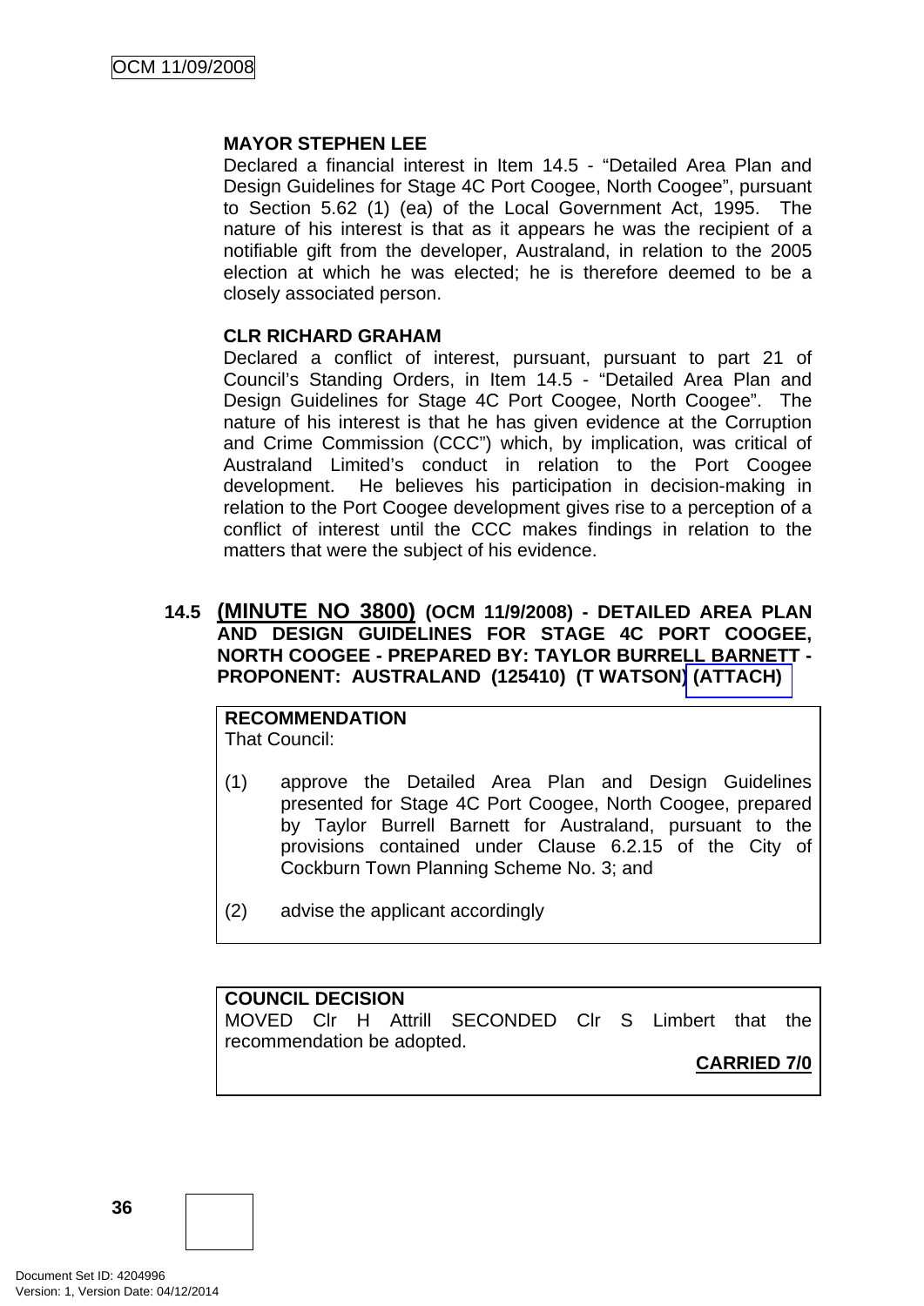**MAYOR STEPHEN LEE**

Declared a financial interest in Item 14.5 - "Detailed Area Plan and Design Guidelines for Stage 4C Port Coogee, North Coogee", pursuant to Section 5.62 (1) (ea) of the Local Government Act, 1995. The nature of his interest is that as it appears he was the recipient of a notifiable gift from the developer, Australand, in relation to the 2005 election at which he was elected; he is therefore deemed to be a closely associated person.

**CLR RICHARD GRAHAM**

Declared a conflict of interest, pursuant, pursuant to part 21 of Council's Standing Orders, in Item 14.5 - "Detailed Area Plan and Design Guidelines for Stage 4C Port Coogee, North Coogee". The nature of his interest is that he has given evidence at the Corruption and Crime Commission (CCC") which, by implication, was critical of Australand Limited's conduct in relation to the Port Coogee development. He believes his participation in decision-making in relation to the Port Coogee development gives rise to a perception of a conflict of interest until the CCC makes findings in relation to the matters that were the subject of his evidence.

## 14.5 (MINUTE NO 3800) (OCM 11/9/2008) - DETAILED AREA PLAN AND DESIGN GUIDELINES FOR STAGE 4C PORT COOGEE, NORTH COOGEE - PREPARED BY: TAYLOR BURRELL BARNETT - PROPONENT: AUSTRALAND (125410) (T WATSON) (ATTACH)

**RECOMMENDATION**

That Council:

(1) approve the Detailed Area Plan and Design Guidelines presented for Stage 4C Port Coogee, North Coogee, prepared by Taylor Burrell Barnett for Australand, pursuant to the provisions contained under Clause 6.2.15 of the City of Cockburn Town Planning Scheme No. 3; and

(2) advise the applicant accordingly

**COUNCIL DECISION**

MOVED Clr H Attrill SECONDED Clr S Limbert that the recommendation be adopted.

**CARRIED 7/0**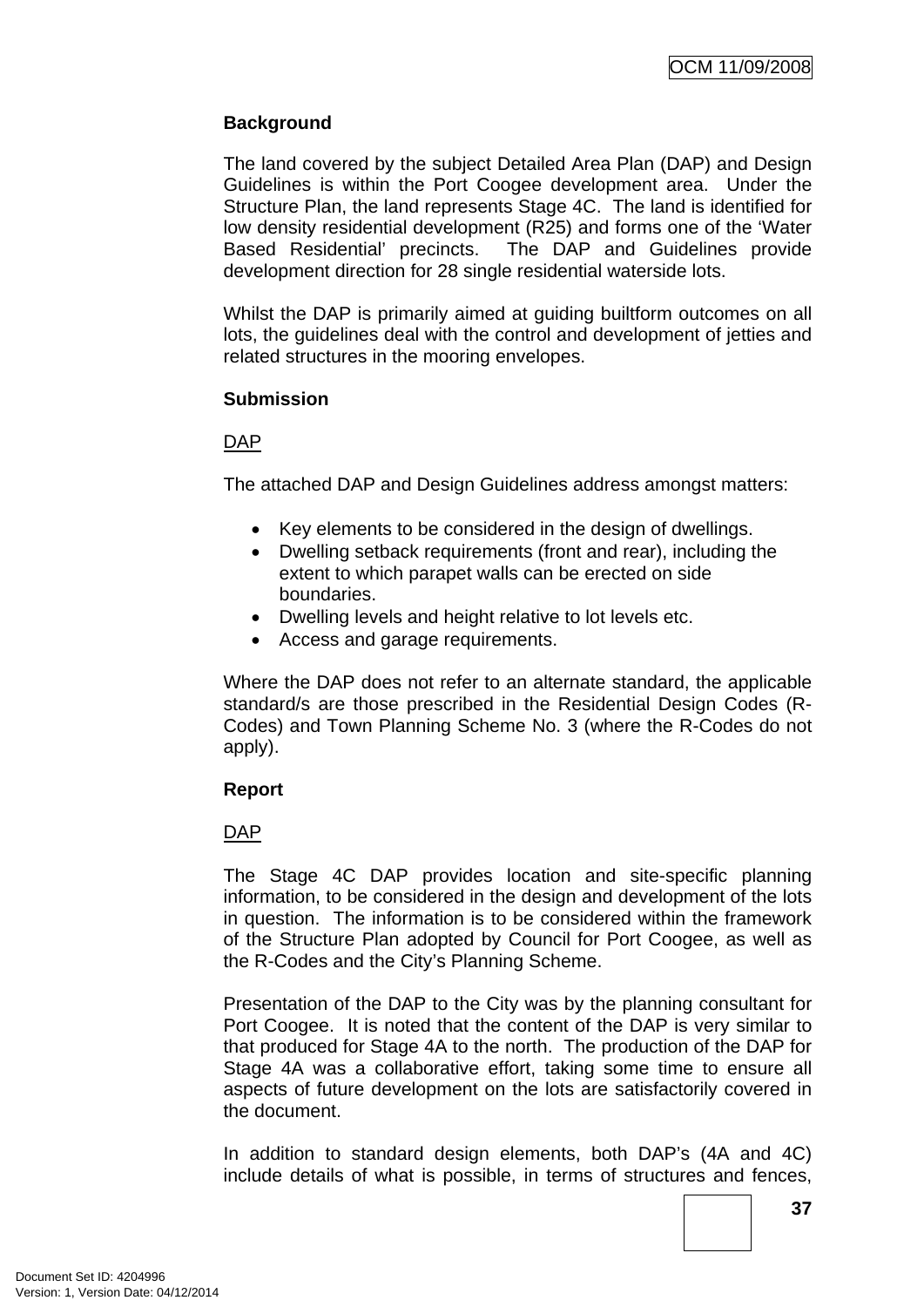**Background**

The land covered by the subject Detailed Area Plan (DAP) and Design Guidelines is within the Port Coogee development area. Under the Structure Plan, the land represents Stage 4C. The land is identified for low density residential development (R25) and forms one of the 'Water Based Residential' precincts. The DAP and Guidelines provide development direction for 28 single residential waterside lots.

Whilst the DAP is primarily aimed at guiding builtform outcomes on all lots, the guidelines deal with the control and development of jetties and related structures in the mooring envelopes.

**Submission**

DAP

The attached DAP and Design Guidelines address amongst matters:

- Key elements to be considered in the design of dwellings.
- Dwelling setback requirements (front and rear), including the extent to which parapet walls can be erected on side boundaries.
- Dwelling levels and height relative to lot levels etc.
- Access and garage requirements.

Where the DAP does not refer to an alternate standard, the applicable standard/s are those prescribed in the Residential Design Codes (R-Codes) and Town Planning Scheme No. 3 (where the R-Codes do not apply).

**Report**

DAP

The Stage 4C DAP provides location and site-specific planning information, to be considered in the design and development of the lots in question. The information is to be considered within the framework of the Structure Plan adopted by Council for Port Coogee, as well as the R-Codes and the City's Planning Scheme.

Presentation of the DAP to the City was by the planning consultant for Port Coogee. It is noted that the content of the DAP is very similar to that produced for Stage 4A to the north. The production of the DAP for Stage 4A was a collaborative effort, taking some time to ensure all aspects of future development on the lots are satisfactorily covered in the document.

In addition to standard design elements, both DAP's (4A and 4C) include details of what is possible, in terms of structures and fences,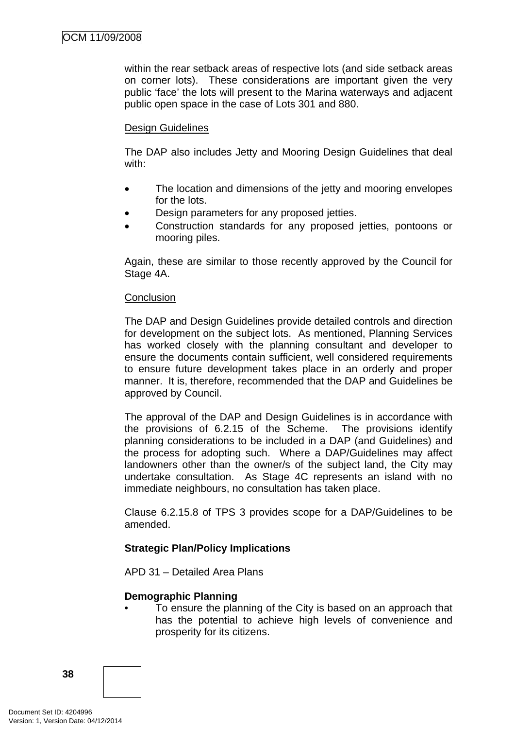within the rear setback areas of respective lots (and side setback areas on corner lots). These considerations are important given the very public 'face' the lots will present to the Marina waterways and adjacent public open space in the case of Lots 301 and 880.

Design Guidelines

The DAP also includes Jetty and Mooring Design Guidelines that deal with:

- The location and dimensions of the jetty and mooring envelopes for the lots.
- Design parameters for any proposed jetties.
- Construction standards for any proposed jetties, pontoons or mooring piles.

Again, these are similar to those recently approved by the Council for Stage 4A.

Conclusion

The DAP and Design Guidelines provide detailed controls and direction for development on the subject lots. As mentioned, Planning Services has worked closely with the planning consultant and developer to ensure the documents contain sufficient, well considered requirements to ensure future development takes place in an orderly and proper manner. It is, therefore, recommended that the DAP and Guidelines be approved by Council.

The approval of the DAP and Design Guidelines is in accordance with the provisions of 6.2.15 of the Scheme. The provisions identify planning considerations to be included in a DAP (and Guidelines) and the process for adopting such. Where a DAP/Guidelines may affect landowners other than the owner/s of the subject land, the City may undertake consultation. As Stage 4C represents an island with no immediate neighbours, no consultation has taken place.

Clause 6.2.15.8 of TPS 3 provides scope for a DAP/Guidelines to be amended.

**Strategic Plan/Policy Implications**

APD 31 – Detailed Area Plans

**Demographic Planning**

- To ensure the planning of the City is based on an approach that has the potential to achieve high levels of convenience and prosperity for its citizens.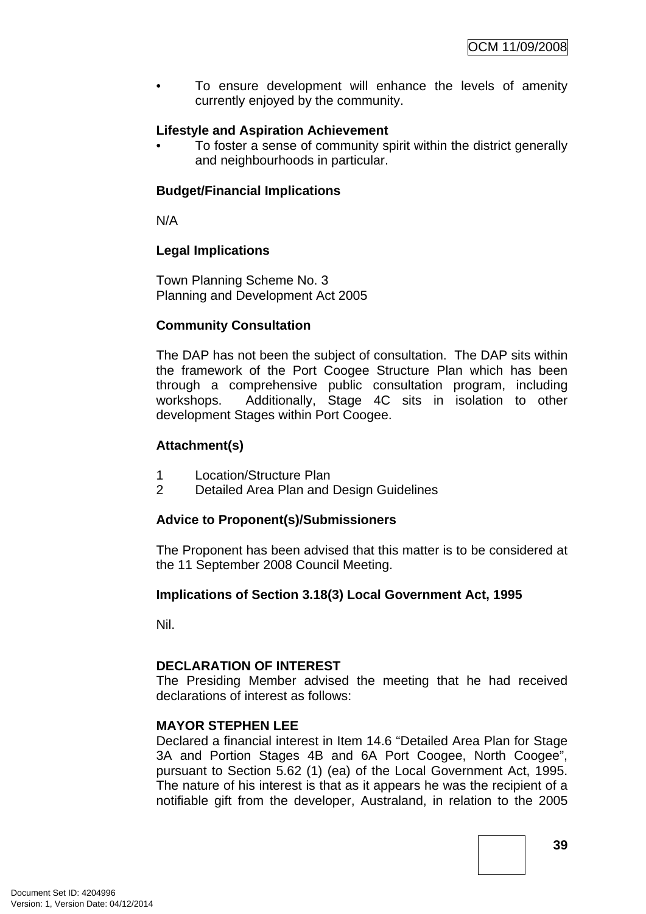- To ensure development will enhance the levels of amenity currently enjoyed by the community.

**Lifestyle and Aspiration Achievement**

- To foster a sense of community spirit within the district generally and neighbourhoods in particular.

**Budget/Financial Implications**

N/A

**Legal Implications**

Town Planning Scheme No. 3
Planning and Development Act 2005

**Community Consultation**

The DAP has not been the subject of consultation. The DAP sits within the framework of the Port Coogee Structure Plan which has been through a comprehensive public consultation program, including workshops. Additionally, Stage 4C sits in isolation to other development Stages within Port Coogee.

**Attachment(s)**

1 Location/Structure Plan
2 Detailed Area Plan and Design Guidelines

**Advice to Proponent(s)/Submissioners**

The Proponent has been advised that this matter is to be considered at the 11 September 2008 Council Meeting.

**Implications of Section 3.18(3) Local Government Act, 1995**

Nil.

**DECLARATION OF INTEREST**

The Presiding Member advised the meeting that he had received declarations of interest as follows:

**MAYOR STEPHEN LEE**

Declared a financial interest in Item 14.6 "Detailed Area Plan for Stage 3A and Portion Stages 4B and 6A Port Coogee, North Coogee", pursuant to Section 5.62 (1) (ea) of the Local Government Act, 1995. The nature of his interest is that as it appears he was the recipient of a notifiable gift from the developer, Australand, in relation to the 2005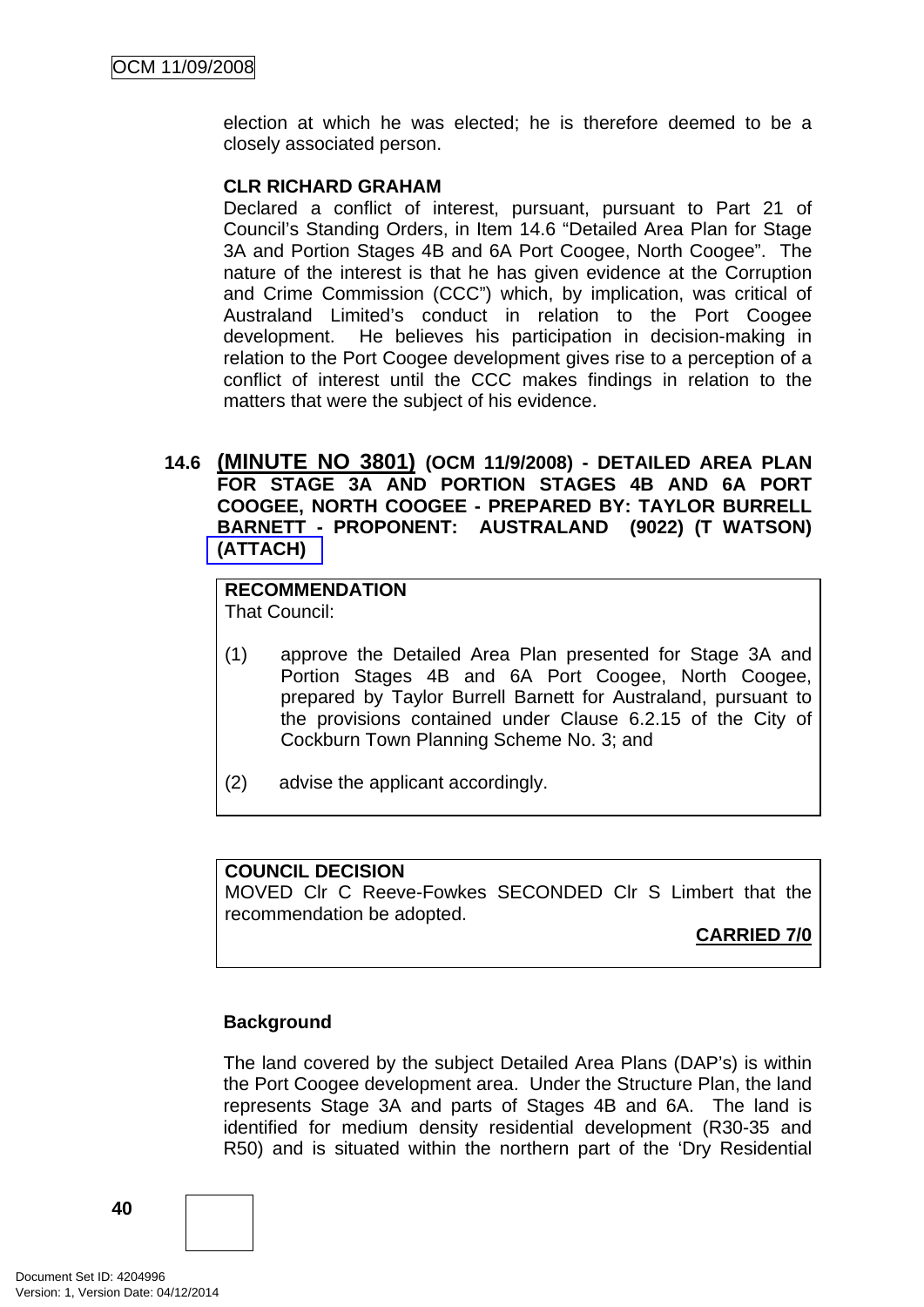election at which he was elected; he is therefore deemed to be a closely associated person.

**CLR RICHARD GRAHAM**

Declared a conflict of interest, pursuant, pursuant to Part 21 of Council's Standing Orders, in Item 14.6 "Detailed Area Plan for Stage 3A and Portion Stages 4B and 6A Port Coogee, North Coogee". The nature of the interest is that he has given evidence at the Corruption and Crime Commission (CCC") which, by implication, was critical of Australand Limited's conduct in relation to the Port Coogee development. He believes his participation in decision-making in relation to the Port Coogee development gives rise to a perception of a conflict of interest until the CCC makes findings in relation to the matters that were the subject of his evidence.

### 14.6 (MINUTE NO 3801) (OCM 11/9/2008) - DETAILED AREA PLAN FOR STAGE 3A AND PORTION STAGES 4B AND 6A PORT COOGEE, NORTH COOGEE - PREPARED BY: TAYLOR BURRELL BARNETT - PROPONENT: AUSTRALAND (9022) (T WATSON) (ATTACH)

**RECOMMENDATION**
That Council:

(1) approve the Detailed Area Plan presented for Stage 3A and Portion Stages 4B and 6A Port Coogee, North Coogee, prepared by Taylor Burrell Barnett for Australand, pursuant to the provisions contained under Clause 6.2.15 of the City of Cockburn Town Planning Scheme No. 3; and

(2) advise the applicant accordingly.

**COUNCIL DECISION**
MOVED Clr C Reeve-Fowkes SECONDED Clr S Limbert that the recommendation be adopted.

**CARRIED 7/0**

**Background**

The land covered by the subject Detailed Area Plans (DAP's) is within the Port Coogee development area. Under the Structure Plan, the land represents Stage 3A and parts of Stages 4B and 6A. The land is identified for medium density residential development (R30-35 and R50) and is situated within the northern part of the 'Dry Residential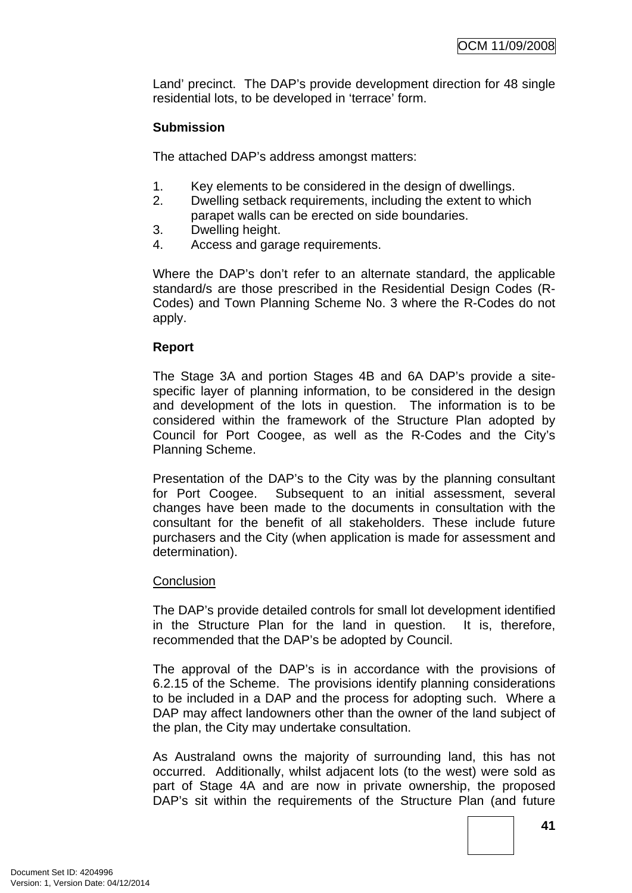Land' precinct. The DAP's provide development direction for 48 single residential lots, to be developed in 'terrace' form.

**Submission**

The attached DAP's address amongst matters:

1. Key elements to be considered in the design of dwellings.
2. Dwelling setback requirements, including the extent to which parapet walls can be erected on side boundaries.
3. Dwelling height.
4. Access and garage requirements.

Where the DAP's don't refer to an alternate standard, the applicable standard/s are those prescribed in the Residential Design Codes (R-Codes) and Town Planning Scheme No. 3 where the R-Codes do not apply.

**Report**

The Stage 3A and portion Stages 4B and 6A DAP's provide a site-specific layer of planning information, to be considered in the design and development of the lots in question. The information is to be considered within the framework of the Structure Plan adopted by Council for Port Coogee, as well as the R-Codes and the City's Planning Scheme.

Presentation of the DAP's to the City was by the planning consultant for Port Coogee. Subsequent to an initial assessment, several changes have been made to the documents in consultation with the consultant for the benefit of all stakeholders. These include future purchasers and the City (when application is made for assessment and determination).

<u>Conclusion</u>

The DAP's provide detailed controls for small lot development identified in the Structure Plan for the land in question. It is, therefore, recommended that the DAP's be adopted by Council.

The approval of the DAP's is in accordance with the provisions of 6.2.15 of the Scheme. The provisions identify planning considerations to be included in a DAP and the process for adopting such. Where a DAP may affect landowners other than the owner of the land subject of the plan, the City may undertake consultation.

As Australand owns the majority of surrounding land, this has not occurred. Additionally, whilst adjacent lots (to the west) were sold as part of Stage 4A and are now in private ownership, the proposed DAP's sit within the requirements of the Structure Plan (and future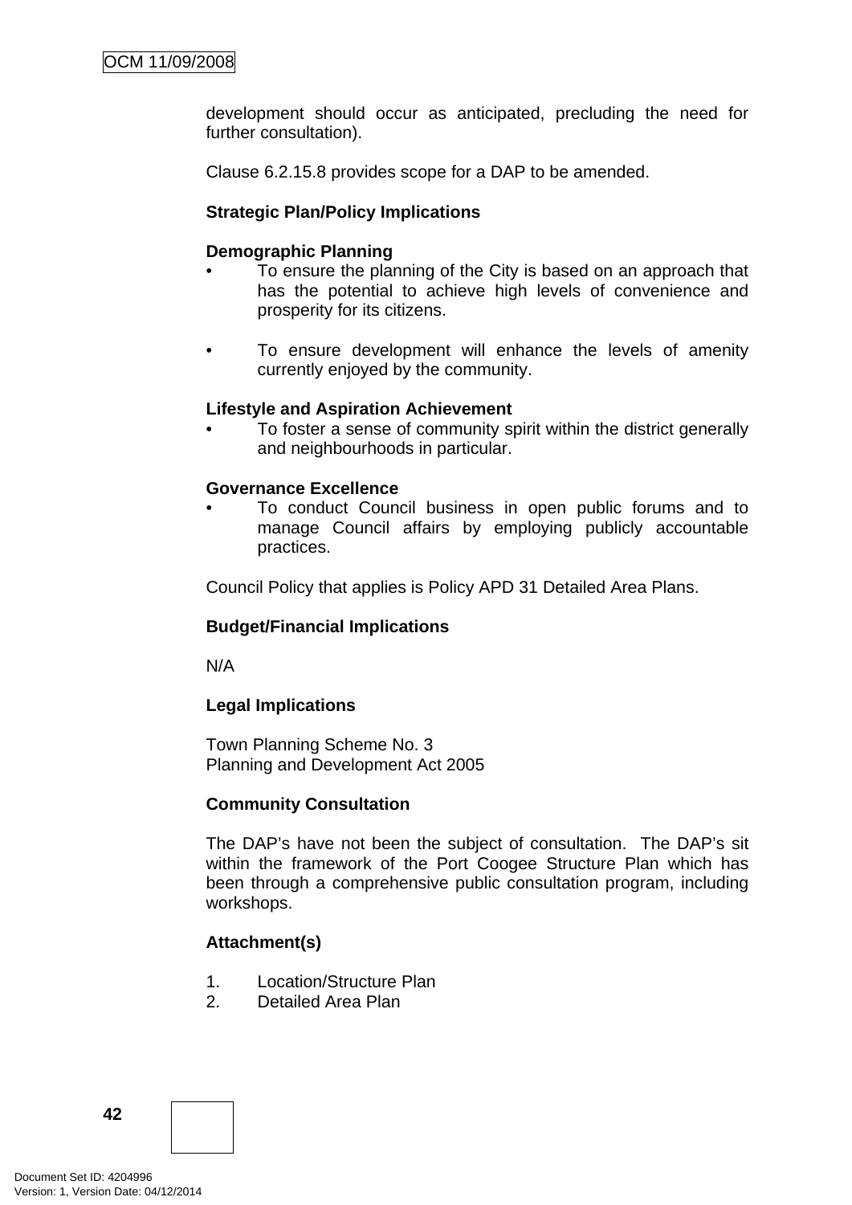development should occur as anticipated, precluding the need for further consultation).

Clause 6.2.15.8 provides scope for a DAP to be amended.

**Strategic Plan/Policy Implications**

**Demographic Planning**

- To ensure the planning of the City is based on an approach that has the potential to achieve high levels of convenience and prosperity for its citizens.

- To ensure development will enhance the levels of amenity currently enjoyed by the community.

**Lifestyle and Aspiration Achievement**

- To foster a sense of community spirit within the district generally and neighbourhoods in particular.

**Governance Excellence**

- To conduct Council business in open public forums and to manage Council affairs by employing publicly accountable practices.

Council Policy that applies is Policy APD 31 Detailed Area Plans.

**Budget/Financial Implications**

N/A

**Legal Implications**

Town Planning Scheme No. 3
Planning and Development Act 2005

**Community Consultation**

The DAP's have not been the subject of consultation. The DAP's sit within the framework of the Port Coogee Structure Plan which has been through a comprehensive public consultation program, including workshops.

**Attachment(s)**

1. Location/Structure Plan
2. Detailed Area Plan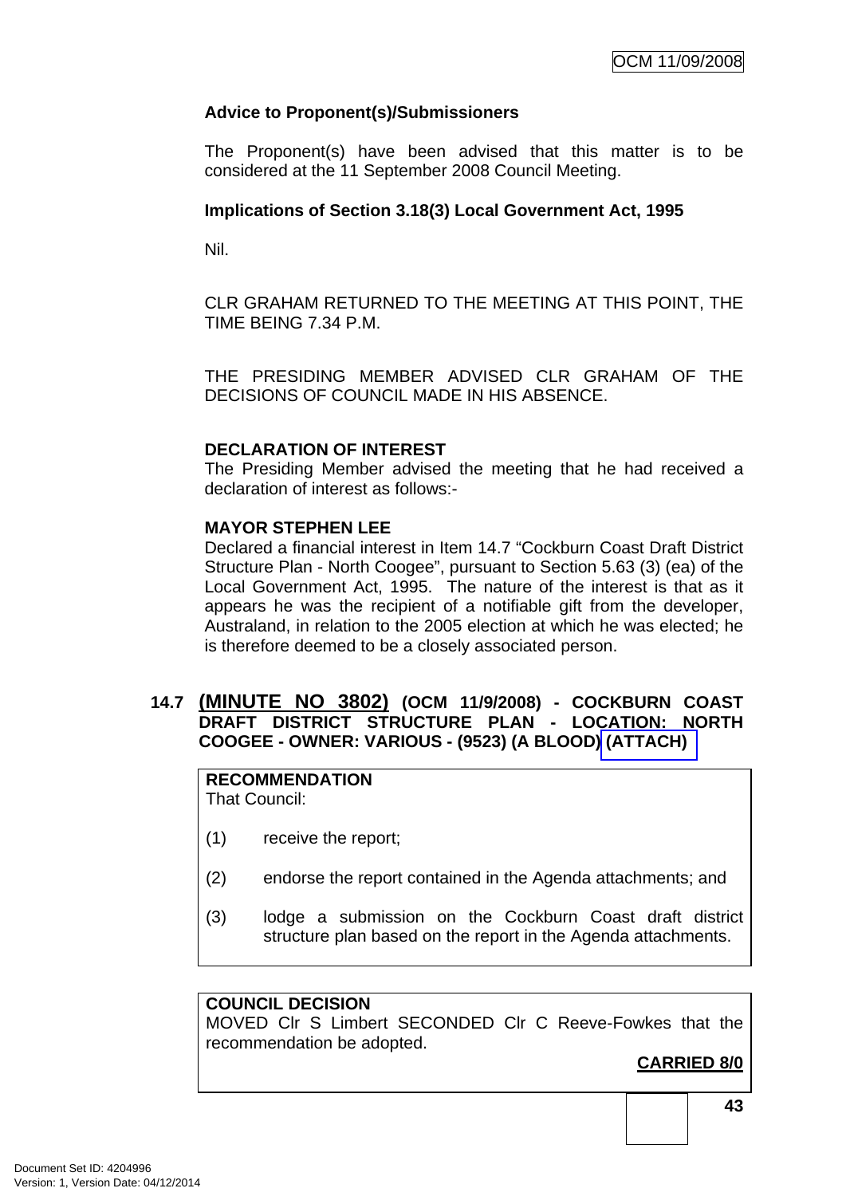**Advice to Proponent(s)/Submissioners**

The Proponent(s) have been advised that this matter is to be considered at the 11 September 2008 Council Meeting.

**Implications of Section 3.18(3) Local Government Act, 1995**

Nil.

CLR GRAHAM RETURNED TO THE MEETING AT THIS POINT, THE TIME BEING 7.34 P.M.

THE PRESIDING MEMBER ADVISED CLR GRAHAM OF THE DECISIONS OF COUNCIL MADE IN HIS ABSENCE.

**DECLARATION OF INTEREST**

The Presiding Member advised the meeting that he had received a declaration of interest as follows:-

**MAYOR STEPHEN LEE**

Declared a financial interest in Item 14.7 "Cockburn Coast Draft District Structure Plan - North Coogee", pursuant to Section 5.63 (3) (ea) of the Local Government Act, 1995. The nature of the interest is that as it appears he was the recipient of a notifiable gift from the developer, Australand, in relation to the 2005 election at which he was elected; he is therefore deemed to be a closely associated person.

## 14.7 (MINUTE NO 3802) (OCM 11/9/2008) - COCKBURN COAST DRAFT DISTRICT STRUCTURE PLAN - LOCATION: NORTH COOGEE - OWNER: VARIOUS - (9523) (A BLOOD) (ATTACH)

**RECOMMENDATION**

That Council:

(1) receive the report;

(2) endorse the report contained in the Agenda attachments; and

(3) lodge a submission on the Cockburn Coast draft district structure plan based on the report in the Agenda attachments.

**COUNCIL DECISION**

MOVED Clr S Limbert SECONDED Clr C Reeve-Fowkes that the recommendation be adopted.

**CARRIED 8/0**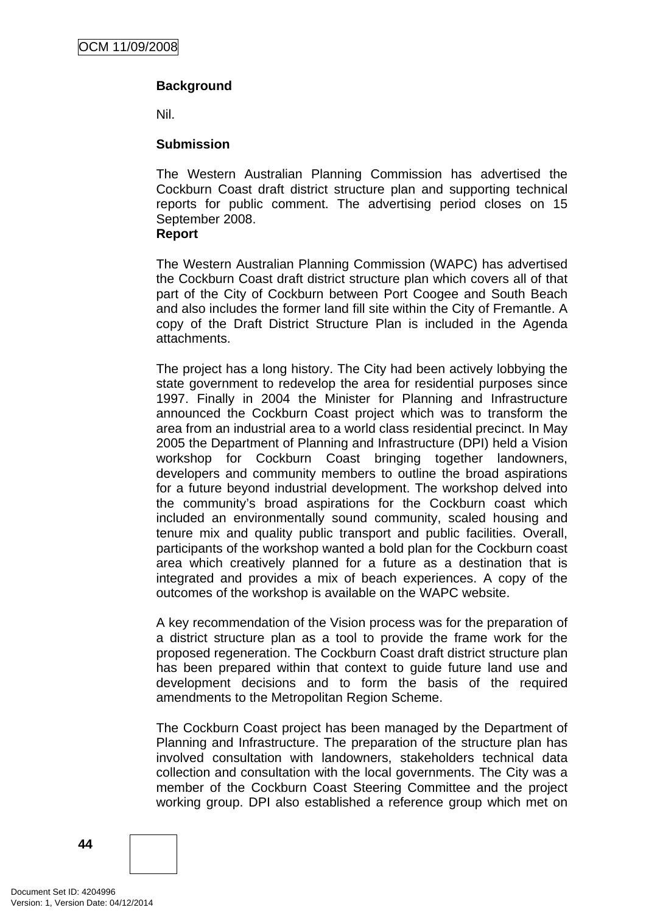**Background**

Nil.

**Submission**

The Western Australian Planning Commission has advertised the Cockburn Coast draft district structure plan and supporting technical reports for public comment. The advertising period closes on 15 September 2008.

**Report**

The Western Australian Planning Commission (WAPC) has advertised the Cockburn Coast draft district structure plan which covers all of that part of the City of Cockburn between Port Coogee and South Beach and also includes the former land fill site within the City of Fremantle. A copy of the Draft District Structure Plan is included in the Agenda attachments.

The project has a long history. The City had been actively lobbying the state government to redevelop the area for residential purposes since 1997. Finally in 2004 the Minister for Planning and Infrastructure announced the Cockburn Coast project which was to transform the area from an industrial area to a world class residential precinct. In May 2005 the Department of Planning and Infrastructure (DPI) held a Vision workshop for Cockburn Coast bringing together landowners, developers and community members to outline the broad aspirations for a future beyond industrial development. The workshop delved into the community's broad aspirations for the Cockburn coast which included an environmentally sound community, scaled housing and tenure mix and quality public transport and public facilities. Overall, participants of the workshop wanted a bold plan for the Cockburn coast area which creatively planned for a future as a destination that is integrated and provides a mix of beach experiences. A copy of the outcomes of the workshop is available on the WAPC website.

A key recommendation of the Vision process was for the preparation of a district structure plan as a tool to provide the frame work for the proposed regeneration. The Cockburn Coast draft district structure plan has been prepared within that context to guide future land use and development decisions and to form the basis of the required amendments to the Metropolitan Region Scheme.

The Cockburn Coast project has been managed by the Department of Planning and Infrastructure. The preparation of the structure plan has involved consultation with landowners, stakeholders technical data collection and consultation with the local governments. The City was a member of the Cockburn Coast Steering Committee and the project working group. DPI also established a reference group which met on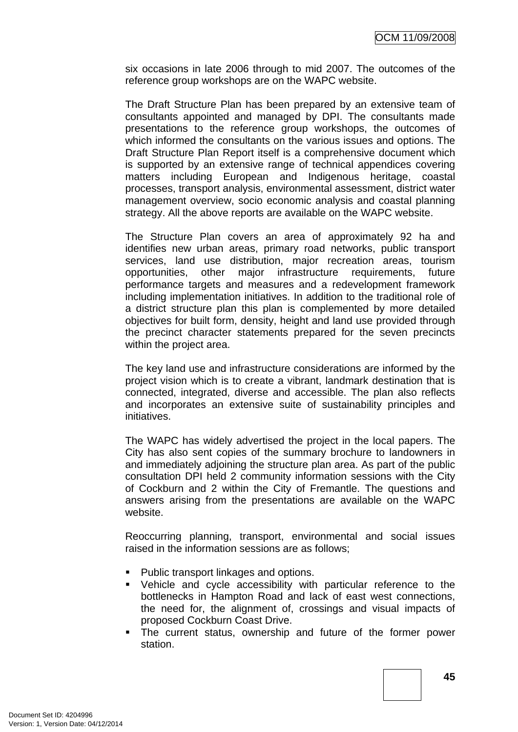six occasions in late 2006 through to mid 2007. The outcomes of the reference group workshops are on the WAPC website.

The Draft Structure Plan has been prepared by an extensive team of consultants appointed and managed by DPI. The consultants made presentations to the reference group workshops, the outcomes of which informed the consultants on the various issues and options. The Draft Structure Plan Report itself is a comprehensive document which is supported by an extensive range of technical appendices covering matters including European and Indigenous heritage, coastal processes, transport analysis, environmental assessment, district water management overview, socio economic analysis and coastal planning strategy. All the above reports are available on the WAPC website.

The Structure Plan covers an area of approximately 92 ha and identifies new urban areas, primary road networks, public transport services, land use distribution, major recreation areas, tourism opportunities, other major infrastructure requirements, future performance targets and measures and a redevelopment framework including implementation initiatives. In addition to the traditional role of a district structure plan this plan is complemented by more detailed objectives for built form, density, height and land use provided through the precinct character statements prepared for the seven precincts within the project area.

The key land use and infrastructure considerations are informed by the project vision which is to create a vibrant, landmark destination that is connected, integrated, diverse and accessible. The plan also reflects and incorporates an extensive suite of sustainability principles and initiatives.

The WAPC has widely advertised the project in the local papers. The City has also sent copies of the summary brochure to landowners in and immediately adjoining the structure plan area. As part of the public consultation DPI held 2 community information sessions with the City of Cockburn and 2 within the City of Fremantle. The questions and answers arising from the presentations are available on the WAPC website.

Reoccurring planning, transport, environmental and social issues raised in the information sessions are as follows;

- Public transport linkages and options.
- Vehicle and cycle accessibility with particular reference to the bottlenecks in Hampton Road and lack of east west connections, the need for, the alignment of, crossings and visual impacts of proposed Cockburn Coast Drive.
- The current status, ownership and future of the former power station.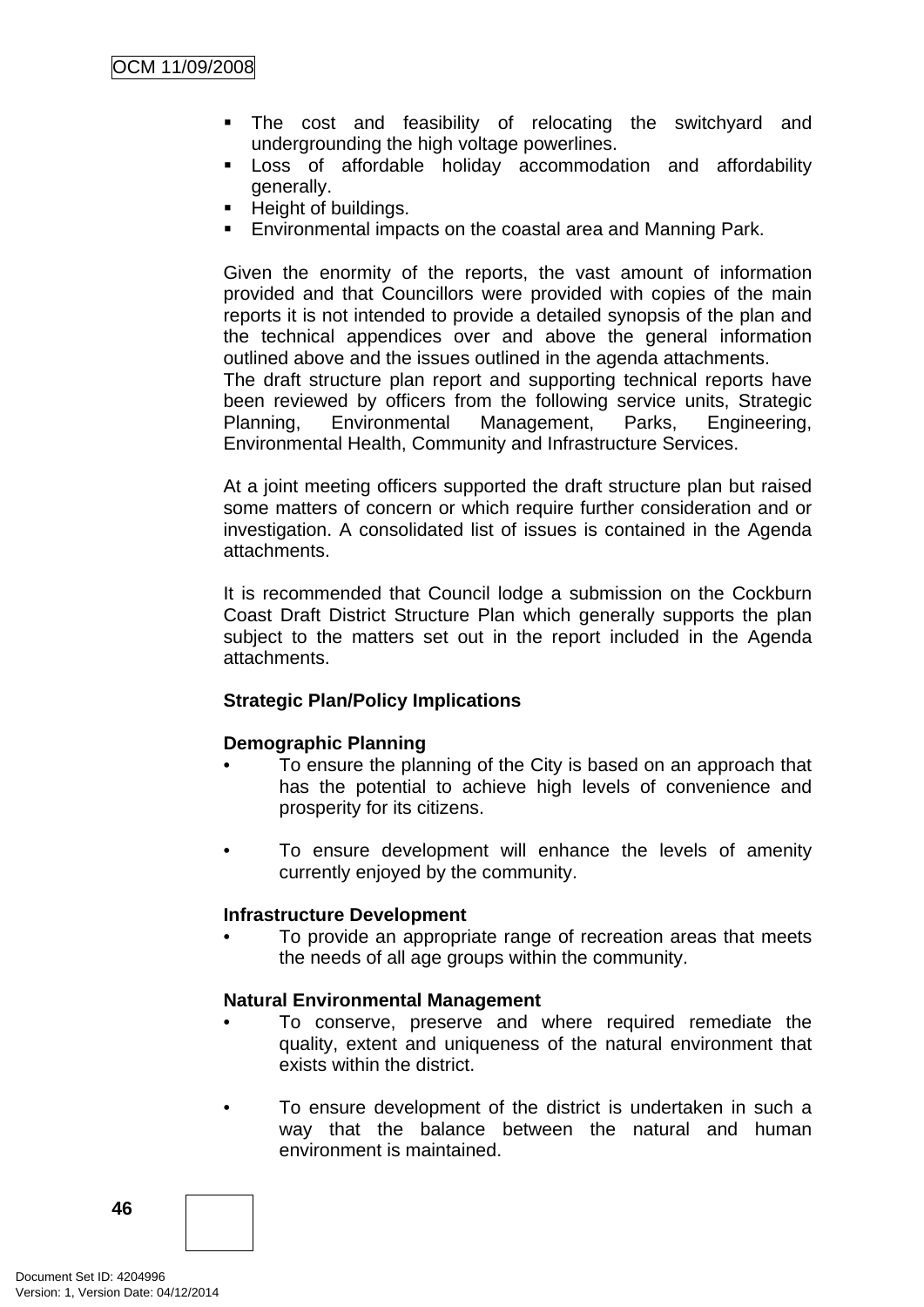- The cost and feasibility of relocating the switchyard and undergrounding the high voltage powerlines.
- Loss of affordable holiday accommodation and affordability generally.
- Height of buildings.
- Environmental impacts on the coastal area and Manning Park.

Given the enormity of the reports, the vast amount of information provided and that Councillors were provided with copies of the main reports it is not intended to provide a detailed synopsis of the plan and the technical appendices over and above the general information outlined above and the issues outlined in the agenda attachments.
The draft structure plan report and supporting technical reports have been reviewed by officers from the following service units, Strategic Planning, Environmental Management, Parks, Engineering, Environmental Health, Community and Infrastructure Services.

At a joint meeting officers supported the draft structure plan but raised some matters of concern or which require further consideration and or investigation. A consolidated list of issues is contained in the Agenda attachments.

It is recommended that Council lodge a submission on the Cockburn Coast Draft District Structure Plan which generally supports the plan subject to the matters set out in the report included in the Agenda attachments.

**Strategic Plan/Policy Implications**

**Demographic Planning**

- To ensure the planning of the City is based on an approach that has the potential to achieve high levels of convenience and prosperity for its citizens.

- To ensure development will enhance the levels of amenity currently enjoyed by the community.

**Infrastructure Development**

- To provide an appropriate range of recreation areas that meets the needs of all age groups within the community.

**Natural Environmental Management**

- To conserve, preserve and where required remediate the quality, extent and uniqueness of the natural environment that exists within the district.

- To ensure development of the district is undertaken in such a way that the balance between the natural and human environment is maintained.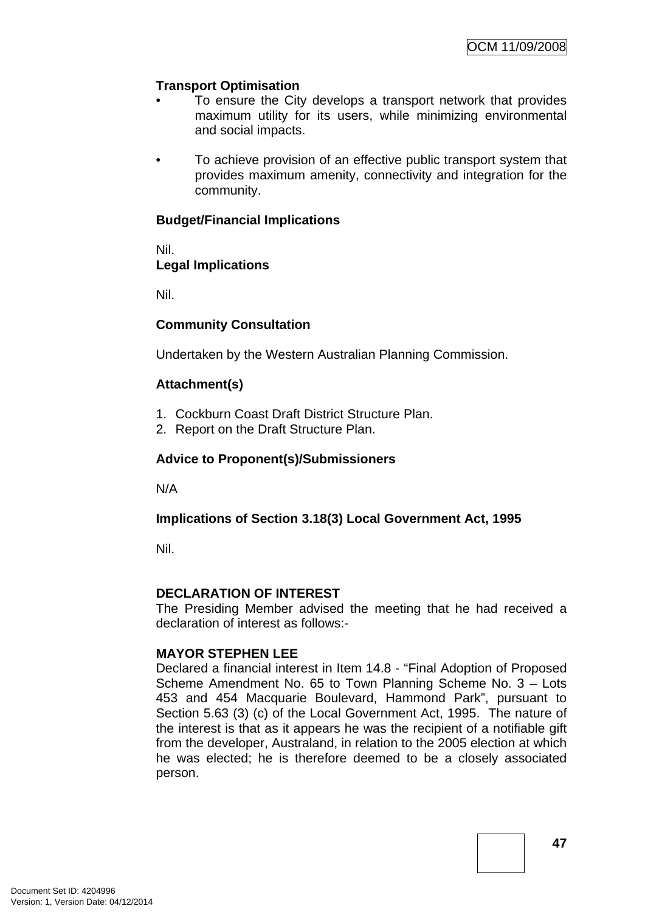**Transport Optimisation**

- To ensure the City develops a transport network that provides maximum utility for its users, while minimizing environmental and social impacts.

- To achieve provision of an effective public transport system that provides maximum amenity, connectivity and integration for the community.

**Budget/Financial Implications**

Nil.

**Legal Implications**

Nil.

**Community Consultation**

Undertaken by the Western Australian Planning Commission.

**Attachment(s)**

1. Cockburn Coast Draft District Structure Plan.
2. Report on the Draft Structure Plan.

**Advice to Proponent(s)/Submissioners**

N/A

**Implications of Section 3.18(3) Local Government Act, 1995**

Nil.

**DECLARATION OF INTEREST**

The Presiding Member advised the meeting that he had received a declaration of interest as follows:-

**MAYOR STEPHEN LEE**

Declared a financial interest in Item 14.8 - "Final Adoption of Proposed Scheme Amendment No. 65 to Town Planning Scheme No. 3 – Lots 453 and 454 Macquarie Boulevard, Hammond Park", pursuant to Section 5.63 (3) (c) of the Local Government Act, 1995. The nature of the interest is that as it appears he was the recipient of a notifiable gift from the developer, Australand, in relation to the 2005 election at which he was elected; he is therefore deemed to be a closely associated person.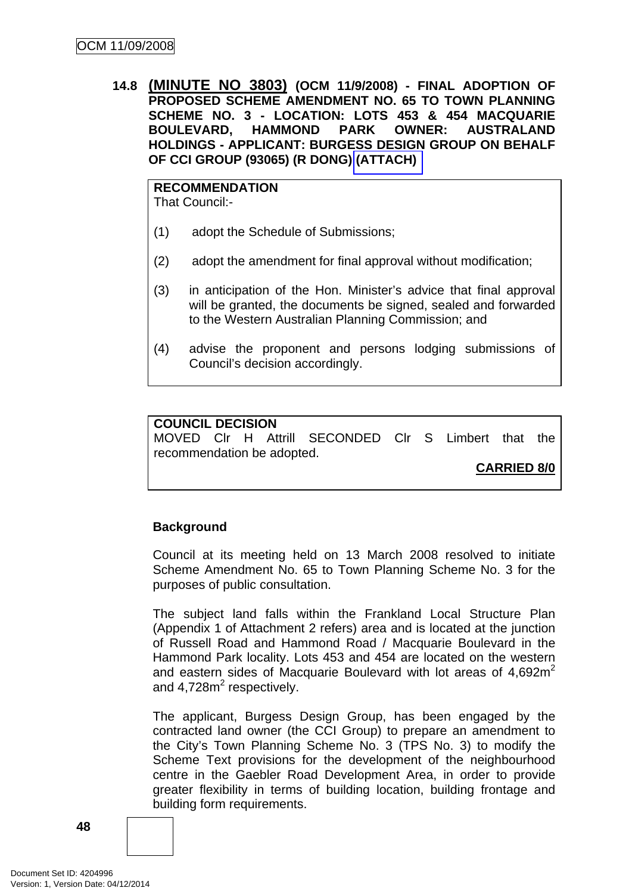**14.8 (MINUTE NO 3803) (OCM 11/9/2008) - FINAL ADOPTION OF PROPOSED SCHEME AMENDMENT NO. 65 TO TOWN PLANNING SCHEME NO. 3 - LOCATION: LOTS 453 & 454 MACQUARIE BOULEVARD, HAMMOND PARK OWNER: AUSTRALAND HOLDINGS - APPLICANT: BURGESS DESIGN GROUP ON BEHALF OF CCI GROUP (93065) (R DONG) (ATTACH)**

**RECOMMENDATION**
That Council:-

(1) adopt the Schedule of Submissions;

(2) adopt the amendment for final approval without modification;

(3) in anticipation of the Hon. Minister's advice that final approval will be granted, the documents be signed, sealed and forwarded to the Western Australian Planning Commission; and

(4) advise the proponent and persons lodging submissions of Council's decision accordingly.

**COUNCIL DECISION**
MOVED Clr H Attrill SECONDED Clr S Limbert that the recommendation be adopted.

**CARRIED 8/0**

**Background**

Council at its meeting held on 13 March 2008 resolved to initiate Scheme Amendment No. 65 to Town Planning Scheme No. 3 for the purposes of public consultation.

The subject land falls within the Frankland Local Structure Plan (Appendix 1 of Attachment 2 refers) area and is located at the junction of Russell Road and Hammond Road / Macquarie Boulevard in the Hammond Park locality. Lots 453 and 454 are located on the western and eastern sides of Macquarie Boulevard with lot areas of 4,692m$^2$ and 4,728m$^2$ respectively.

The applicant, Burgess Design Group, has been engaged by the contracted land owner (the CCI Group) to prepare an amendment to the City's Town Planning Scheme No. 3 (TPS No. 3) to modify the Scheme Text provisions for the development of the neighbourhood centre in the Gaebler Road Development Area, in order to provide greater flexibility in terms of building location, building frontage and building form requirements.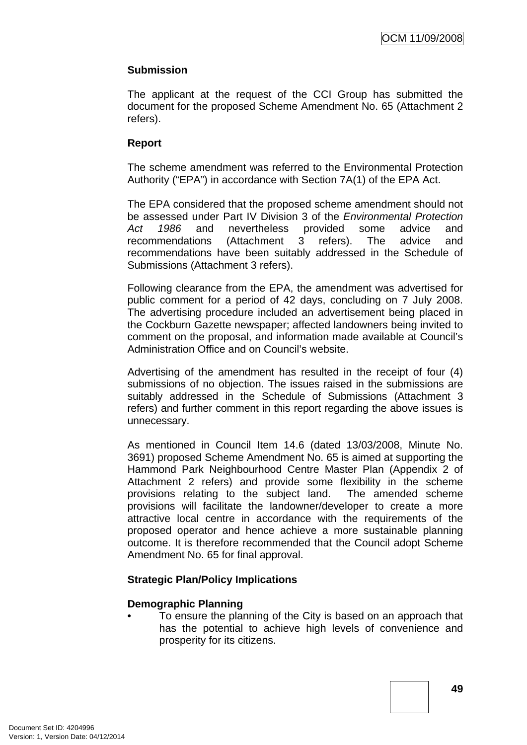**Submission**

The applicant at the request of the CCI Group has submitted the document for the proposed Scheme Amendment No. 65 (Attachment 2 refers).

**Report**

The scheme amendment was referred to the Environmental Protection Authority ("EPA") in accordance with Section 7A(1) of the EPA Act.

The EPA considered that the proposed scheme amendment should not be assessed under Part IV Division 3 of the *Environmental Protection Act 1986* and nevertheless provided some advice and recommendations (Attachment 3 refers). The advice and recommendations have been suitably addressed in the Schedule of Submissions (Attachment 3 refers).

Following clearance from the EPA, the amendment was advertised for public comment for a period of 42 days, concluding on 7 July 2008. The advertising procedure included an advertisement being placed in the Cockburn Gazette newspaper; affected landowners being invited to comment on the proposal, and information made available at Council's Administration Office and on Council's website.

Advertising of the amendment has resulted in the receipt of four (4) submissions of no objection. The issues raised in the submissions are suitably addressed in the Schedule of Submissions (Attachment 3 refers) and further comment in this report regarding the above issues is unnecessary.

As mentioned in Council Item 14.6 (dated 13/03/2008, Minute No. 3691) proposed Scheme Amendment No. 65 is aimed at supporting the Hammond Park Neighbourhood Centre Master Plan (Appendix 2 of Attachment 2 refers) and provide some flexibility in the scheme provisions relating to the subject land. The amended scheme provisions will facilitate the landowner/developer to create a more attractive local centre in accordance with the requirements of the proposed operator and hence achieve a more sustainable planning outcome. It is therefore recommended that the Council adopt Scheme Amendment No. 65 for final approval.

**Strategic Plan/Policy Implications**

**Demographic Planning**

- To ensure the planning of the City is based on an approach that has the potential to achieve high levels of convenience and prosperity for its citizens.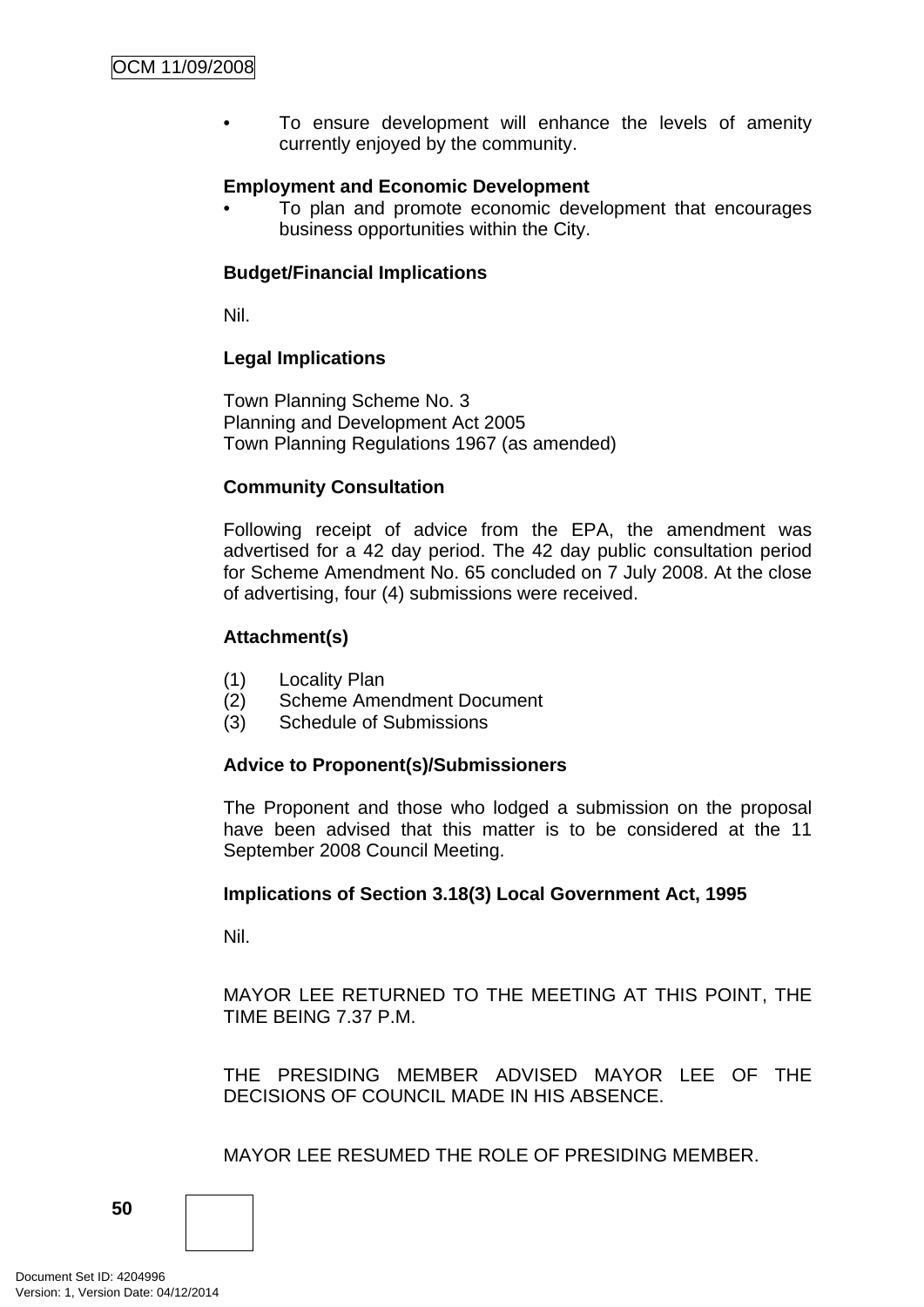- To ensure development will enhance the levels of amenity currently enjoyed by the community.

**Employment and Economic Development**

- To plan and promote economic development that encourages business opportunities within the City.

**Budget/Financial Implications**

Nil.

**Legal Implications**

Town Planning Scheme No. 3
Planning and Development Act 2005
Town Planning Regulations 1967 (as amended)

**Community Consultation**

Following receipt of advice from the EPA, the amendment was advertised for a 42 day period. The 42 day public consultation period for Scheme Amendment No. 65 concluded on 7 July 2008. At the close of advertising, four (4) submissions were received.

**Attachment(s)**

(1) Locality Plan
(2) Scheme Amendment Document
(3) Schedule of Submissions

**Advice to Proponent(s)/Submissioners**

The Proponent and those who lodged a submission on the proposal have been advised that this matter is to be considered at the 11 September 2008 Council Meeting.

**Implications of Section 3.18(3) Local Government Act, 1995**

Nil.

MAYOR LEE RETURNED TO THE MEETING AT THIS POINT, THE TIME BEING 7.37 P.M.

THE PRESIDING MEMBER ADVISED MAYOR LEE OF THE DECISIONS OF COUNCIL MADE IN HIS ABSENCE.

MAYOR LEE RESUMED THE ROLE OF PRESIDING MEMBER.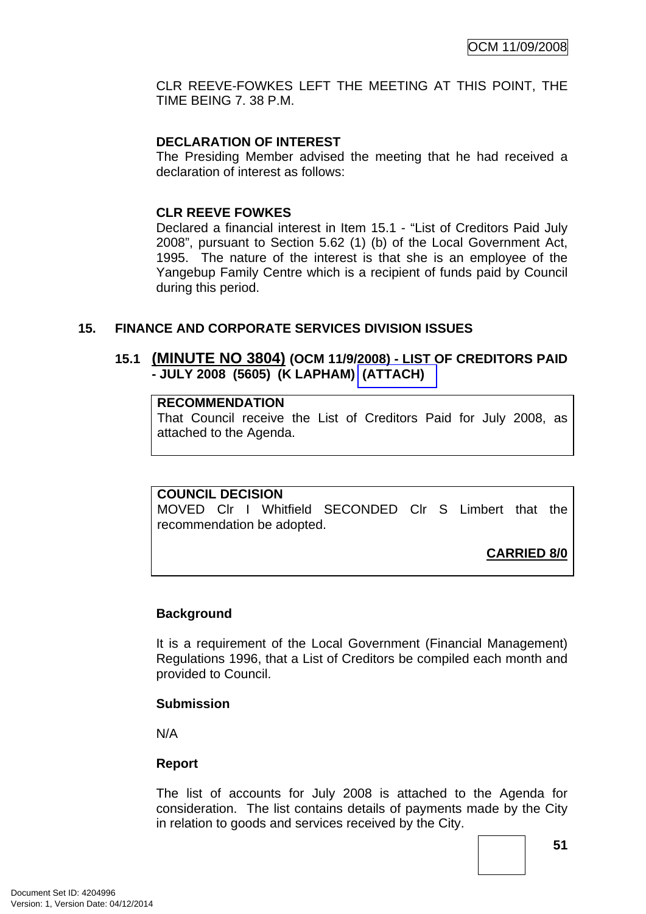CLR REEVE-FOWKES LEFT THE MEETING AT THIS POINT, THE TIME BEING 7. 38 P.M.

**DECLARATION OF INTEREST**

The Presiding Member advised the meeting that he had received a declaration of interest as follows:

**CLR REEVE FOWKES**

Declared a financial interest in Item 15.1 - "List of Creditors Paid July 2008", pursuant to Section 5.62 (1) (b) of the Local Government Act, 1995. The nature of the interest is that she is an employee of the Yangebup Family Centre which is a recipient of funds paid by Council during this period.

## 15. FINANCE AND CORPORATE SERVICES DIVISION ISSUES

### 15.1 (MINUTE NO 3804) (OCM 11/9/2008) - LIST OF CREDITORS PAID - JULY 2008 (5605) (K LAPHAM) (ATTACH)

**RECOMMENDATION**

That Council receive the List of Creditors Paid for July 2008, as attached to the Agenda.

**COUNCIL DECISION**

MOVED Clr I Whitfield SECONDED Clr S Limbert that the recommendation be adopted.

**CARRIED 8/0**

**Background**

It is a requirement of the Local Government (Financial Management) Regulations 1996, that a List of Creditors be compiled each month and provided to Council.

**Submission**

N/A

**Report**

The list of accounts for July 2008 is attached to the Agenda for consideration. The list contains details of payments made by the City in relation to goods and services received by the City.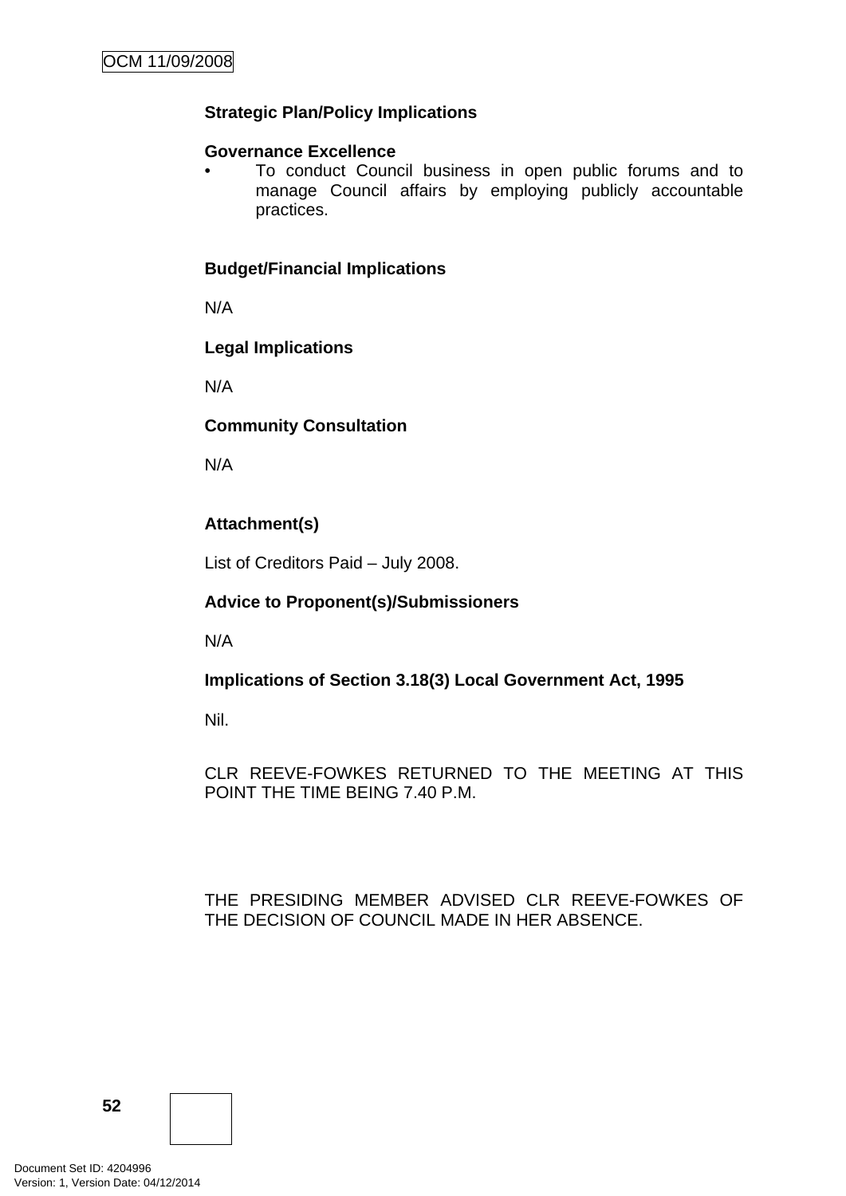**Strategic Plan/Policy Implications**

**Governance Excellence**

- To conduct Council business in open public forums and to manage Council affairs by employing publicly accountable practices.

**Budget/Financial Implications**

N/A

**Legal Implications**

N/A

**Community Consultation**

N/A

**Attachment(s)**

List of Creditors Paid – July 2008.

**Advice to Proponent(s)/Submissioners**

N/A

**Implications of Section 3.18(3) Local Government Act, 1995**

Nil.

CLR REEVE-FOWKES RETURNED TO THE MEETING AT THIS POINT THE TIME BEING 7.40 P.M.

THE PRESIDING MEMBER ADVISED CLR REEVE-FOWKES OF THE DECISION OF COUNCIL MADE IN HER ABSENCE.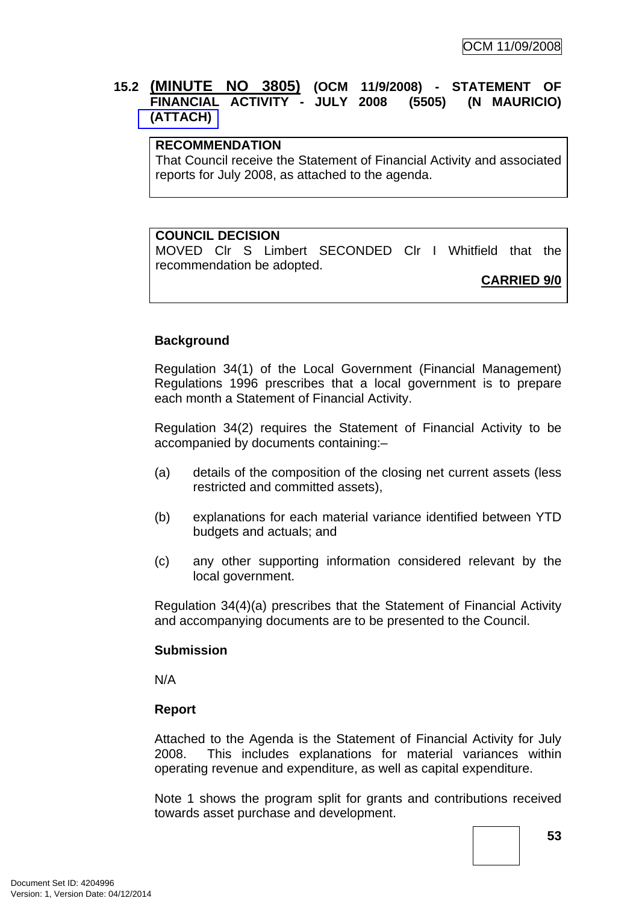## 15.2 (MINUTE NO 3805) (OCM 11/9/2008) - STATEMENT OF FINANCIAL ACTIVITY - JULY 2008 (5505) (N MAURICIO) (ATTACH)

**RECOMMENDATION**
That Council receive the Statement of Financial Activity and associated reports for July 2008, as attached to the agenda.

**COUNCIL DECISION**
MOVED Clr S Limbert SECONDED Clr I Whitfield that the recommendation be adopted.

**CARRIED 9/0**

**Background**

Regulation 34(1) of the Local Government (Financial Management) Regulations 1996 prescribes that a local government is to prepare each month a Statement of Financial Activity.

Regulation 34(2) requires the Statement of Financial Activity to be accompanied by documents containing:–

(a) details of the composition of the closing net current assets (less restricted and committed assets),

(b) explanations for each material variance identified between YTD budgets and actuals; and

(c) any other supporting information considered relevant by the local government.

Regulation 34(4)(a) prescribes that the Statement of Financial Activity and accompanying documents are to be presented to the Council.

**Submission**

N/A

**Report**

Attached to the Agenda is the Statement of Financial Activity for July 2008. This includes explanations for material variances within operating revenue and expenditure, as well as capital expenditure.

Note 1 shows the program split for grants and contributions received towards asset purchase and development.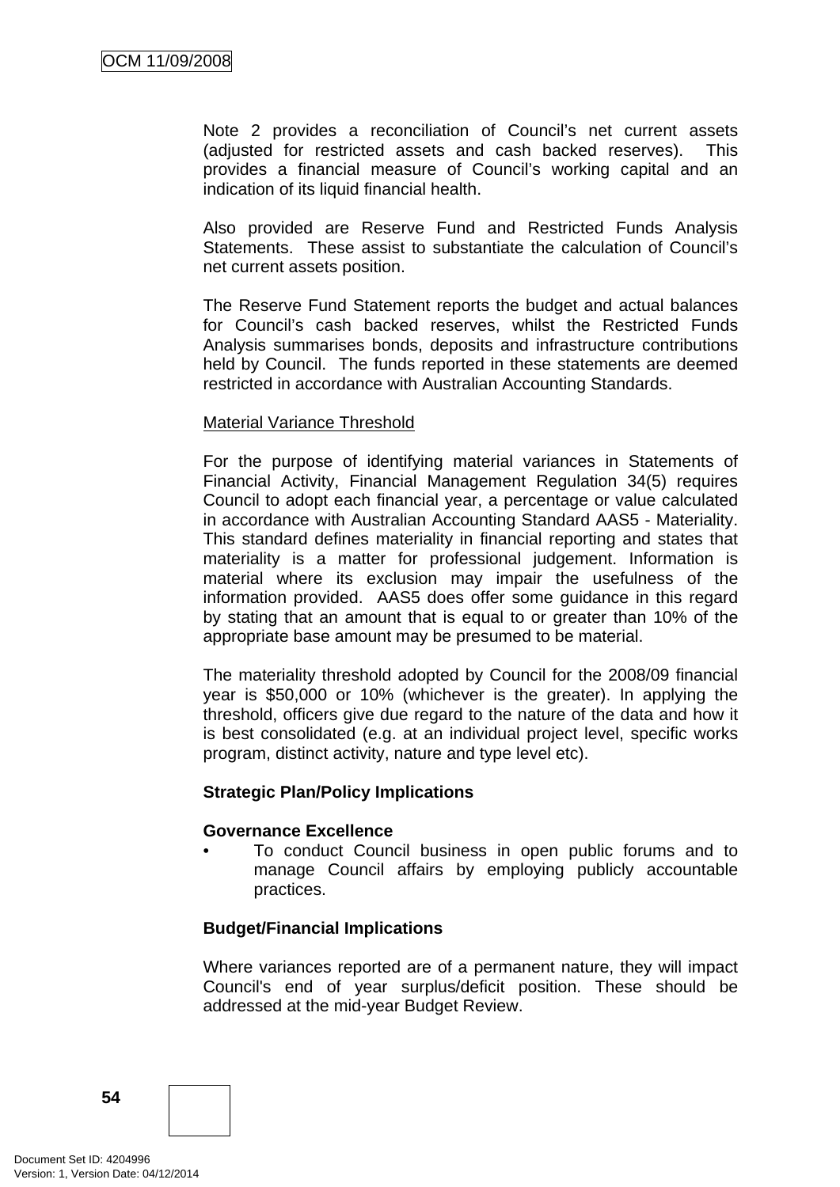Note 2 provides a reconciliation of Council's net current assets (adjusted for restricted assets and cash backed reserves). This provides a financial measure of Council's working capital and an indication of its liquid financial health.

Also provided are Reserve Fund and Restricted Funds Analysis Statements. These assist to substantiate the calculation of Council's net current assets position.

The Reserve Fund Statement reports the budget and actual balances for Council's cash backed reserves, whilst the Restricted Funds Analysis summarises bonds, deposits and infrastructure contributions held by Council. The funds reported in these statements are deemed restricted in accordance with Australian Accounting Standards.

Material Variance Threshold

For the purpose of identifying material variances in Statements of Financial Activity, Financial Management Regulation 34(5) requires Council to adopt each financial year, a percentage or value calculated in accordance with Australian Accounting Standard AAS5 - Materiality. This standard defines materiality in financial reporting and states that materiality is a matter for professional judgement. Information is material where its exclusion may impair the usefulness of the information provided. AAS5 does offer some guidance in this regard by stating that an amount that is equal to or greater than 10% of the appropriate base amount may be presumed to be material.

The materiality threshold adopted by Council for the 2008/09 financial year is $50,000 or 10% (whichever is the greater). In applying the threshold, officers give due regard to the nature of the data and how it is best consolidated (e.g. at an individual project level, specific works program, distinct activity, nature and type level etc).

**Strategic Plan/Policy Implications**

**Governance Excellence**

- To conduct Council business in open public forums and to manage Council affairs by employing publicly accountable practices.

**Budget/Financial Implications**

Where variances reported are of a permanent nature, they will impact Council's end of year surplus/deficit position. These should be addressed at the mid-year Budget Review.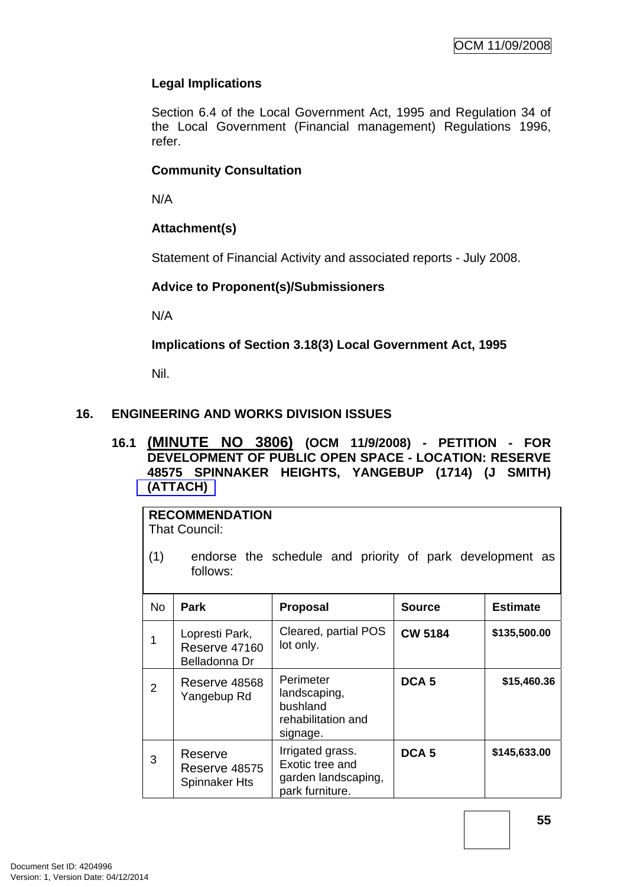**Legal Implications**

Section 6.4 of the Local Government Act, 1995 and Regulation 34 of the Local Government (Financial management) Regulations 1996, refer.

**Community Consultation**

N/A

**Attachment(s)**

Statement of Financial Activity and associated reports - July 2008.

**Advice to Proponent(s)/Submissioners**

N/A

**Implications of Section 3.18(3) Local Government Act, 1995**

Nil.

## 16. ENGINEERING AND WORKS DIVISION ISSUES

### 16.1 (MINUTE NO 3806) (OCM 11/9/2008) - PETITION - FOR DEVELOPMENT OF PUBLIC OPEN SPACE - LOCATION: RESERVE 48575 SPINNAKER HEIGHTS, YANGEBUP (1714) (J SMITH) (ATTACH)

**RECOMMENDATION**
That Council:

(1) endorse the schedule and priority of park development as follows:

| No | Park | Proposal | Source | Estimate |
|---|---|---|---|---|
| 1 | Lopresti Park, Reserve 47160 Belladonna Dr | Cleared, partial POS lot only. | **CW 5184** | **$135,500.00** |
| 2 | Reserve 48568 Yangebup Rd | Perimeter landscaping, bushland rehabilitation and signage. | **DCA 5** | **$15,460.36** |
| 3 | Reserve Reserve 48575 Spinnaker Hts | Irrigated grass. Exotic tree and garden landscaping, park furniture. | **DCA 5** | **$145,633.00** |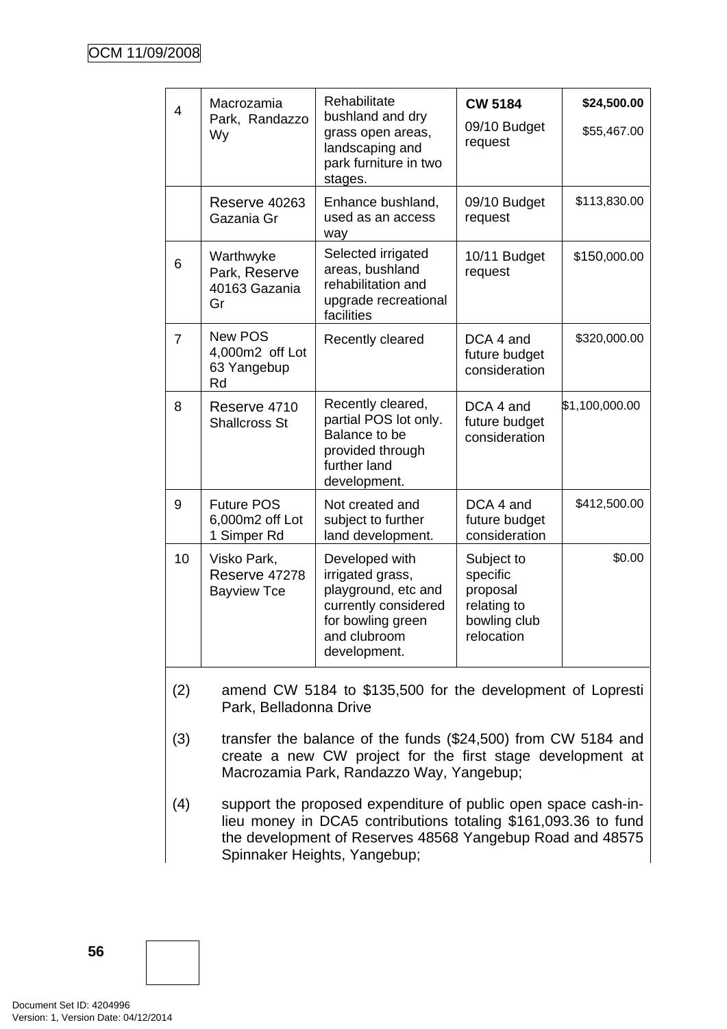| 4 | Macrozamia Park, Randazzo Wy | Rehabilitate bushland and dry grass open areas, landscaping and park furniture in two stages. | **CW 5184**<br>09/10 Budget request | **$24,500.00**<br>$55,467.00 |
|---|---|---|---|---|
| | Reserve 40263 Gazania Gr | Enhance bushland, used as an access way | 09/10 Budget request | $113,830.00 |
| 6 | Warthwyke Park, Reserve 40163 Gazania Gr | Selected irrigated areas, bushland rehabilitation and upgrade recreational facilities | 10/11 Budget request | $150,000.00 |
| 7 | New POS 4,000m2 off Lot 63 Yangebup Rd | Recently cleared | DCA 4 and future budget consideration | $320,000.00 |
| 8 | Reserve 4710 Shallcross St | Recently cleared, partial POS lot only. Balance to be provided through further land development. | DCA 4 and future budget consideration | $1,100,000.00 |
| 9 | Future POS 6,000m2 off Lot 1 Simper Rd | Not created and subject to further land development. | DCA 4 and future budget consideration | $412,500.00 |
| 10 | Visko Park, Reserve 47278 Bayview Tce | Developed with irrigated grass, playground, etc and currently considered for bowling green and clubroom development. | Subject to specific proposal relating to bowling club relocation | $0.00 |

(2) amend CW 5184 to $135,500 for the development of Lopresti Park, Belladonna Drive

(3) transfer the balance of the funds ($24,500) from CW 5184 and create a new CW project for the first stage development at Macrozamia Park, Randazzo Way, Yangebup;

(4) support the proposed expenditure of public open space cash-in-lieu money in DCA5 contributions totaling $161,093.36 to fund the development of Reserves 48568 Yangebup Road and 48575 Spinnaker Heights, Yangebup;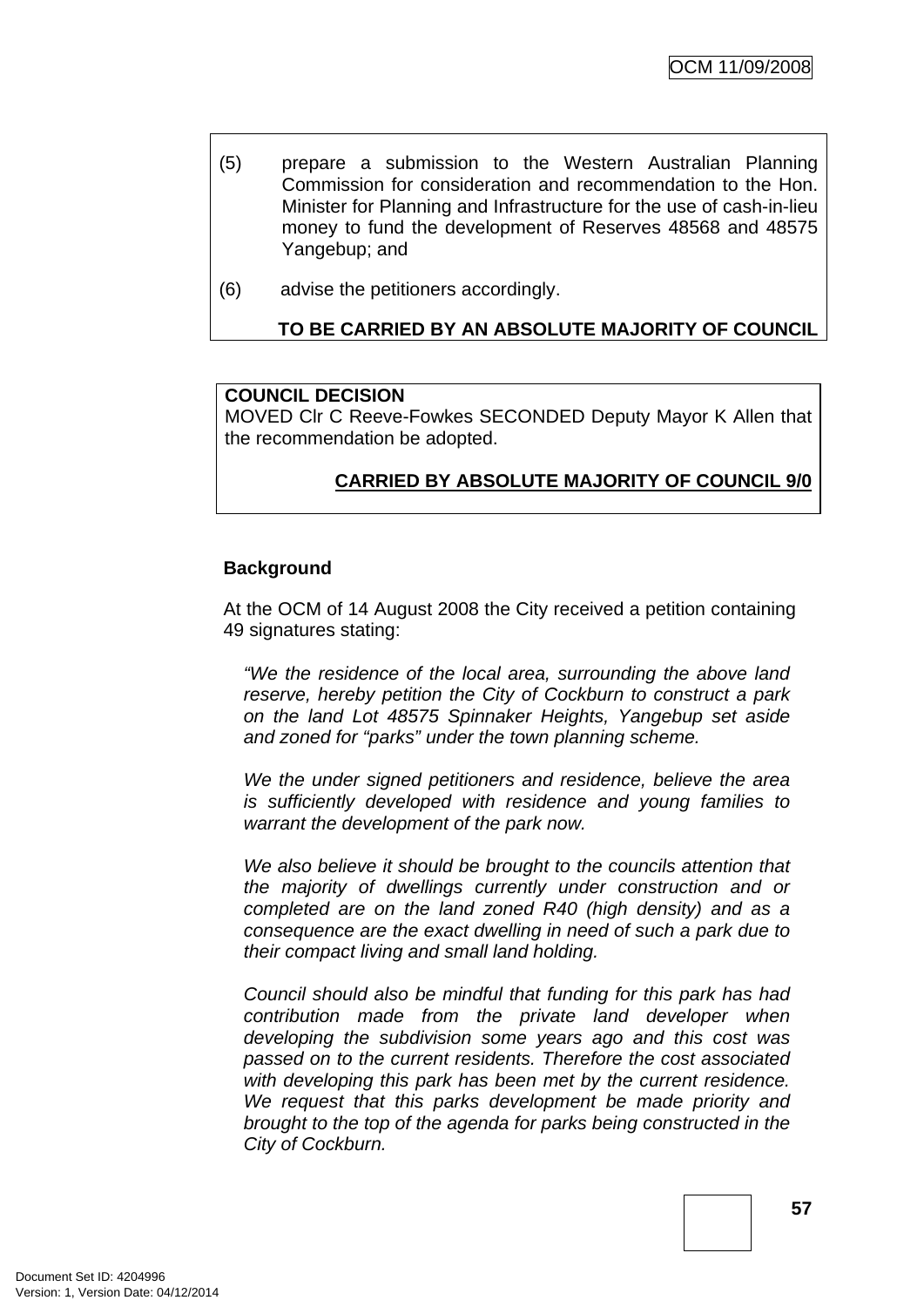(5) prepare a submission to the Western Australian Planning Commission for consideration and recommendation to the Hon. Minister for Planning and Infrastructure for the use of cash-in-lieu money to fund the development of Reserves 48568 and 48575 Yangebup; and

(6) advise the petitioners accordingly.

**TO BE CARRIED BY AN ABSOLUTE MAJORITY OF COUNCIL**

**COUNCIL DECISION**

MOVED Clr C Reeve-Fowkes SECONDED Deputy Mayor K Allen that the recommendation be adopted.

**CARRIED BY ABSOLUTE MAJORITY OF COUNCIL 9/0**

**Background**

At the OCM of 14 August 2008 the City received a petition containing 49 signatures stating:

*"We the residence of the local area, surrounding the above land reserve, hereby petition the City of Cockburn to construct a park on the land Lot 48575 Spinnaker Heights, Yangebup set aside and zoned for "parks" under the town planning scheme.*

*We the under signed petitioners and residence, believe the area is sufficiently developed with residence and young families to warrant the development of the park now.*

*We also believe it should be brought to the councils attention that the majority of dwellings currently under construction and or completed are on the land zoned R40 (high density) and as a consequence are the exact dwelling in need of such a park due to their compact living and small land holding.*

*Council should also be mindful that funding for this park has had contribution made from the private land developer when developing the subdivision some years ago and this cost was passed on to the current residents. Therefore the cost associated with developing this park has been met by the current residence. We request that this parks development be made priority and brought to the top of the agenda for parks being constructed in the City of Cockburn.*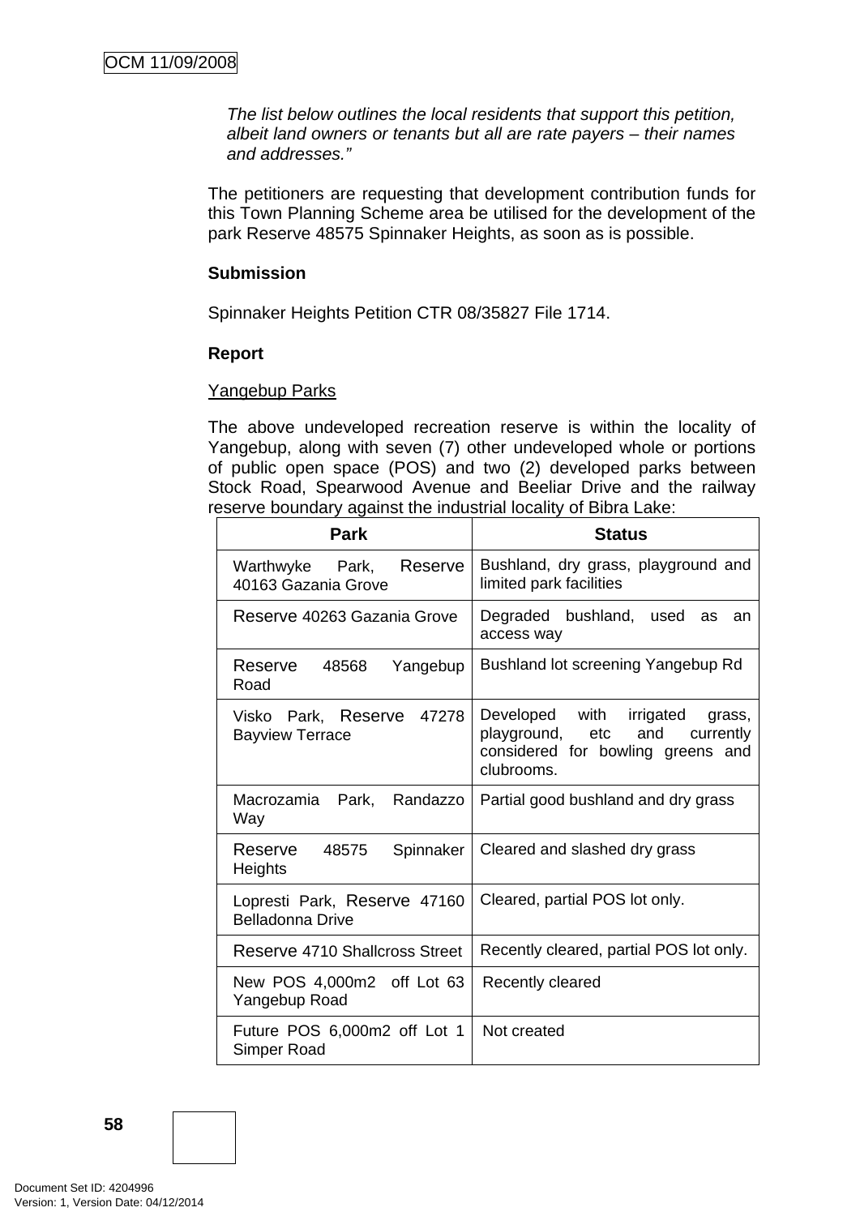*The list below outlines the local residents that support this petition, albeit land owners or tenants but all are rate payers – their names and addresses."*

The petitioners are requesting that development contribution funds for this Town Planning Scheme area be utilised for the development of the park Reserve 48575 Spinnaker Heights, as soon as is possible.

**Submission**

Spinnaker Heights Petition CTR 08/35827 File 1714.

**Report**

Yangebup Parks

The above undeveloped recreation reserve is within the locality of Yangebup, along with seven (7) other undeveloped whole or portions of public open space (POS) and two (2) developed parks between Stock Road, Spearwood Avenue and Beeliar Drive and the railway reserve boundary against the industrial locality of Bibra Lake:

| Park | Status |
|---|---|
| Warthwyke Park, Reserve 40163 Gazania Grove | Bushland, dry grass, playground and limited park facilities |
| Reserve 40263 Gazania Grove | Degraded bushland, used as an access way |
| Reserve 48568 Yangebup Road | Bushland lot screening Yangebup Rd |
| Visko Park, Reserve 47278 Bayview Terrace | Developed with irrigated grass, playground, etc and currently considered for bowling greens and clubrooms. |
| Macrozamia Park, Randazzo Way | Partial good bushland and dry grass |
| Reserve 48575 Spinnaker Heights | Cleared and slashed dry grass |
| Lopresti Park, Reserve 47160 Belladonna Drive | Cleared, partial POS lot only. |
| Reserve 4710 Shallcross Street | Recently cleared, partial POS lot only. |
| New POS 4,000m2 off Lot 63 Yangebup Road | Recently cleared |
| Future POS 6,000m2 off Lot 1 Simper Road | Not created |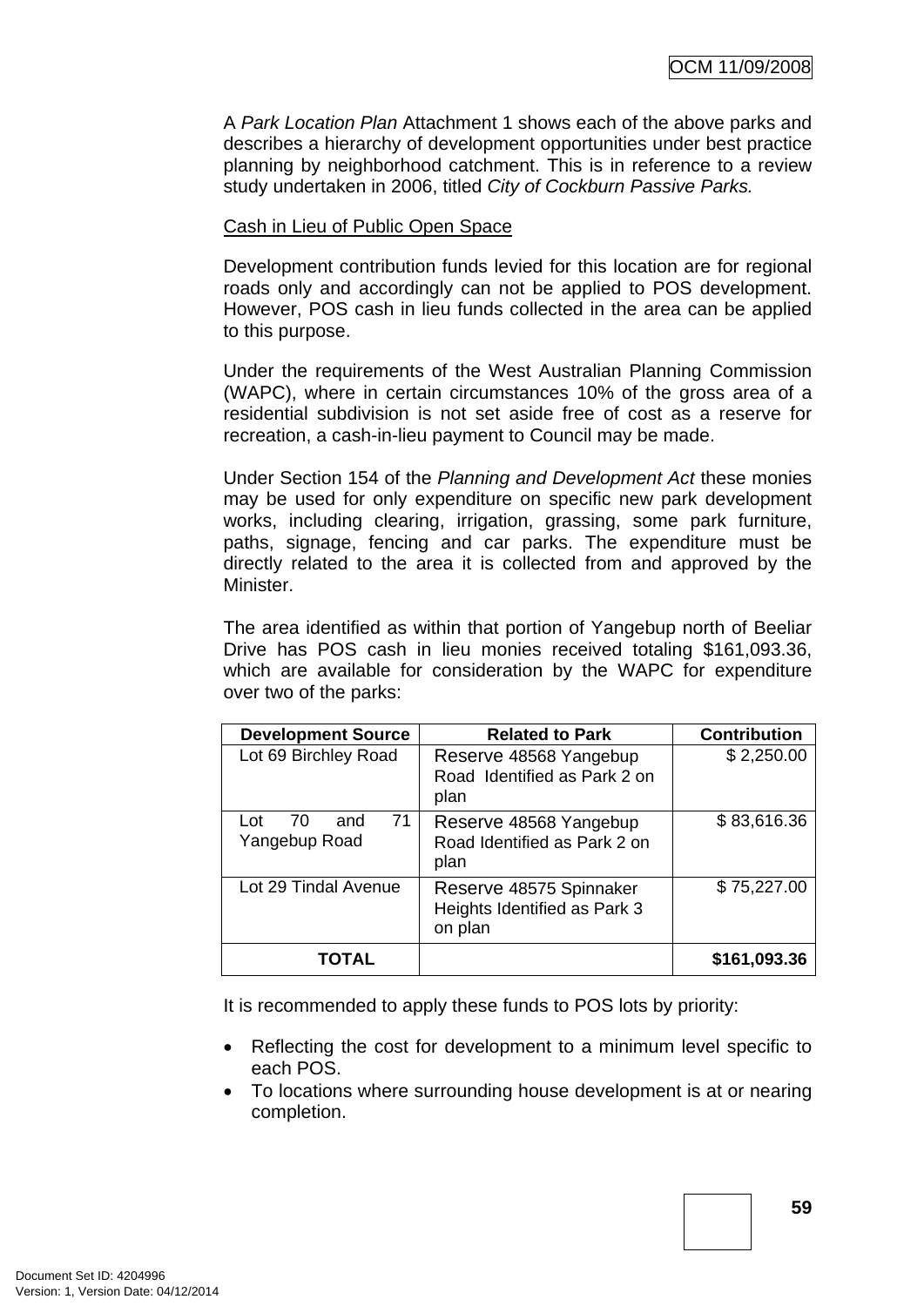A *Park Location Plan* Attachment 1 shows each of the above parks and describes a hierarchy of development opportunities under best practice planning by neighborhood catchment. This is in reference to a review study undertaken in 2006, titled *City of Cockburn Passive Parks.*

Cash in Lieu of Public Open Space

Development contribution funds levied for this location are for regional roads only and accordingly can not be applied to POS development. However, POS cash in lieu funds collected in the area can be applied to this purpose.

Under the requirements of the West Australian Planning Commission (WAPC), where in certain circumstances 10% of the gross area of a residential subdivision is not set aside free of cost as a reserve for recreation, a cash-in-lieu payment to Council may be made.

Under Section 154 of the *Planning and Development Act* these monies may be used for only expenditure on specific new park development works, including clearing, irrigation, grassing, some park furniture, paths, signage, fencing and car parks. The expenditure must be directly related to the area it is collected from and approved by the Minister.

The area identified as within that portion of Yangebup north of Beeliar Drive has POS cash in lieu monies received totaling $161,093.36, which are available for consideration by the WAPC for expenditure over two of the parks:

| Development Source | Related to Park | Contribution |
|---|---|---|
| Lot 69 Birchley Road | Reserve 48568 Yangebup Road Identified as Park 2 on plan | $ 2,250.00 |
| Lot 70 and 71 Yangebup Road | Reserve 48568 Yangebup Road Identified as Park 2 on plan | $ 83,616.36 |
| Lot 29 Tindal Avenue | Reserve 48575 Spinnaker Heights Identified as Park 3 on plan | $ 75,227.00 |
| **TOTAL** | | **$161,093.36** |

It is recommended to apply these funds to POS lots by priority:

- Reflecting the cost for development to a minimum level specific to each POS.
- To locations where surrounding house development is at or nearing completion.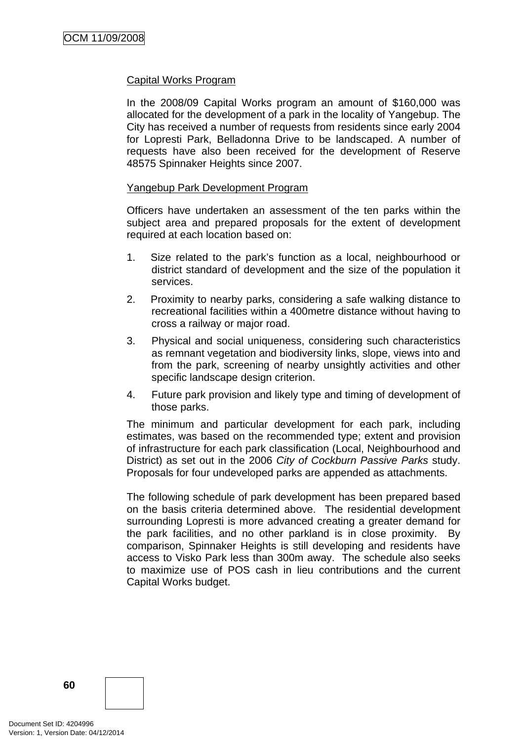Capital Works Program

In the 2008/09 Capital Works program an amount of $160,000 was allocated for the development of a park in the locality of Yangebup. The City has received a number of requests from residents since early 2004 for Lopresti Park, Belladonna Drive to be landscaped. A number of requests have also been received for the development of Reserve 48575 Spinnaker Heights since 2007.

Yangebup Park Development Program

Officers have undertaken an assessment of the ten parks within the subject area and prepared proposals for the extent of development required at each location based on:

1. Size related to the park's function as a local, neighbourhood or district standard of development and the size of the population it services.
2. Proximity to nearby parks, considering a safe walking distance to recreational facilities within a 400metre distance without having to cross a railway or major road.
3. Physical and social uniqueness, considering such characteristics as remnant vegetation and biodiversity links, slope, views into and from the park, screening of nearby unsightly activities and other specific landscape design criterion.
4. Future park provision and likely type and timing of development of those parks.

The minimum and particular development for each park, including estimates, was based on the recommended type; extent and provision of infrastructure for each park classification (Local, Neighbourhood and District) as set out in the 2006 *City of Cockburn Passive Parks* study. Proposals for four undeveloped parks are appended as attachments.

The following schedule of park development has been prepared based on the basis criteria determined above. The residential development surrounding Lopresti is more advanced creating a greater demand for the park facilities, and no other parkland is in close proximity. By comparison, Spinnaker Heights is still developing and residents have access to Visko Park less than 300m away. The schedule also seeks to maximize use of POS cash in lieu contributions and the current Capital Works budget.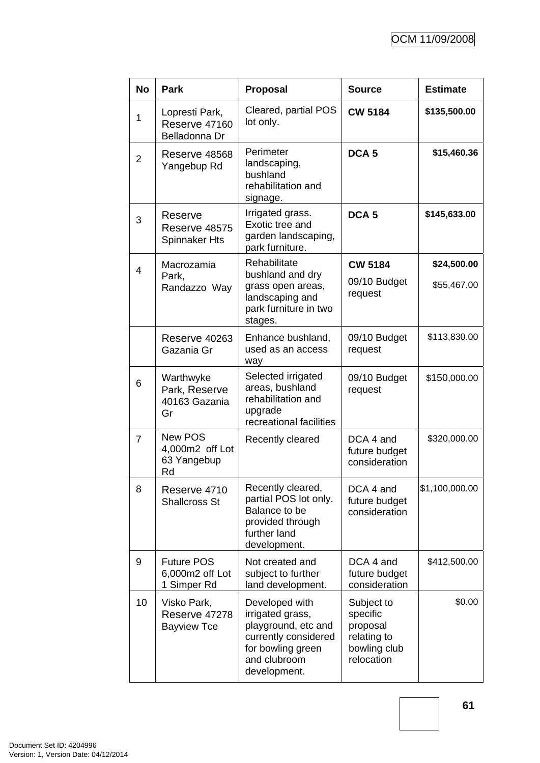| No | Park | Proposal | Source | Estimate |
|---|---|---|---|---|
| 1 | Lopresti Park, Reserve 47160 Belladonna Dr | Cleared, partial POS lot only. | **CW 5184** | **$135,500.00** |
| 2 | Reserve 48568 Yangebup Rd | Perimeter landscaping, bushland rehabilitation and signage. | **DCA 5** | **$15,460.36** |
| 3 | Reserve Reserve 48575 Spinnaker Hts | Irrigated grass. Exotic tree and garden landscaping, park furniture. | **DCA 5** | **$145,633.00** |
| 4 | Macrozamia Park, Randazzo Way | Rehabilitate bushland and dry grass open areas, landscaping and park furniture in two stages. | **CW 5184**<br>09/10 Budget request | **$24,500.00**<br>$55,467.00 |
| | Reserve 40263 Gazania Gr | Enhance bushland, used as an access way | 09/10 Budget request | $113,830.00 |
| 6 | Warthwyke Park, Reserve 40163 Gazania Gr | Selected irrigated areas, bushland rehabilitation and upgrade recreational facilities | 09/10 Budget request | $150,000.00 |
| 7 | New POS 4,000m2 off Lot 63 Yangebup Rd | Recently cleared | DCA 4 and future budget consideration | $320,000.00 |
| 8 | Reserve 4710 Shallcross St | Recently cleared, partial POS lot only. Balance to be provided through further land development. | DCA 4 and future budget consideration | $1,100,000.00 |
| 9 | Future POS 6,000m2 off Lot 1 Simper Rd | Not created and subject to further land development. | DCA 4 and future budget consideration | $412,500.00 |
| 10 | Visko Park, Reserve 47278 Bayview Tce | Developed with irrigated grass, playground, etc and currently considered for bowling green and clubroom development. | Subject to specific proposal relating to bowling club relocation | $0.00 |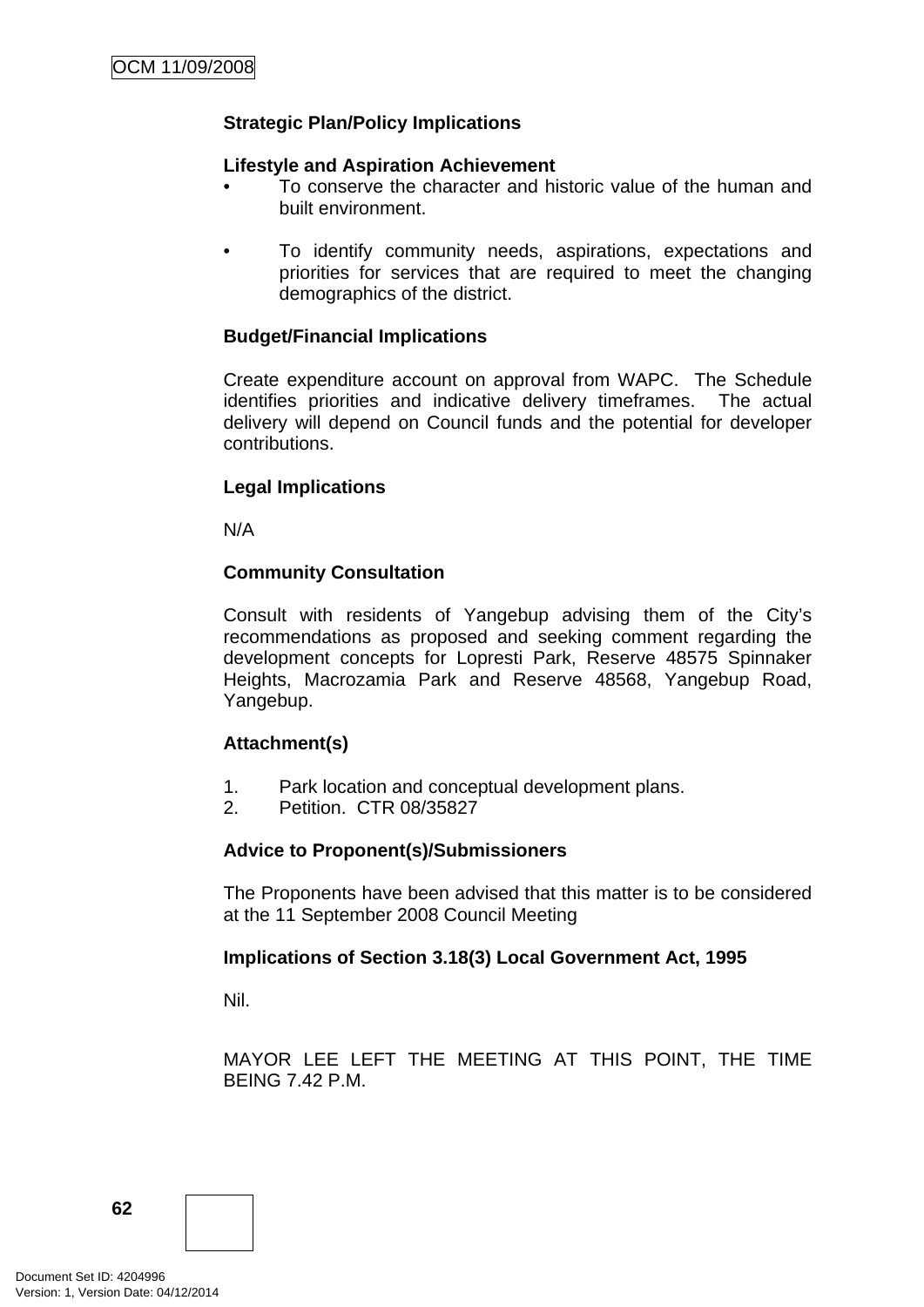**Strategic Plan/Policy Implications**

**Lifestyle and Aspiration Achievement**

- To conserve the character and historic value of the human and built environment.
- To identify community needs, aspirations, expectations and priorities for services that are required to meet the changing demographics of the district.

**Budget/Financial Implications**

Create expenditure account on approval from WAPC. The Schedule identifies priorities and indicative delivery timeframes. The actual delivery will depend on Council funds and the potential for developer contributions.

**Legal Implications**

N/A

**Community Consultation**

Consult with residents of Yangebup advising them of the City's recommendations as proposed and seeking comment regarding the development concepts for Lopresti Park, Reserve 48575 Spinnaker Heights, Macrozamia Park and Reserve 48568, Yangebup Road, Yangebup.

**Attachment(s)**

1. Park location and conceptual development plans.
2. Petition. CTR 08/35827

**Advice to Proponent(s)/Submissioners**

The Proponents have been advised that this matter is to be considered at the 11 September 2008 Council Meeting

**Implications of Section 3.18(3) Local Government Act, 1995**

Nil.

MAYOR LEE LEFT THE MEETING AT THIS POINT, THE TIME BEING 7.42 P.M.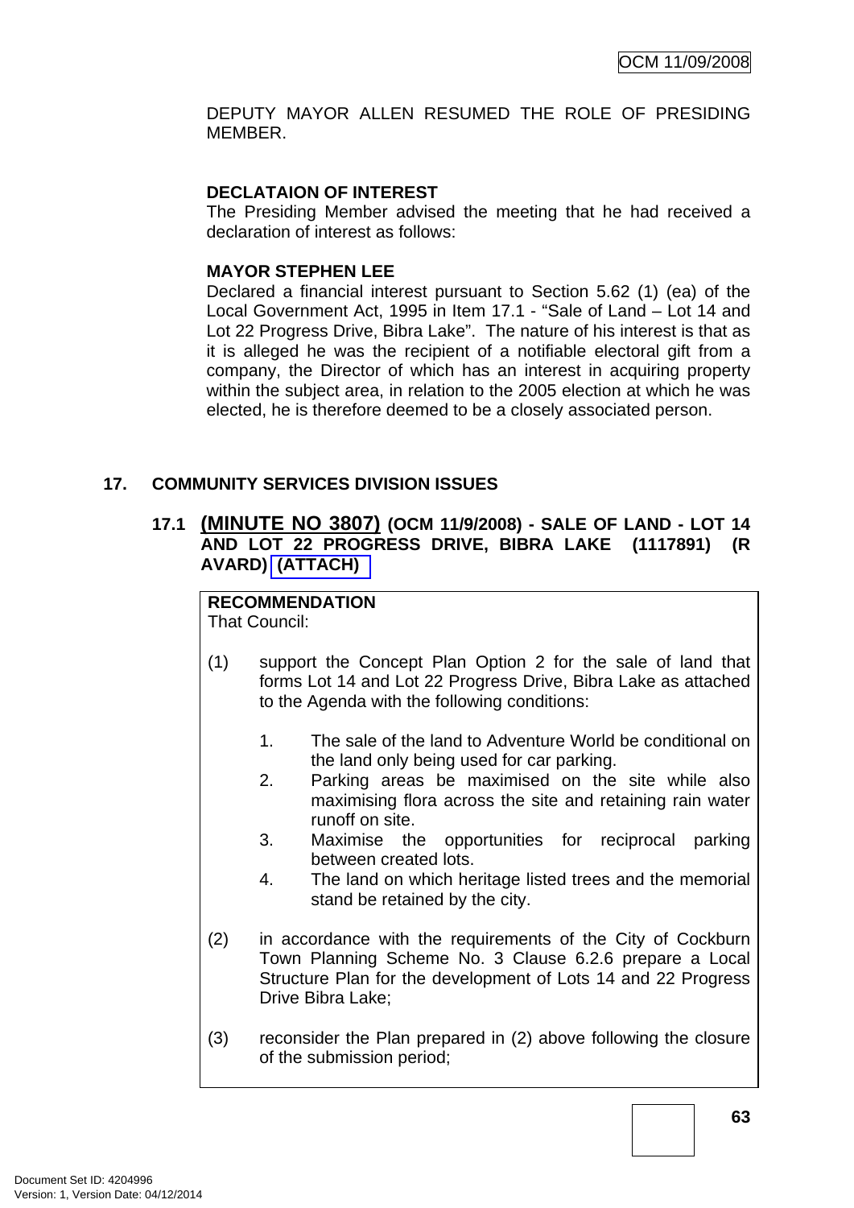DEPUTY MAYOR ALLEN RESUMED THE ROLE OF PRESIDING MEMBER.

**DECLATAION OF INTEREST**

The Presiding Member advised the meeting that he had received a declaration of interest as follows:

**MAYOR STEPHEN LEE**

Declared a financial interest pursuant to Section 5.62 (1) (ea) of the Local Government Act, 1995 in Item 17.1 - "Sale of Land – Lot 14 and Lot 22 Progress Drive, Bibra Lake". The nature of his interest is that as it is alleged he was the recipient of a notifiable electoral gift from a company, the Director of which has an interest in acquiring property within the subject area, in relation to the 2005 election at which he was elected, he is therefore deemed to be a closely associated person.

## 17. COMMUNITY SERVICES DIVISION ISSUES

### 17.1 (MINUTE NO 3807) (OCM 11/9/2008) - SALE OF LAND - LOT 14 AND LOT 22 PROGRESS DRIVE, BIBRA LAKE (1117891) (R AVARD) (ATTACH)

**RECOMMENDATION**

That Council:

(1) support the Concept Plan Option 2 for the sale of land that forms Lot 14 and Lot 22 Progress Drive, Bibra Lake as attached to the Agenda with the following conditions:

1. The sale of the land to Adventure World be conditional on the land only being used for car parking.
2. Parking areas be maximised on the site while also maximising flora across the site and retaining rain water runoff on site.
3. Maximise the opportunities for reciprocal parking between created lots.
4. The land on which heritage listed trees and the memorial stand be retained by the city.

(2) in accordance with the requirements of the City of Cockburn Town Planning Scheme No. 3 Clause 6.2.6 prepare a Local Structure Plan for the development of Lots 14 and 22 Progress Drive Bibra Lake;

(3) reconsider the Plan prepared in (2) above following the closure of the submission period;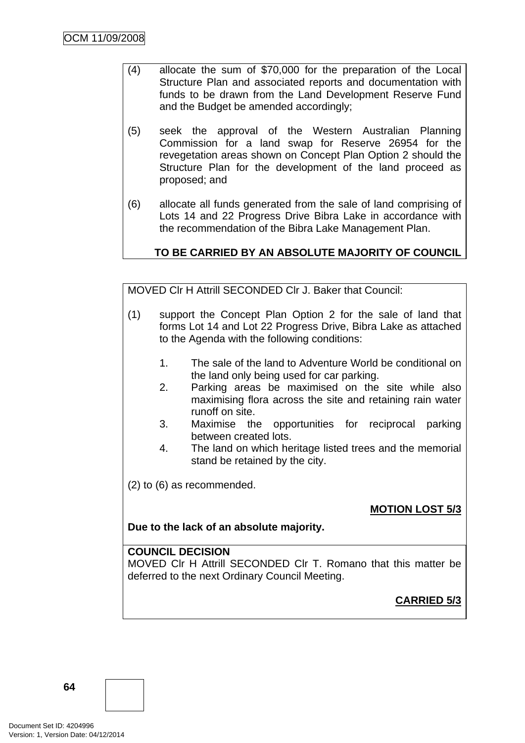(4) allocate the sum of $70,000 for the preparation of the Local Structure Plan and associated reports and documentation with funds to be drawn from the Land Development Reserve Fund and the Budget be amended accordingly;

(5) seek the approval of the Western Australian Planning Commission for a land swap for Reserve 26954 for the revegetation areas shown on Concept Plan Option 2 should the Structure Plan for the development of the land proceed as proposed; and

(6) allocate all funds generated from the sale of land comprising of Lots 14 and 22 Progress Drive Bibra Lake in accordance with the recommendation of the Bibra Lake Management Plan.

**TO BE CARRIED BY AN ABSOLUTE MAJORITY OF COUNCIL**

MOVED Clr H Attrill SECONDED Clr J. Baker that Council:

(1) support the Concept Plan Option 2 for the sale of land that forms Lot 14 and Lot 22 Progress Drive, Bibra Lake as attached to the Agenda with the following conditions:

1. The sale of the land to Adventure World be conditional on the land only being used for car parking.
2. Parking areas be maximised on the site while also maximising flora across the site and retaining rain water runoff on site.
3. Maximise the opportunities for reciprocal parking between created lots.
4. The land on which heritage listed trees and the memorial stand be retained by the city.

(2) to (6) as recommended.

**MOTION LOST 5/3**

**Due to the lack of an absolute majority.**

**COUNCIL DECISION**
MOVED Clr H Attrill SECONDED Clr T. Romano that this matter be deferred to the next Ordinary Council Meeting.

**CARRIED 5/3**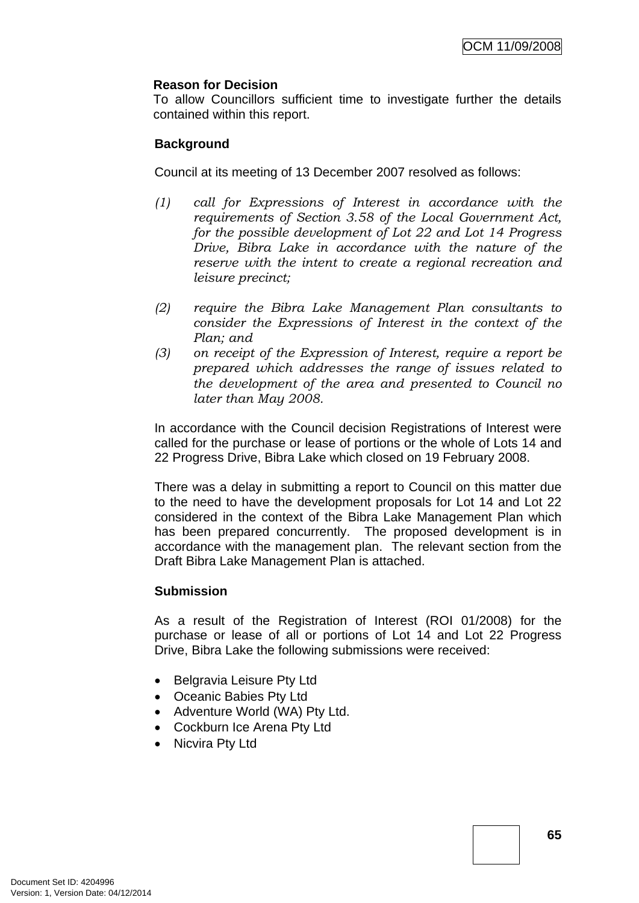**Reason for Decision**

To allow Councillors sufficient time to investigate further the details contained within this report.

**Background**

Council at its meeting of 13 December 2007 resolved as follows:

*(1) call for Expressions of Interest in accordance with the requirements of Section 3.58 of the Local Government Act, for the possible development of Lot 22 and Lot 14 Progress Drive, Bibra Lake in accordance with the nature of the reserve with the intent to create a regional recreation and leisure precinct;*

*(2) require the Bibra Lake Management Plan consultants to consider the Expressions of Interest in the context of the Plan; and*

*(3) on receipt of the Expression of Interest, require a report be prepared which addresses the range of issues related to the development of the area and presented to Council no later than May 2008.*

In accordance with the Council decision Registrations of Interest were called for the purchase or lease of portions or the whole of Lots 14 and 22 Progress Drive, Bibra Lake which closed on 19 February 2008.

There was a delay in submitting a report to Council on this matter due to the need to have the development proposals for Lot 14 and Lot 22 considered in the context of the Bibra Lake Management Plan which has been prepared concurrently. The proposed development is in accordance with the management plan. The relevant section from the Draft Bibra Lake Management Plan is attached.

**Submission**

As a result of the Registration of Interest (ROI 01/2008) for the purchase or lease of all or portions of Lot 14 and Lot 22 Progress Drive, Bibra Lake the following submissions were received:

- Belgravia Leisure Pty Ltd
- Oceanic Babies Pty Ltd
- Adventure World (WA) Pty Ltd.
- Cockburn Ice Arena Pty Ltd
- Nicvira Pty Ltd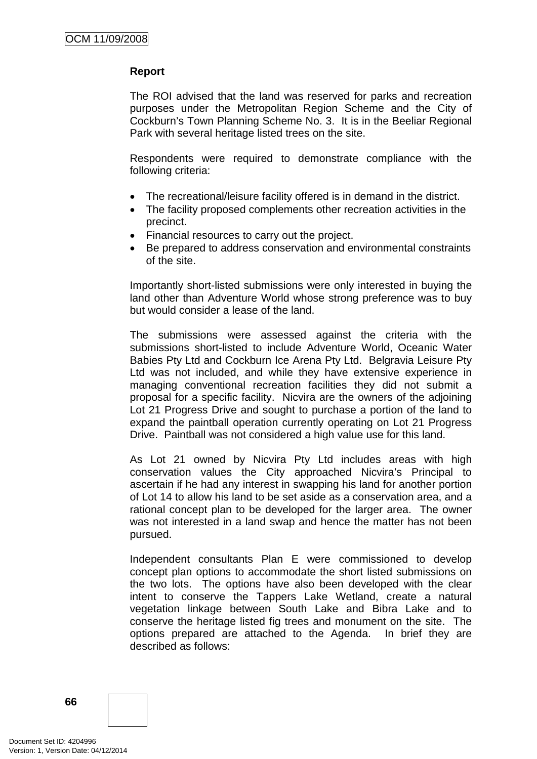**Report**

The ROI advised that the land was reserved for parks and recreation purposes under the Metropolitan Region Scheme and the City of Cockburn's Town Planning Scheme No. 3. It is in the Beeliar Regional Park with several heritage listed trees on the site.

Respondents were required to demonstrate compliance with the following criteria:

- The recreational/leisure facility offered is in demand in the district.
- The facility proposed complements other recreation activities in the precinct.
- Financial resources to carry out the project.
- Be prepared to address conservation and environmental constraints of the site.

Importantly short-listed submissions were only interested in buying the land other than Adventure World whose strong preference was to buy but would consider a lease of the land.

The submissions were assessed against the criteria with the submissions short-listed to include Adventure World, Oceanic Water Babies Pty Ltd and Cockburn Ice Arena Pty Ltd. Belgravia Leisure Pty Ltd was not included, and while they have extensive experience in managing conventional recreation facilities they did not submit a proposal for a specific facility. Nicvira are the owners of the adjoining Lot 21 Progress Drive and sought to purchase a portion of the land to expand the paintball operation currently operating on Lot 21 Progress Drive. Paintball was not considered a high value use for this land.

As Lot 21 owned by Nicvira Pty Ltd includes areas with high conservation values the City approached Nicvira's Principal to ascertain if he had any interest in swapping his land for another portion of Lot 14 to allow his land to be set aside as a conservation area, and a rational concept plan to be developed for the larger area. The owner was not interested in a land swap and hence the matter has not been pursued.

Independent consultants Plan E were commissioned to develop concept plan options to accommodate the short listed submissions on the two lots. The options have also been developed with the clear intent to conserve the Tappers Lake Wetland, create a natural vegetation linkage between South Lake and Bibra Lake and to conserve the heritage listed fig trees and monument on the site. The options prepared are attached to the Agenda. In brief they are described as follows: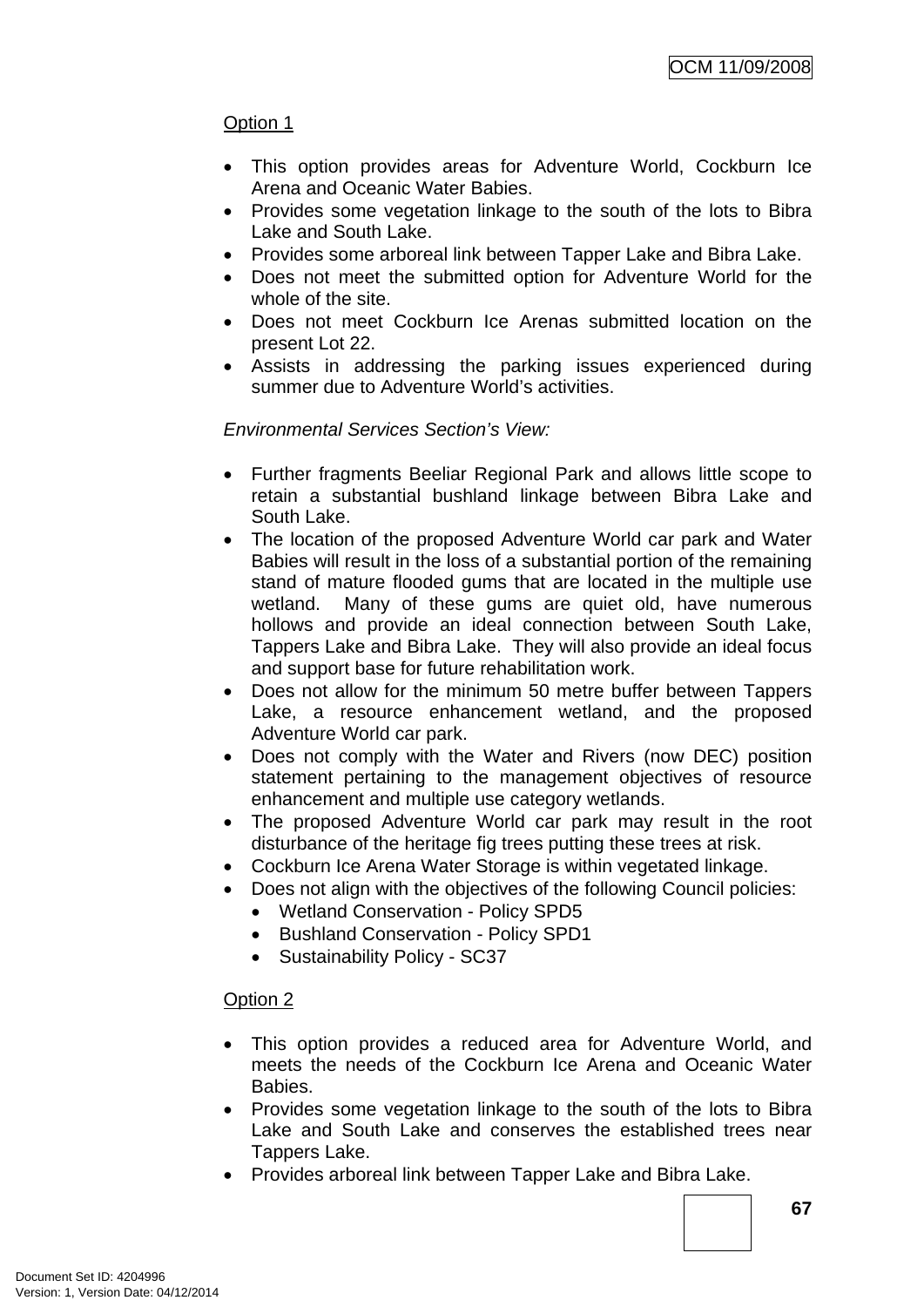Option 1

- This option provides areas for Adventure World, Cockburn Ice Arena and Oceanic Water Babies.
- Provides some vegetation linkage to the south of the lots to Bibra Lake and South Lake.
- Provides some arboreal link between Tapper Lake and Bibra Lake.
- Does not meet the submitted option for Adventure World for the whole of the site.
- Does not meet Cockburn Ice Arenas submitted location on the present Lot 22.
- Assists in addressing the parking issues experienced during summer due to Adventure World's activities.

*Environmental Services Section's View:*

- Further fragments Beeliar Regional Park and allows little scope to retain a substantial bushland linkage between Bibra Lake and South Lake.
- The location of the proposed Adventure World car park and Water Babies will result in the loss of a substantial portion of the remaining stand of mature flooded gums that are located in the multiple use wetland. Many of these gums are quiet old, have numerous hollows and provide an ideal connection between South Lake, Tappers Lake and Bibra Lake. They will also provide an ideal focus and support base for future rehabilitation work.
- Does not allow for the minimum 50 metre buffer between Tappers Lake, a resource enhancement wetland, and the proposed Adventure World car park.
- Does not comply with the Water and Rivers (now DEC) position statement pertaining to the management objectives of resource enhancement and multiple use category wetlands.
- The proposed Adventure World car park may result in the root disturbance of the heritage fig trees putting these trees at risk.
- Cockburn Ice Arena Water Storage is within vegetated linkage.
- Does not align with the objectives of the following Council policies:
  - Wetland Conservation - Policy SPD5
  - Bushland Conservation - Policy SPD1
  - Sustainability Policy - SC37

Option 2

- This option provides a reduced area for Adventure World, and meets the needs of the Cockburn Ice Arena and Oceanic Water Babies.
- Provides some vegetation linkage to the south of the lots to Bibra Lake and South Lake and conserves the established trees near Tappers Lake.
- Provides arboreal link between Tapper Lake and Bibra Lake.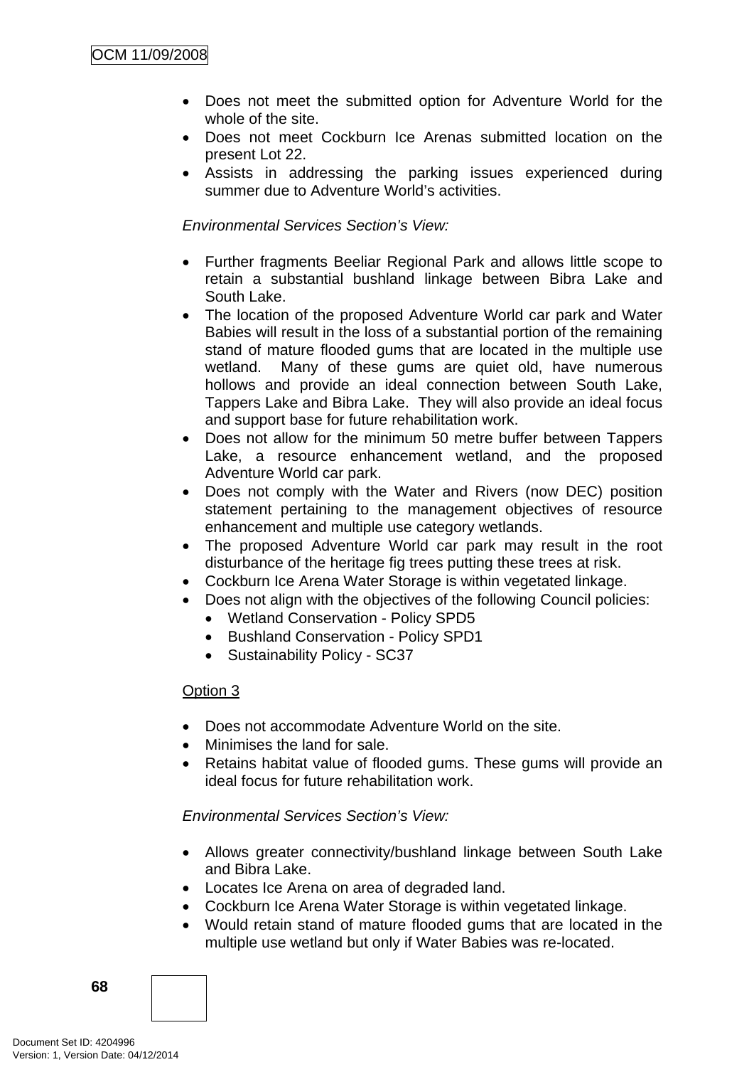- Does not meet the submitted option for Adventure World for the whole of the site.
- Does not meet Cockburn Ice Arenas submitted location on the present Lot 22.
- Assists in addressing the parking issues experienced during summer due to Adventure World's activities.

*Environmental Services Section's View:*

- Further fragments Beeliar Regional Park and allows little scope to retain a substantial bushland linkage between Bibra Lake and South Lake.
- The location of the proposed Adventure World car park and Water Babies will result in the loss of a substantial portion of the remaining stand of mature flooded gums that are located in the multiple use wetland. Many of these gums are quiet old, have numerous hollows and provide an ideal connection between South Lake, Tappers Lake and Bibra Lake. They will also provide an ideal focus and support base for future rehabilitation work.
- Does not allow for the minimum 50 metre buffer between Tappers Lake, a resource enhancement wetland, and the proposed Adventure World car park.
- Does not comply with the Water and Rivers (now DEC) position statement pertaining to the management objectives of resource enhancement and multiple use category wetlands.
- The proposed Adventure World car park may result in the root disturbance of the heritage fig trees putting these trees at risk.
- Cockburn Ice Arena Water Storage is within vegetated linkage.
- Does not align with the objectives of the following Council policies:
  - Wetland Conservation - Policy SPD5
  - Bushland Conservation - Policy SPD1
  - Sustainability Policy - SC37

<u>Option 3</u>

- Does not accommodate Adventure World on the site.
- Minimises the land for sale.
- Retains habitat value of flooded gums. These gums will provide an ideal focus for future rehabilitation work.

*Environmental Services Section's View:*

- Allows greater connectivity/bushland linkage between South Lake and Bibra Lake.
- Locates Ice Arena on area of degraded land.
- Cockburn Ice Arena Water Storage is within vegetated linkage.
- Would retain stand of mature flooded gums that are located in the multiple use wetland but only if Water Babies was re-located.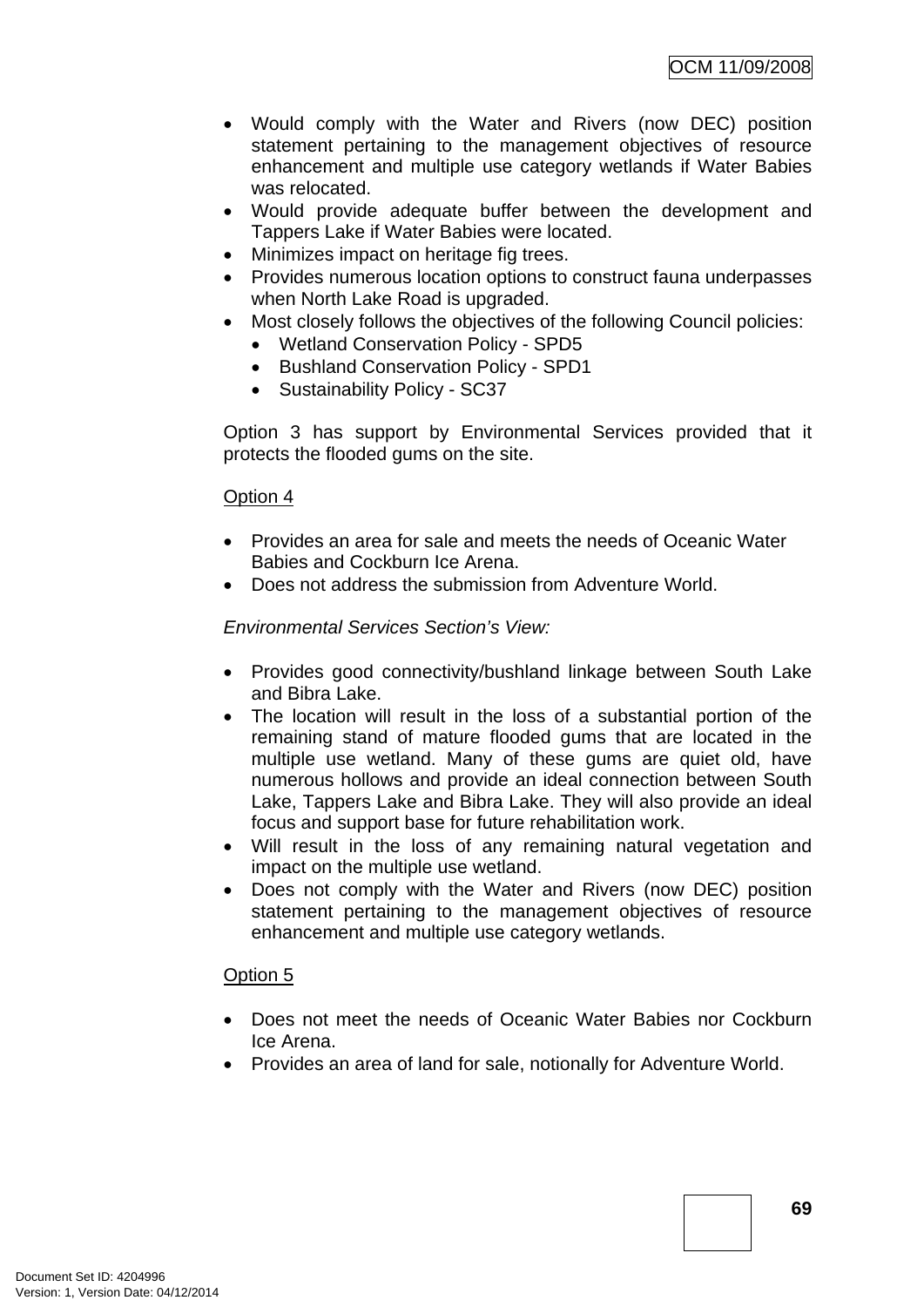- Would comply with the Water and Rivers (now DEC) position statement pertaining to the management objectives of resource enhancement and multiple use category wetlands if Water Babies was relocated.
- Would provide adequate buffer between the development and Tappers Lake if Water Babies were located.
- Minimizes impact on heritage fig trees.
- Provides numerous location options to construct fauna underpasses when North Lake Road is upgraded.
- Most closely follows the objectives of the following Council policies:
  - Wetland Conservation Policy - SPD5
  - Bushland Conservation Policy - SPD1
  - Sustainability Policy - SC37

Option 3 has support by Environmental Services provided that it protects the flooded gums on the site.

<u>Option 4</u>

- Provides an area for sale and meets the needs of Oceanic Water Babies and Cockburn Ice Arena.
- Does not address the submission from Adventure World.

*Environmental Services Section's View:*

- Provides good connectivity/bushland linkage between South Lake and Bibra Lake.
- The location will result in the loss of a substantial portion of the remaining stand of mature flooded gums that are located in the multiple use wetland. Many of these gums are quiet old, have numerous hollows and provide an ideal connection between South Lake, Tappers Lake and Bibra Lake. They will also provide an ideal focus and support base for future rehabilitation work.
- Will result in the loss of any remaining natural vegetation and impact on the multiple use wetland.
- Does not comply with the Water and Rivers (now DEC) position statement pertaining to the management objectives of resource enhancement and multiple use category wetlands.

<u>Option 5</u>

- Does not meet the needs of Oceanic Water Babies nor Cockburn Ice Arena.
- Provides an area of land for sale, notionally for Adventure World.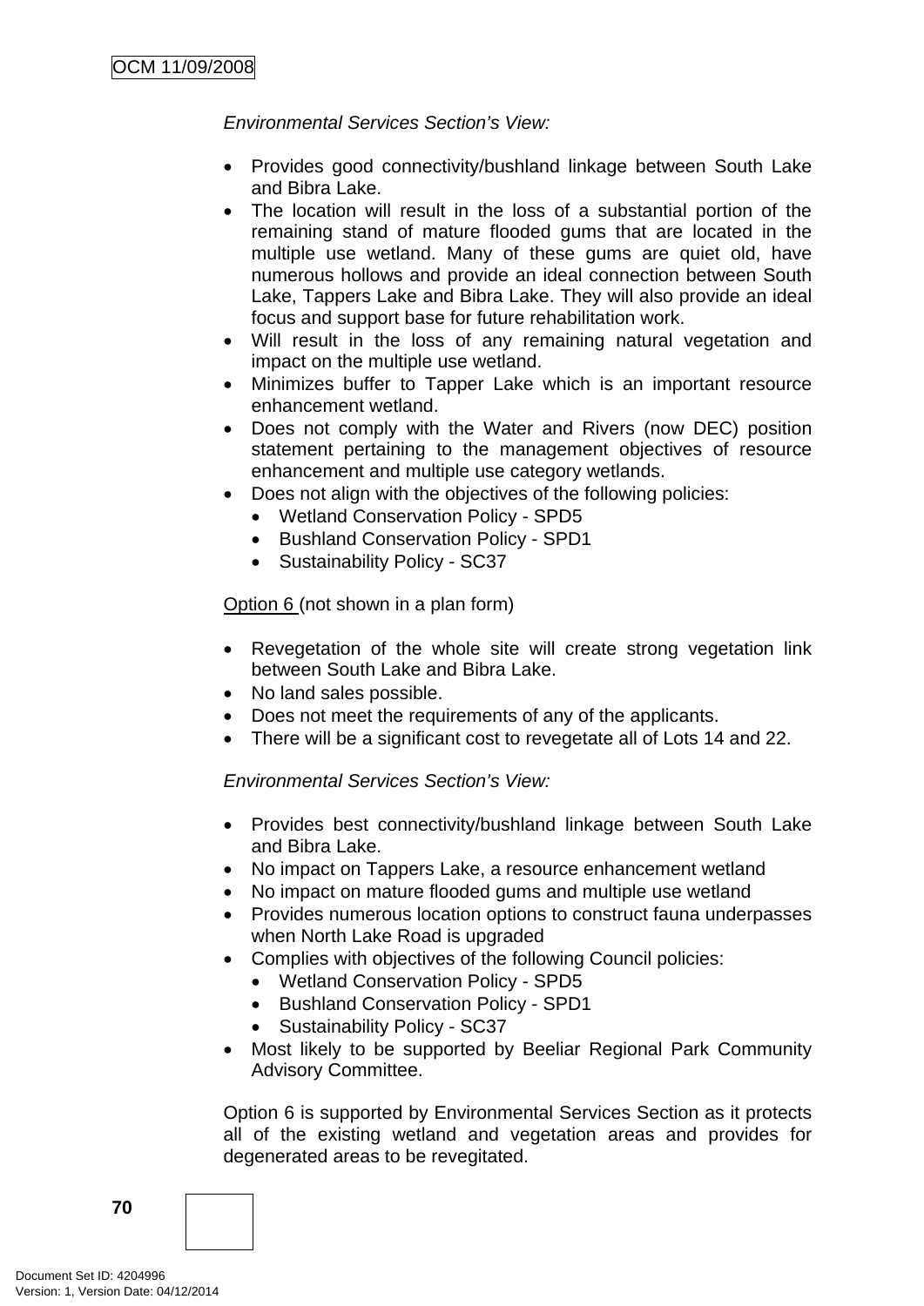*Environmental Services Section's View:*

- Provides good connectivity/bushland linkage between South Lake and Bibra Lake.
- The location will result in the loss of a substantial portion of the remaining stand of mature flooded gums that are located in the multiple use wetland. Many of these gums are quiet old, have numerous hollows and provide an ideal connection between South Lake, Tappers Lake and Bibra Lake. They will also provide an ideal focus and support base for future rehabilitation work.
- Will result in the loss of any remaining natural vegetation and impact on the multiple use wetland.
- Minimizes buffer to Tapper Lake which is an important resource enhancement wetland.
- Does not comply with the Water and Rivers (now DEC) position statement pertaining to the management objectives of resource enhancement and multiple use category wetlands.
- Does not align with the objectives of the following policies:
    - Wetland Conservation Policy - SPD5
    - Bushland Conservation Policy - SPD1
    - Sustainability Policy - SC37

<u>Option 6</u> (not shown in a plan form)

- Revegetation of the whole site will create strong vegetation link between South Lake and Bibra Lake.
- No land sales possible.
- Does not meet the requirements of any of the applicants.
- There will be a significant cost to revegetate all of Lots 14 and 22.

*Environmental Services Section's View:*

- Provides best connectivity/bushland linkage between South Lake and Bibra Lake.
- No impact on Tappers Lake, a resource enhancement wetland
- No impact on mature flooded gums and multiple use wetland
- Provides numerous location options to construct fauna underpasses when North Lake Road is upgraded
- Complies with objectives of the following Council policies:
    - Wetland Conservation Policy - SPD5
    - Bushland Conservation Policy - SPD1
    - Sustainability Policy - SC37
- Most likely to be supported by Beeliar Regional Park Community Advisory Committee.

Option 6 is supported by Environmental Services Section as it protects all of the existing wetland and vegetation areas and provides for degenerated areas to be revegitated.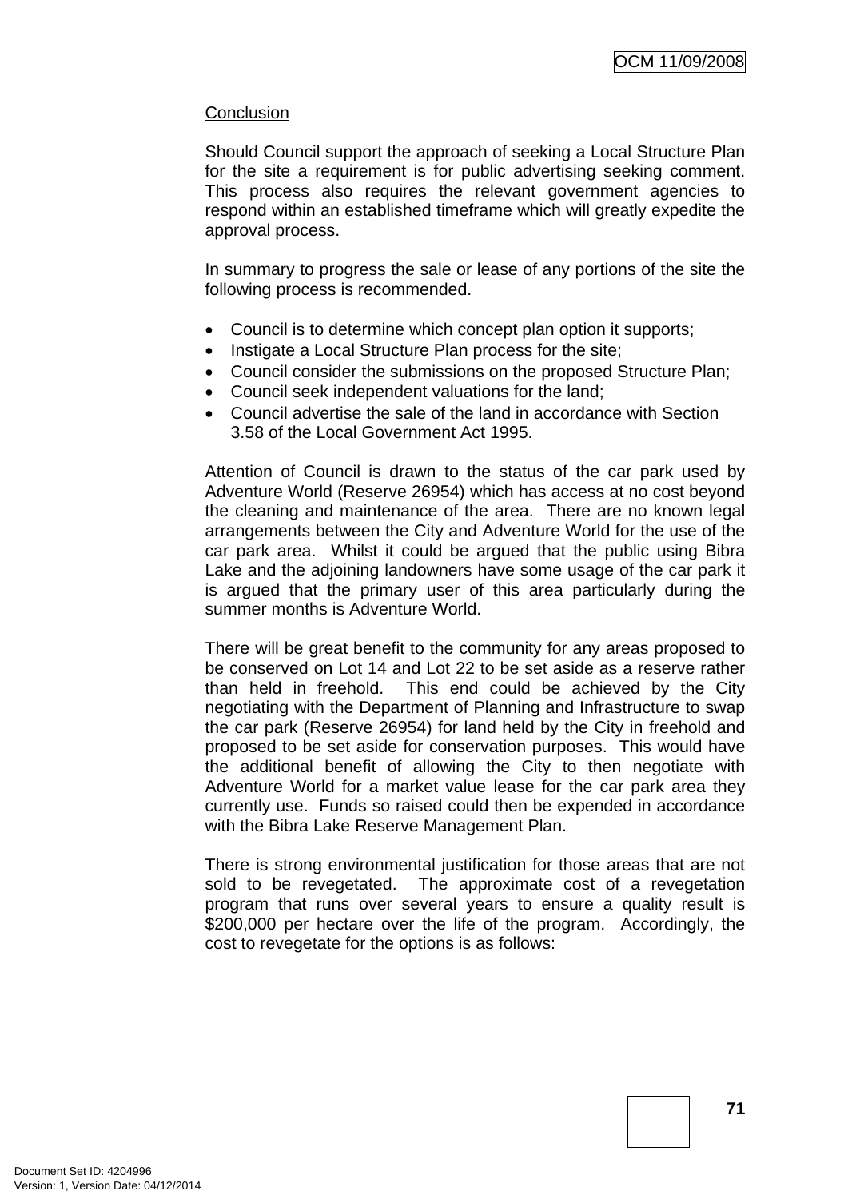Conclusion

Should Council support the approach of seeking a Local Structure Plan for the site a requirement is for public advertising seeking comment. This process also requires the relevant government agencies to respond within an established timeframe which will greatly expedite the approval process.

In summary to progress the sale or lease of any portions of the site the following process is recommended.

- Council is to determine which concept plan option it supports;
- Instigate a Local Structure Plan process for the site;
- Council consider the submissions on the proposed Structure Plan;
- Council seek independent valuations for the land;
- Council advertise the sale of the land in accordance with Section 3.58 of the Local Government Act 1995.

Attention of Council is drawn to the status of the car park used by Adventure World (Reserve 26954) which has access at no cost beyond the cleaning and maintenance of the area. There are no known legal arrangements between the City and Adventure World for the use of the car park area. Whilst it could be argued that the public using Bibra Lake and the adjoining landowners have some usage of the car park it is argued that the primary user of this area particularly during the summer months is Adventure World.

There will be great benefit to the community for any areas proposed to be conserved on Lot 14 and Lot 22 to be set aside as a reserve rather than held in freehold. This end could be achieved by the City negotiating with the Department of Planning and Infrastructure to swap the car park (Reserve 26954) for land held by the City in freehold and proposed to be set aside for conservation purposes. This would have the additional benefit of allowing the City to then negotiate with Adventure World for a market value lease for the car park area they currently use. Funds so raised could then be expended in accordance with the Bibra Lake Reserve Management Plan.

There is strong environmental justification for those areas that are not sold to be revegetated. The approximate cost of a revegetation program that runs over several years to ensure a quality result is $200,000 per hectare over the life of the program. Accordingly, the cost to revegetate for the options is as follows: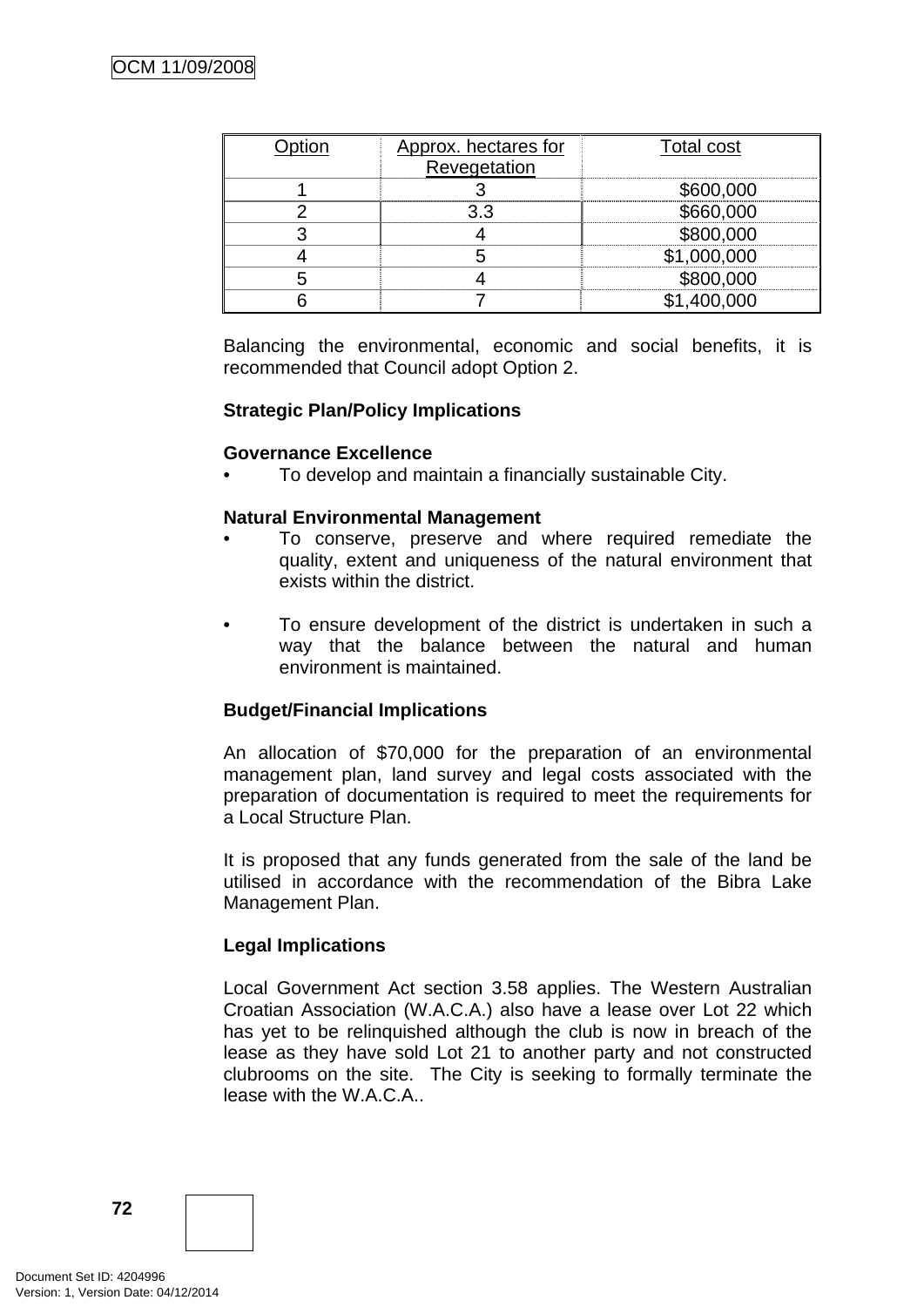| Option | Approx. hectares for Revegetation | Total cost |
|---|---|---|
| 1 | 3 | $600,000 |
| 2 | 3.3 | $660,000 |
| 3 | 4 | $800,000 |
| 4 | 5 | $1,000,000 |
| 5 | 4 | $800,000 |
| 6 | 7 | $1,400,000 |

Balancing the environmental, economic and social benefits, it is recommended that Council adopt Option 2.

**Strategic Plan/Policy Implications**

**Governance Excellence**

- To develop and maintain a financially sustainable City.

**Natural Environmental Management**

- To conserve, preserve and where required remediate the quality, extent and uniqueness of the natural environment that exists within the district.

- To ensure development of the district is undertaken in such a way that the balance between the natural and human environment is maintained.

**Budget/Financial Implications**

An allocation of $70,000 for the preparation of an environmental management plan, land survey and legal costs associated with the preparation of documentation is required to meet the requirements for a Local Structure Plan.

It is proposed that any funds generated from the sale of the land be utilised in accordance with the recommendation of the Bibra Lake Management Plan.

**Legal Implications**

Local Government Act section 3.58 applies. The Western Australian Croatian Association (W.A.C.A.) also have a lease over Lot 22 which has yet to be relinquished although the club is now in breach of the lease as they have sold Lot 21 to another party and not constructed clubrooms on the site. The City is seeking to formally terminate the lease with the W.A.C.A..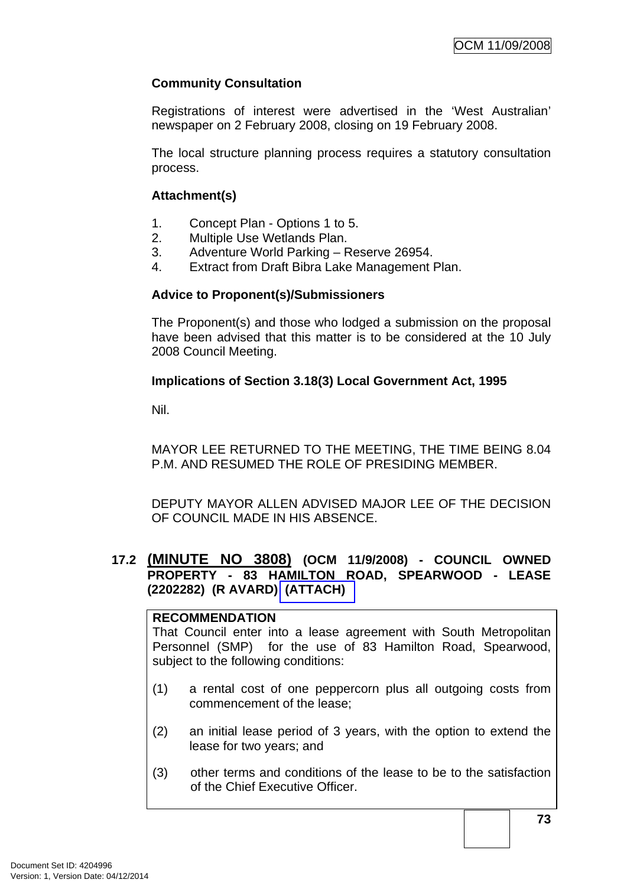**Community Consultation**

Registrations of interest were advertised in the 'West Australian' newspaper on 2 February 2008, closing on 19 February 2008.

The local structure planning process requires a statutory consultation process.

**Attachment(s)**

1. Concept Plan - Options 1 to 5.
2. Multiple Use Wetlands Plan.
3. Adventure World Parking – Reserve 26954.
4. Extract from Draft Bibra Lake Management Plan.

**Advice to Proponent(s)/Submissioners**

The Proponent(s) and those who lodged a submission on the proposal have been advised that this matter is to be considered at the 10 July 2008 Council Meeting.

**Implications of Section 3.18(3) Local Government Act, 1995**

Nil.

MAYOR LEE RETURNED TO THE MEETING, THE TIME BEING 8.04 P.M. AND RESUMED THE ROLE OF PRESIDING MEMBER.

DEPUTY MAYOR ALLEN ADVISED MAJOR LEE OF THE DECISION OF COUNCIL MADE IN HIS ABSENCE.

## 17.2 (MINUTE NO 3808) (OCM 11/9/2008) - COUNCIL OWNED PROPERTY - 83 HAMILTON ROAD, SPEARWOOD - LEASE (2202282) (R AVARD) (ATTACH)

**RECOMMENDATION**

That Council enter into a lease agreement with South Metropolitan Personnel (SMP) for the use of 83 Hamilton Road, Spearwood, subject to the following conditions:

(1) a rental cost of one peppercorn plus all outgoing costs from commencement of the lease;

(2) an initial lease period of 3 years, with the option to extend the lease for two years; and

(3) other terms and conditions of the lease to be to the satisfaction of the Chief Executive Officer.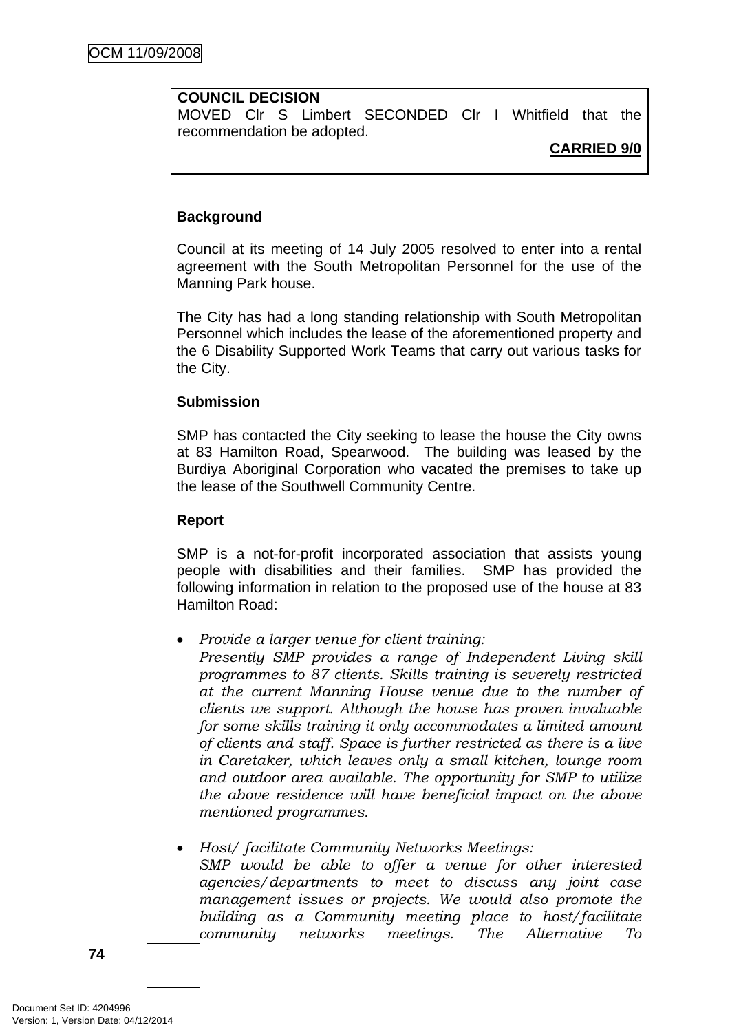**COUNCIL DECISION**
MOVED Clr S Limbert SECONDED Clr I Whitfield that the recommendation be adopted.

**CARRIED 9/0**

**Background**

Council at its meeting of 14 July 2005 resolved to enter into a rental agreement with the South Metropolitan Personnel for the use of the Manning Park house.

The City has had a long standing relationship with South Metropolitan Personnel which includes the lease of the aforementioned property and the 6 Disability Supported Work Teams that carry out various tasks for the City.

**Submission**

SMP has contacted the City seeking to lease the house the City owns at 83 Hamilton Road, Spearwood. The building was leased by the Burdiya Aboriginal Corporation who vacated the premises to take up the lease of the Southwell Community Centre.

**Report**

SMP is a not-for-profit incorporated association that assists young people with disabilities and their families. SMP has provided the following information in relation to the proposed use of the house at 83 Hamilton Road:

- *Provide a larger venue for client training:*
  *Presently SMP provides a range of Independent Living skill programmes to 87 clients. Skills training is severely restricted at the current Manning House venue due to the number of clients we support. Although the house has proven invaluable for some skills training it only accommodates a limited amount of clients and staff. Space is further restricted as there is a live in Caretaker, which leaves only a small kitchen, lounge room and outdoor area available. The opportunity for SMP to utilize the above residence will have beneficial impact on the above mentioned programmes.*

- *Host/ facilitate Community Networks Meetings:*
  *SMP would be able to offer a venue for other interested agencies/departments to meet to discuss any joint case management issues or projects. We would also promote the building as a Community meeting place to host/facilitate community networks meetings. The Alternative To*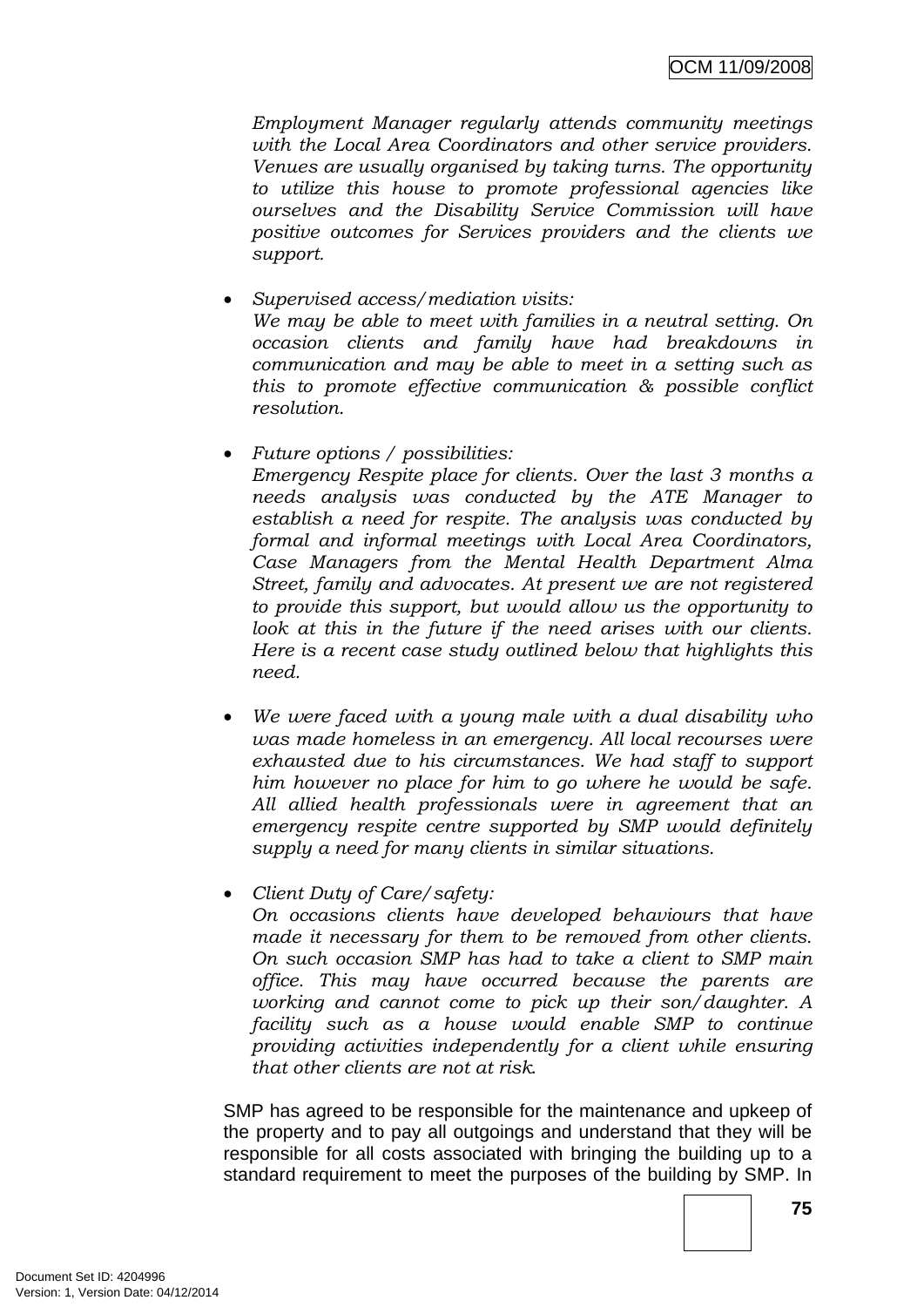*Employment Manager regularly attends community meetings with the Local Area Coordinators and other service providers. Venues are usually organised by taking turns. The opportunity to utilize this house to promote professional agencies like ourselves and the Disability Service Commission will have positive outcomes for Services providers and the clients we support.*

- *Supervised access/mediation visits:*
  *We may be able to meet with families in a neutral setting. On occasion clients and family have had breakdowns in communication and may be able to meet in a setting such as this to promote effective communication & possible conflict resolution.*

- *Future options / possibilities:*
  *Emergency Respite place for clients. Over the last 3 months a needs analysis was conducted by the ATE Manager to establish a need for respite. The analysis was conducted by formal and informal meetings with Local Area Coordinators, Case Managers from the Mental Health Department Alma Street, family and advocates. At present we are not registered to provide this support, but would allow us the opportunity to look at this in the future if the need arises with our clients. Here is a recent case study outlined below that highlights this need.*

- *We were faced with a young male with a dual disability who was made homeless in an emergency. All local recourses were exhausted due to his circumstances. We had staff to support him however no place for him to go where he would be safe. All allied health professionals were in agreement that an emergency respite centre supported by SMP would definitely supply a need for many clients in similar situations.*

- *Client Duty of Care/safety:*
  *On occasions clients have developed behaviours that have made it necessary for them to be removed from other clients. On such occasion SMP has had to take a client to SMP main office. This may have occurred because the parents are working and cannot come to pick up their son/daughter. A facility such as a house would enable SMP to continue providing activities independently for a client while ensuring that other clients are not at risk.*

SMP has agreed to be responsible for the maintenance and upkeep of the property and to pay all outgoings and understand that they will be responsible for all costs associated with bringing the building up to a standard requirement to meet the purposes of the building by SMP. In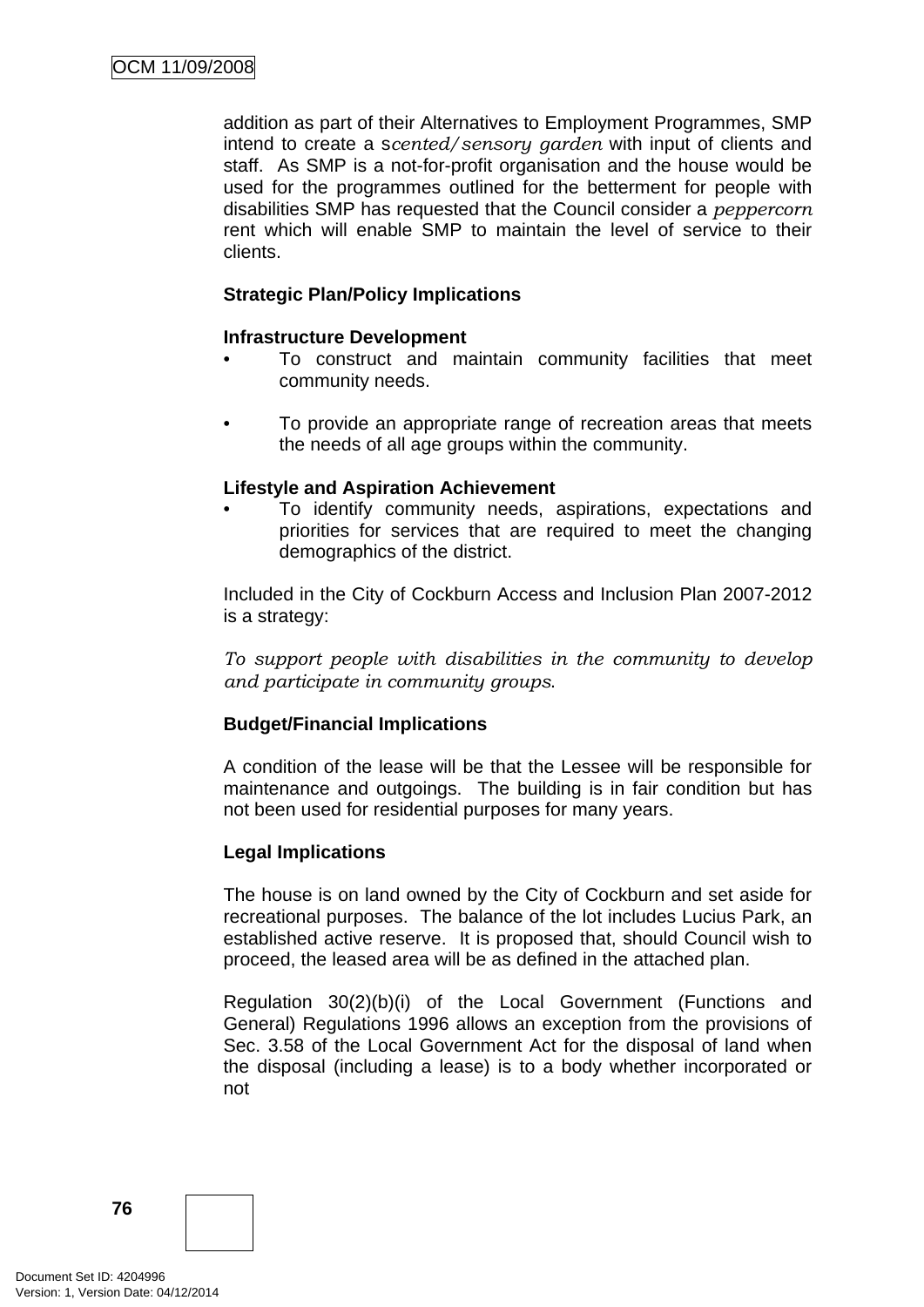addition as part of their Alternatives to Employment Programmes, SMP intend to create a s*cented/sensory garden* with input of clients and staff. As SMP is a not-for-profit organisation and the house would be used for the programmes outlined for the betterment for people with disabilities SMP has requested that the Council consider a *peppercorn* rent which will enable SMP to maintain the level of service to their clients.

**Strategic Plan/Policy Implications**

**Infrastructure Development**

- To construct and maintain community facilities that meet community needs.
- To provide an appropriate range of recreation areas that meets the needs of all age groups within the community.

**Lifestyle and Aspiration Achievement**

- To identify community needs, aspirations, expectations and priorities for services that are required to meet the changing demographics of the district.

Included in the City of Cockburn Access and Inclusion Plan 2007-2012 is a strategy:

*To support people with disabilities in the community to develop and participate in community groups*.

**Budget/Financial Implications**

A condition of the lease will be that the Lessee will be responsible for maintenance and outgoings. The building is in fair condition but has not been used for residential purposes for many years.

**Legal Implications**

The house is on land owned by the City of Cockburn and set aside for recreational purposes. The balance of the lot includes Lucius Park, an established active reserve. It is proposed that, should Council wish to proceed, the leased area will be as defined in the attached plan.

Regulation 30(2)(b)(i) of the Local Government (Functions and General) Regulations 1996 allows an exception from the provisions of Sec. 3.58 of the Local Government Act for the disposal of land when the disposal (including a lease) is to a body whether incorporated or not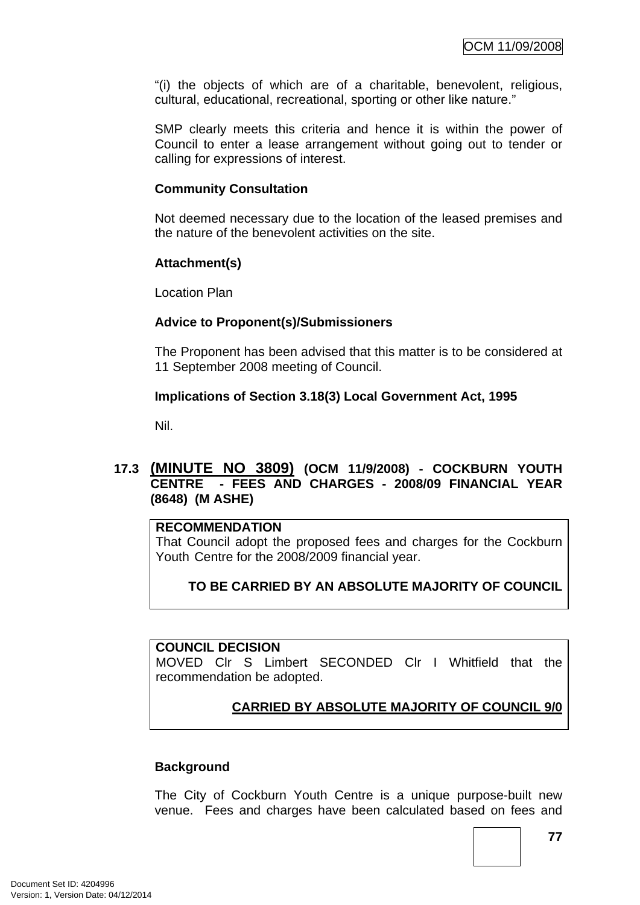“(i) the objects of which are of a charitable, benevolent, religious, cultural, educational, recreational, sporting or other like nature.”

SMP clearly meets this criteria and hence it is within the power of Council to enter a lease arrangement without going out to tender or calling for expressions of interest.

**Community Consultation**

Not deemed necessary due to the location of the leased premises and the nature of the benevolent activities on the site.

**Attachment(s)**

Location Plan

**Advice to Proponent(s)/Submissioners**

The Proponent has been advised that this matter is to be considered at 11 September 2008 meeting of Council.

**Implications of Section 3.18(3) Local Government Act, 1995**

Nil.

### 17.3 (MINUTE NO 3809) (OCM 11/9/2008) - COCKBURN YOUTH CENTRE - FEES AND CHARGES - 2008/09 FINANCIAL YEAR (8648) (M ASHE)

**RECOMMENDATION**
That Council adopt the proposed fees and charges for the Cockburn Youth Centre for the 2008/2009 financial year.

**TO BE CARRIED BY AN ABSOLUTE MAJORITY OF COUNCIL**

**COUNCIL DECISION**
MOVED Clr S Limbert SECONDED Clr I Whitfield that the recommendation be adopted.

**CARRIED BY ABSOLUTE MAJORITY OF COUNCIL 9/0**

**Background**

The City of Cockburn Youth Centre is a unique purpose-built new venue. Fees and charges have been calculated based on fees and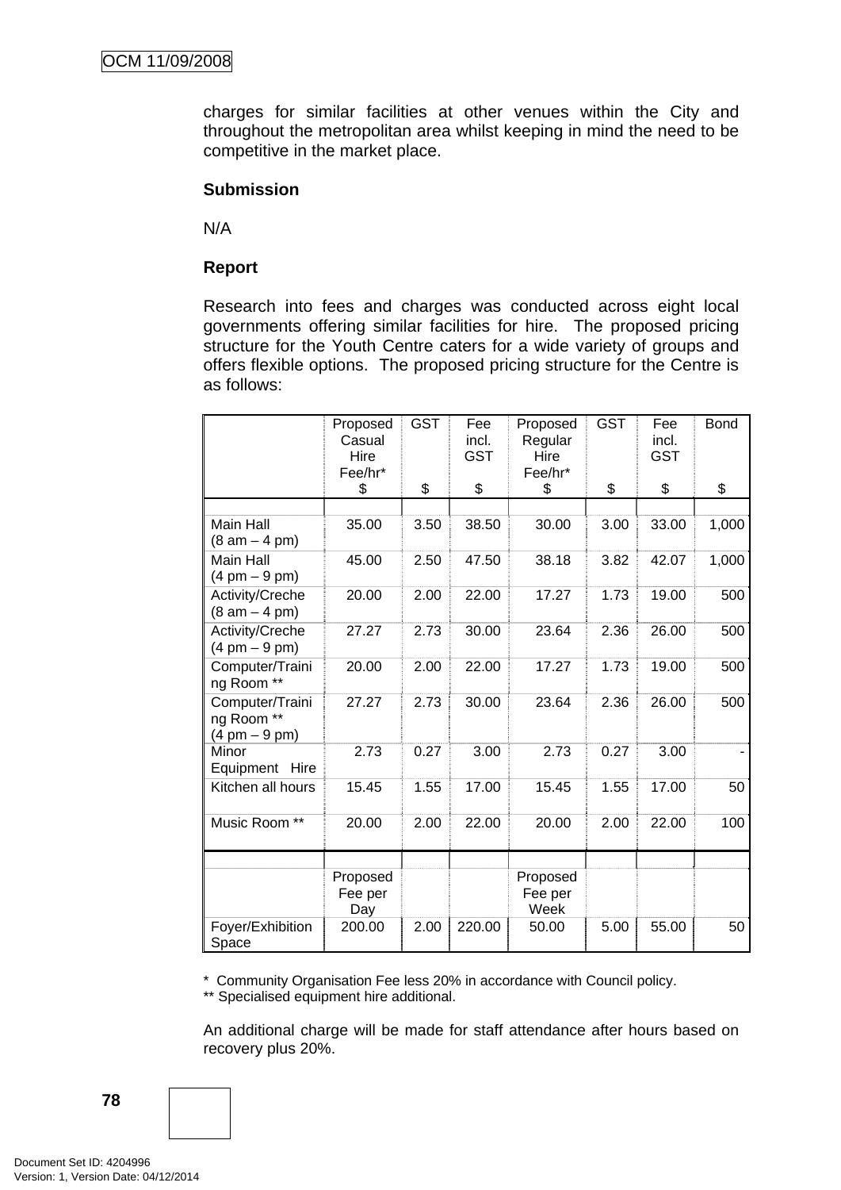charges for similar facilities at other venues within the City and throughout the metropolitan area whilst keeping in mind the need to be competitive in the market place.

**Submission**

N/A

**Report**

Research into fees and charges was conducted across eight local governments offering similar facilities for hire. The proposed pricing structure for the Youth Centre caters for a wide variety of groups and offers flexible options. The proposed pricing structure for the Centre is as follows:

| | Proposed Casual Hire Fee/hr* $ | GST $ | Fee incl. GST $ | Proposed Regular Hire Fee/hr* $ | GST $ | Fee incl. GST $ | Bond $ |
|---|---|---|---|---|---|---|---|
| Main Hall (8 am – 4 pm) | 35.00 | 3.50 | 38.50 | 30.00 | 3.00 | 33.00 | 1,000 |
| Main Hall (4 pm – 9 pm) | 45.00 | 2.50 | 47.50 | 38.18 | 3.82 | 42.07 | 1,000 |
| Activity/Creche (8 am – 4 pm) | 20.00 | 2.00 | 22.00 | 17.27 | 1.73 | 19.00 | 500 |
| Activity/Creche (4 pm – 9 pm) | 27.27 | 2.73 | 30.00 | 23.64 | 2.36 | 26.00 | 500 |
| Computer/Training Room ** | 20.00 | 2.00 | 22.00 | 17.27 | 1.73 | 19.00 | 500 |
| Computer/Training Room ** (4 pm – 9 pm) | 27.27 | 2.73 | 30.00 | 23.64 | 2.36 | 26.00 | 500 |
| Minor Equipment Hire | 2.73 | 0.27 | 3.00 | 2.73 | 0.27 | 3.00 | - |
| Kitchen all hours | 15.45 | 1.55 | 17.00 | 15.45 | 1.55 | 17.00 | 50 |
| Music Room ** | 20.00 | 2.00 | 22.00 | 20.00 | 2.00 | 22.00 | 100 |
| | | | | | | | |
| | Proposed Fee per Day | | | Proposed Fee per Week | | | |
| Foyer/Exhibition Space | 200.00 | 2.00 | 220.00 | 50.00 | 5.00 | 55.00 | 50 |

\* Community Organisation Fee less 20% in accordance with Council policy.
** Specialised equipment hire additional.

An additional charge will be made for staff attendance after hours based on recovery plus 20%.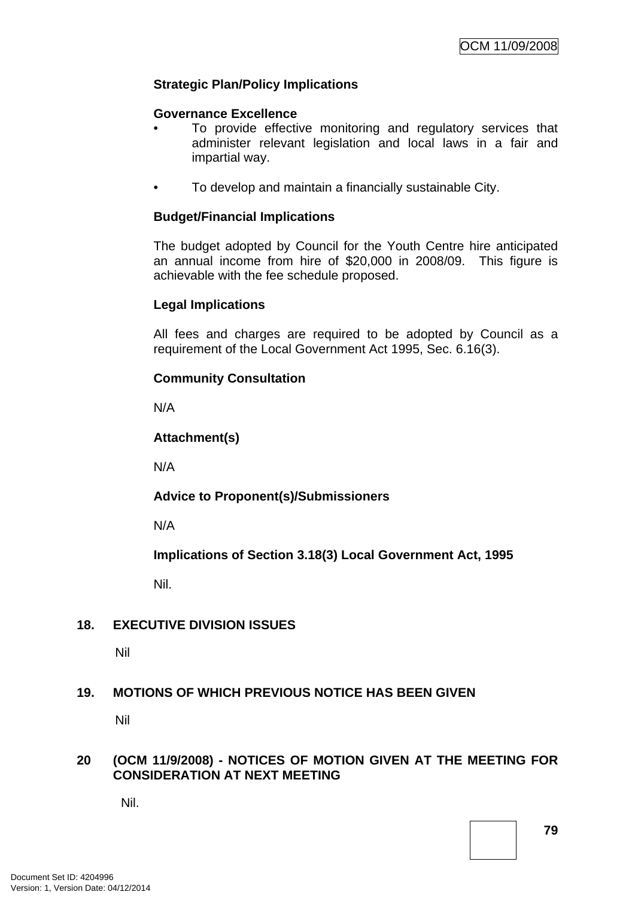**Strategic Plan/Policy Implications**

**Governance Excellence**

- To provide effective monitoring and regulatory services that administer relevant legislation and local laws in a fair and impartial way.

- To develop and maintain a financially sustainable City.

**Budget/Financial Implications**

The budget adopted by Council for the Youth Centre hire anticipated an annual income from hire of $20,000 in 2008/09. This figure is achievable with the fee schedule proposed.

**Legal Implications**

All fees and charges are required to be adopted by Council as a requirement of the Local Government Act 1995, Sec. 6.16(3).

**Community Consultation**

N/A

**Attachment(s)**

N/A

**Advice to Proponent(s)/Submissioners**

N/A

**Implications of Section 3.18(3) Local Government Act, 1995**

Nil.

## 18. EXECUTIVE DIVISION ISSUES

Nil

## 19. MOTIONS OF WHICH PREVIOUS NOTICE HAS BEEN GIVEN

Nil

## 20 (OCM 11/9/2008) - NOTICES OF MOTION GIVEN AT THE MEETING FOR CONSIDERATION AT NEXT MEETING

Nil.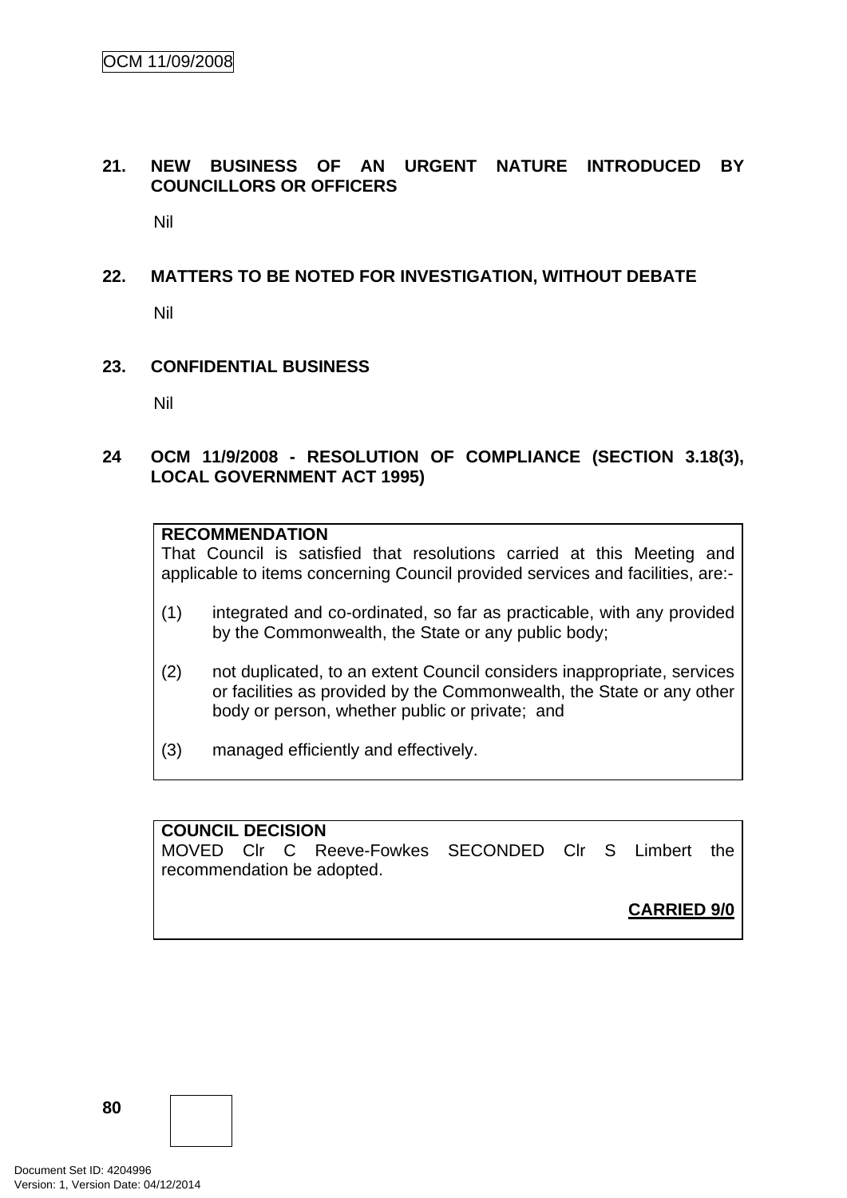## 21. NEW BUSINESS OF AN URGENT NATURE INTRODUCED BY COUNCILLORS OR OFFICERS

Nil

## 22. MATTERS TO BE NOTED FOR INVESTIGATION, WITHOUT DEBATE

Nil

## 23. CONFIDENTIAL BUSINESS

Nil

## 24 OCM 11/9/2008 - RESOLUTION OF COMPLIANCE (SECTION 3.18(3), LOCAL GOVERNMENT ACT 1995)

**RECOMMENDATION**

That Council is satisfied that resolutions carried at this Meeting and applicable to items concerning Council provided services and facilities, are:-

(1) integrated and co-ordinated, so far as practicable, with any provided by the Commonwealth, the State or any public body;

(2) not duplicated, to an extent Council considers inappropriate, services or facilities as provided by the Commonwealth, the State or any other body or person, whether public or private; and

(3) managed efficiently and effectively.

**COUNCIL DECISION**

MOVED Clr C Reeve-Fowkes SECONDED Clr S Limbert the recommendation be adopted.

**CARRIED 9/0**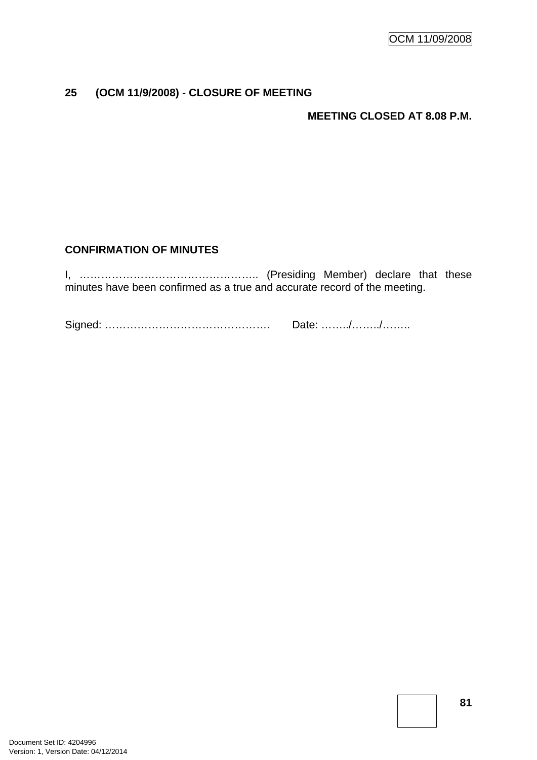## 25 (OCM 11/9/2008) - CLOSURE OF MEETING

**MEETING CLOSED AT 8.08 P.M.**

**CONFIRMATION OF MINUTES**

I, …………………………………………….. (Presiding Member) declare that these minutes have been confirmed as a true and accurate record of the meeting.

Signed: ……………………………………….  Date: ……../……../……..

Document Set ID: 4204996
Version: 1, Version Date: 04/12/2014